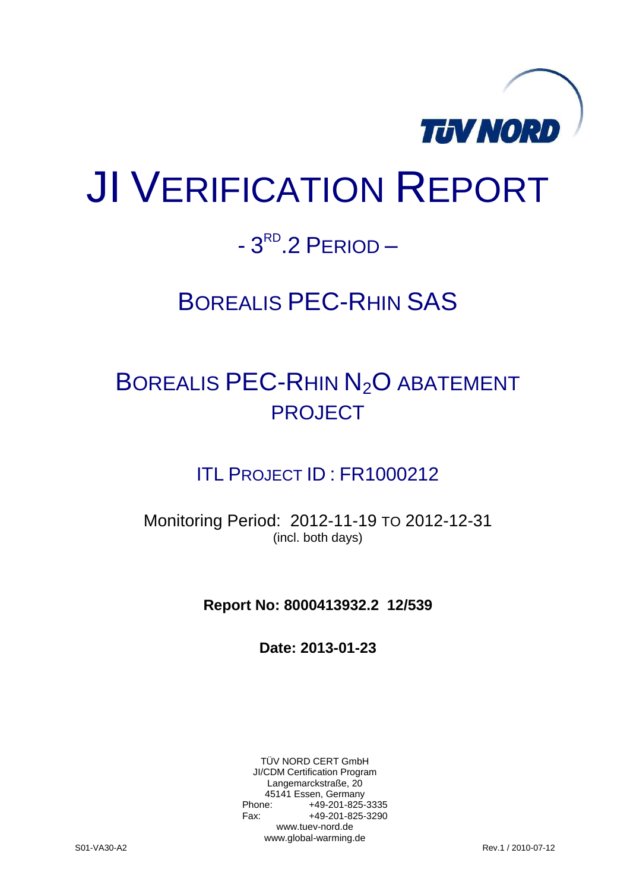TÜV NORD

# JI VERIFICATION REPORT

## - 3RD.2 PERIOD –

## BOREALIS PEC-RHIN SAS

## BOREALIS PEC-RHIN $N_2O$ ABATEMENT PROJECT

### ITL PROJECT ID : FR1000212

Monitoring Period: 2012-11-19 TO 2012-12-31
(incl. both days)

**Report No: 8000413932.2 12/539**

**Date: 2013-01-23**

TÜV NORD CERT GmbH
JI/CDM Certification Program
Langemarckstraße, 20
45141 Essen, Germany
Phone: +49-201-825-3335
Fax: +49-201-825-3290
www.tuev-nord.de
www.global-warming.de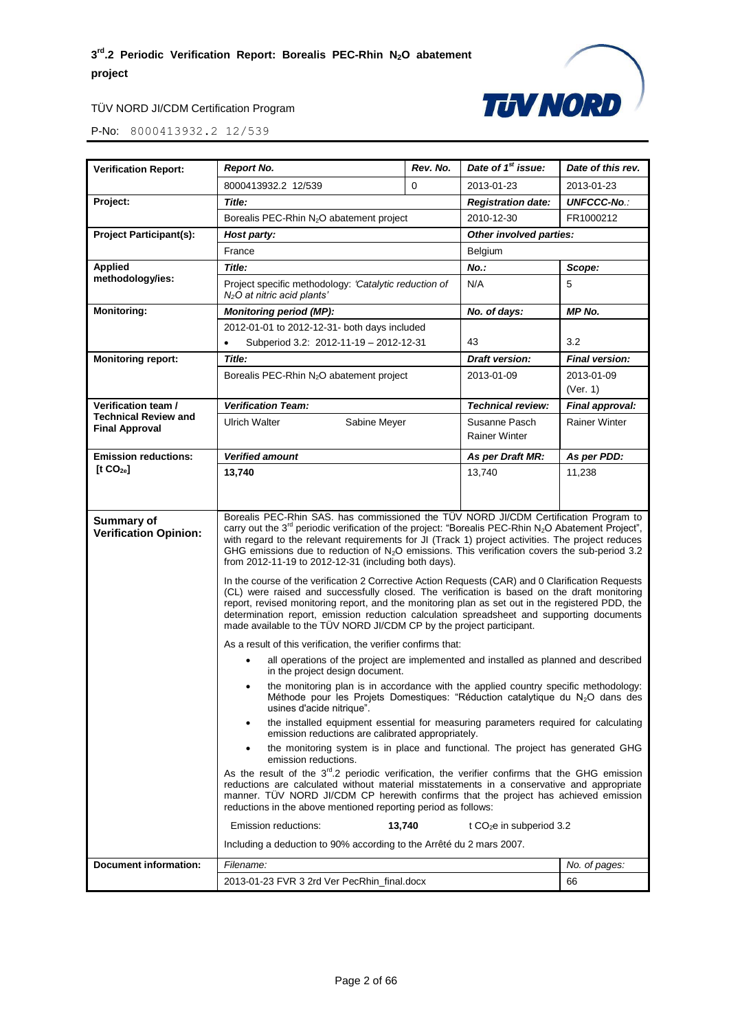| Verification Report: | *Report No.* | *Rev. No.* | *Date of 1st issue:* | *Date of this rev.* |
|---|---|---|---|---|
| | 8000413932.2 12/539 | 0 | 2013-01-23 | 2013-01-23 |
| **Project:** | *Title:* | | *Registration date:* | *UNFCCC-No.:* |
| | Borealis PEC-Rhin $N_2O$ abatement project | | 2010-12-30 | FR1000212 |
| **Project Participant(s):** | *Host party:* | | *Other involved parties:* | |
| | France | | Belgium | |
| **Applied methodology/ies:** | *Title:* | | *No.:* | *Scope:* |
| | Project specific methodology: *'Catalytic reduction of $N_2O$ at nitric acid plants'* | | N/A | 5 |
| **Monitoring:** | *Monitoring period (MP):* | | *No. of days:* | *MP No.* |
| | 2012-01-01 to 2012-12-31- both days included<br>• Subperiod 3.2: 2012-11-19 – 2012-12-31 | | 43 | 3.2 |
| **Monitoring report:** | *Title:* | | *Draft version:* | *Final version:* |
| | Borealis PEC-Rhin $N_2O$ abatement project | | 2013-01-09 | 2013-01-09 (Ver. 1) |
| **Verification team / Technical Review and Final Approval** | *Verification Team:* | | *Technical review:* | *Final approval:* |
| | Ulrich Walter — Sabine Meyer | | Susanne Pasch<br>Rainer Winter | Rainer Winter |
| **Emission reductions: [t $CO_{2e}$]** | *Verified amount* | | *As per Draft MR:* | *As per PDD:* |
| | **13,740** | | 13,740 | 11,238 |

**Summary of Verification Opinion:**

Borealis PEC-Rhin SAS. has commissioned the TÜV NORD JI/CDM Certification Program to carry out the 3rd periodic verification of the project: "Borealis PEC-Rhin $N_2O$ Abatement Project", with regard to the relevant requirements for JI (Track 1) project activities. The project reduces GHG emissions due to reduction of $N_2O$ emissions. This verification covers the sub-period 3.2 from 2012-11-19 to 2012-12-31 (including both days).

In the course of the verification 2 Corrective Action Requests (CAR) and 0 Clarification Requests (CL) were raised and successfully closed. The verification is based on the draft monitoring report, revised monitoring report, and the monitoring plan as set out in the registered PDD, the determination report, emission reduction calculation spreadsheet and supporting documents made available to the TÜV NORD JI/CDM CP by the project participant.

As a result of this verification, the verifier confirms that:

- all operations of the project are implemented and installed as planned and described in the project design document.
- the monitoring plan is in accordance with the applied country specific methodology: Méthode pour les Projets Domestiques: "Réduction catalytique du $N_2O$ dans des usines d'acide nitrique".
- the installed equipment essential for measuring parameters required for calculating emission reductions are calibrated appropriately.
- the monitoring system is in place and functional. The project has generated GHG emission reductions.

As the result of the 3rd.2 periodic verification, the verifier confirms that the GHG emission reductions are calculated without material misstatements in a conservative and appropriate manner. TÜV NORD JI/CDM CP herewith confirms that the project has achieved emission reductions in the above mentioned reporting period as follows:

Emission reductions: **13,740** t $CO_2e$ in subperiod 3.2

Including a deduction to 90% according to the Arrêté du 2 mars 2007.

| Document information: | *Filename:* | *No. of pages:* |
|---|---|---|
| | 2013-01-23 FVR 3 2rd Ver PecRhin_final.docx | 66 |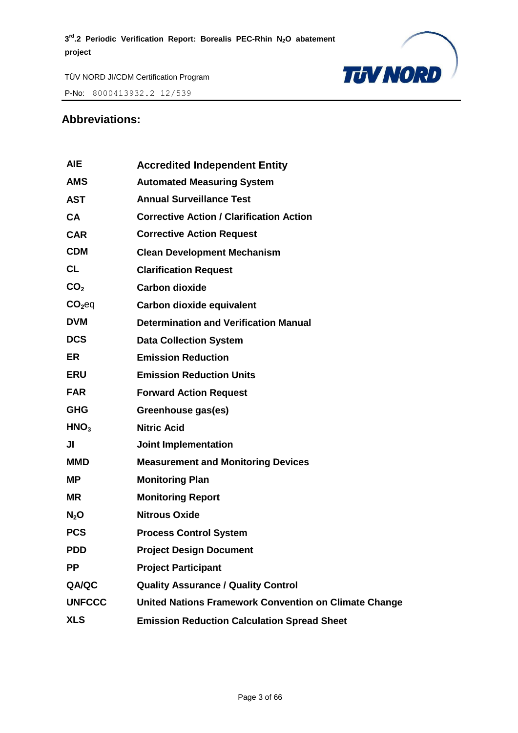## Abbreviations:

| | |
|---|---|
| **AIE** | **Accredited Independent Entity** |
| **AMS** | **Automated Measuring System** |
| **AST** | **Annual Surveillance Test** |
| **CA** | **Corrective Action / Clarification Action** |
| **CAR** | **Corrective Action Request** |
| **CDM** | **Clean Development Mechanism** |
| **CL** | **Clarification Request** |
| **$CO_2$** | **Carbon dioxide** |
| **$CO_2$eq** | **Carbon dioxide equivalent** |
| **DVM** | **Determination and Verification Manual** |
| **DCS** | **Data Collection System** |
| **ER** | **Emission Reduction** |
| **ERU** | **Emission Reduction Units** |
| **FAR** | **Forward Action Request** |
| **GHG** | **Greenhouse gas(es)** |
| **$HNO_3$** | **Nitric Acid** |
| **JI** | **Joint Implementation** |
| **MMD** | **Measurement and Monitoring Devices** |
| **MP** | **Monitoring Plan** |
| **MR** | **Monitoring Report** |
| **$N_2O$** | **Nitrous Oxide** |
| **PCS** | **Process Control System** |
| **PDD** | **Project Design Document** |
| **PP** | **Project Participant** |
| **QA/QC** | **Quality Assurance / Quality Control** |
| **UNFCCC** | **United Nations Framework Convention on Climate Change** |
| **XLS** | **Emission Reduction Calculation Spread Sheet** |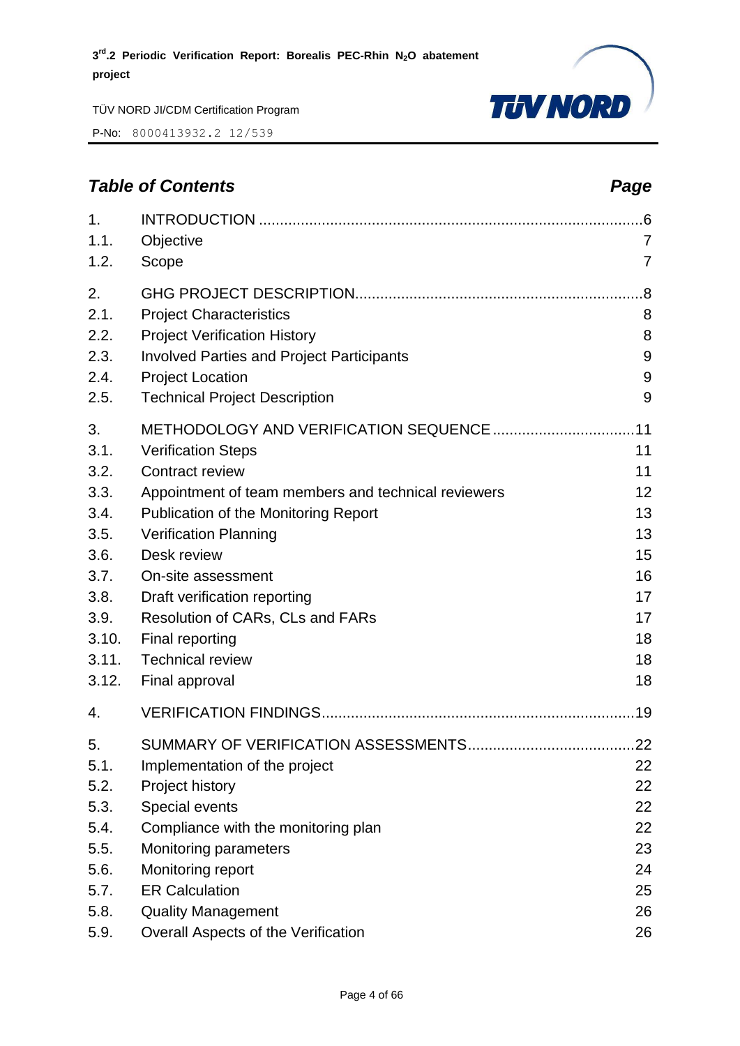## *Table of Contents* *Page*

| | | |
|---|---|---|
| 1. | INTRODUCTION | 6 |
| 1.1. | Objective | 7 |
| 1.2. | Scope | 7 |
| 2. | GHG PROJECT DESCRIPTION | 8 |
| 2.1. | Project Characteristics | 8 |
| 2.2. | Project Verification History | 8 |
| 2.3. | Involved Parties and Project Participants | 9 |
| 2.4. | Project Location | 9 |
| 2.5. | Technical Project Description | 9 |
| 3. | METHODOLOGY AND VERIFICATION SEQUENCE | 11 |
| 3.1. | Verification Steps | 11 |
| 3.2. | Contract review | 11 |
| 3.3. | Appointment of team members and technical reviewers | 12 |
| 3.4. | Publication of the Monitoring Report | 13 |
| 3.5. | Verification Planning | 13 |
| 3.6. | Desk review | 15 |
| 3.7. | On-site assessment | 16 |
| 3.8. | Draft verification reporting | 17 |
| 3.9. | Resolution of CARs, CLs and FARs | 17 |
| 3.10. | Final reporting | 18 |
| 3.11. | Technical review | 18 |
| 3.12. | Final approval | 18 |
| 4. | VERIFICATION FINDINGS | 19 |
| 5. | SUMMARY OF VERIFICATION ASSESSMENTS | 22 |
| 5.1. | Implementation of the project | 22 |
| 5.2. | Project history | 22 |
| 5.3. | Special events | 22 |
| 5.4. | Compliance with the monitoring plan | 22 |
| 5.5. | Monitoring parameters | 23 |
| 5.6. | Monitoring report | 24 |
| 5.7. | ER Calculation | 25 |
| 5.8. | Quality Management | 26 |
| 5.9. | Overall Aspects of the Verification | 26 |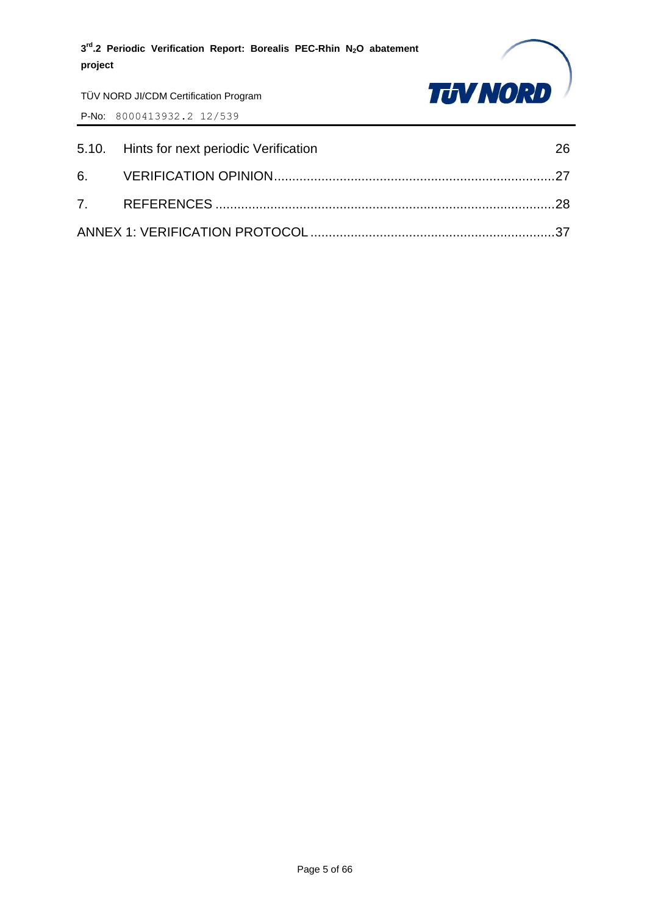| | | |
|---|---|---|
| 5.10. | Hints for next periodic Verification | 26 |
| 6. | VERIFICATION OPINION | 27 |
| 7. | REFERENCES | 28 |
| ANNEX 1: VERIFICATION PROTOCOL | | 37 |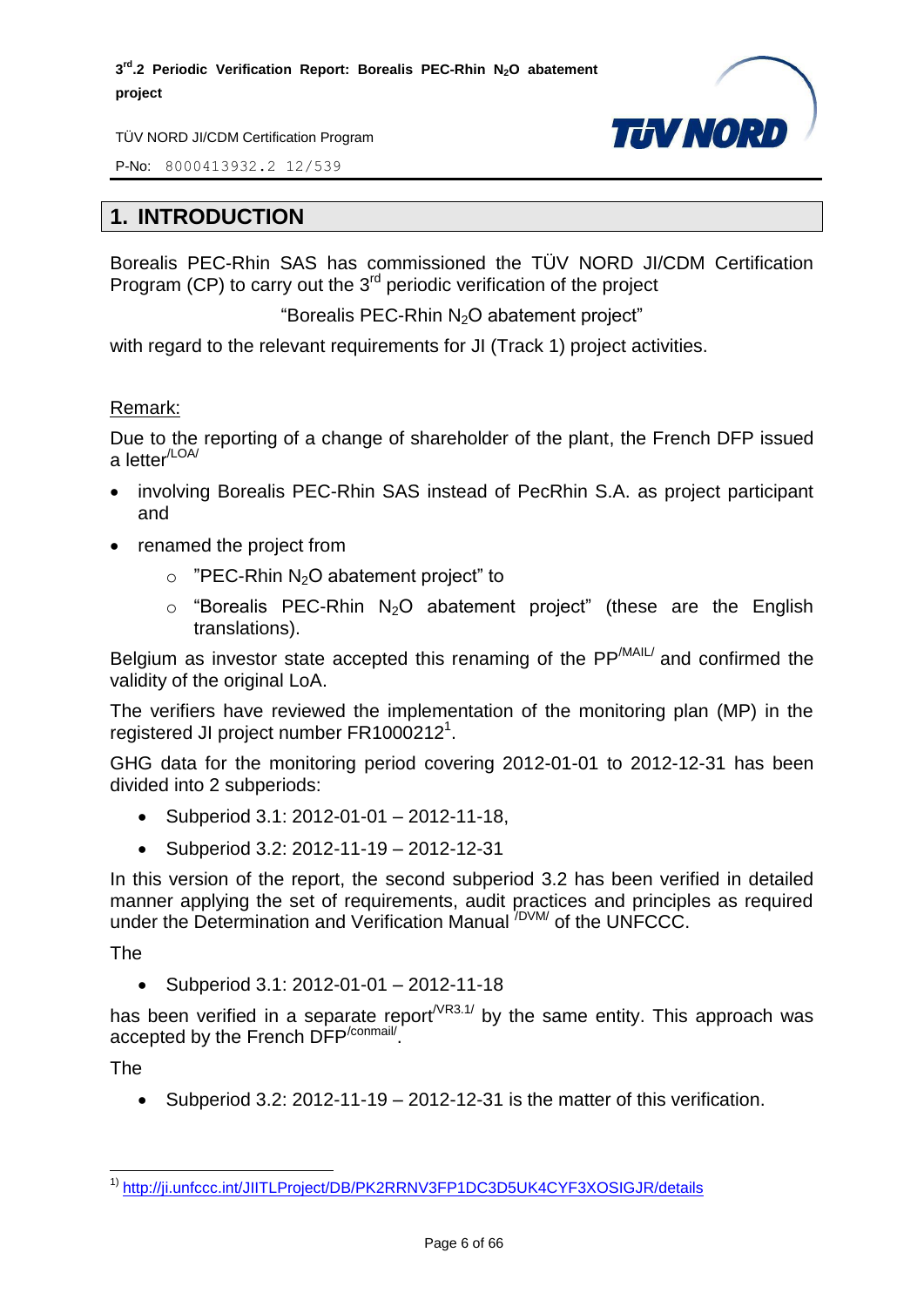# 1. INTRODUCTION

Borealis PEC-Rhin SAS has commissioned the TÜV NORD JI/CDM Certification Program (CP) to carry out the 3rd periodic verification of the project

"Borealis PEC-Rhin $N_2O$ abatement project"

with regard to the relevant requirements for JI (Track 1) project activities.

Remark:

Due to the reporting of a change of shareholder of the plant, the French DFP issued a letter[/LOA/]

- involving Borealis PEC-Rhin SAS instead of PecRhin S.A. as project participant and
- renamed the project from
  - "PEC-Rhin $N_2O$ abatement project" to
  - "Borealis PEC-Rhin $N_2O$ abatement project" (these are the English translations).

Belgium as investor state accepted this renaming of the PP[/MAIL/] and confirmed the validity of the original LoA.

The verifiers have reviewed the implementation of the monitoring plan (MP) in the registered JI project number FR1000212[1].

GHG data for the monitoring period covering 2012-01-01 to 2012-12-31 has been divided into 2 subperiods:

- Subperiod 3.1: 2012-01-01 – 2012-11-18,
- Subperiod 3.2: 2012-11-19 – 2012-12-31

In this version of the report, the second subperiod 3.2 has been verified in detailed manner applying the set of requirements, audit practices and principles as required under the Determination and Verification Manual [/DVM/] of the UNFCCC.

The

- Subperiod 3.1: 2012-01-01 – 2012-11-18

has been verified in a separate report[/VR3.1/] by the same entity. This approach was accepted by the French DFP[/conmail/].

The

- Subperiod 3.2: 2012-11-19 – 2012-12-31 is the matter of this verification.

---

[1] http://ji.unfccc.int/JIITLProject/DB/PK2RRNV3FP1DC3D5UK4CYF3XOSIGJR/details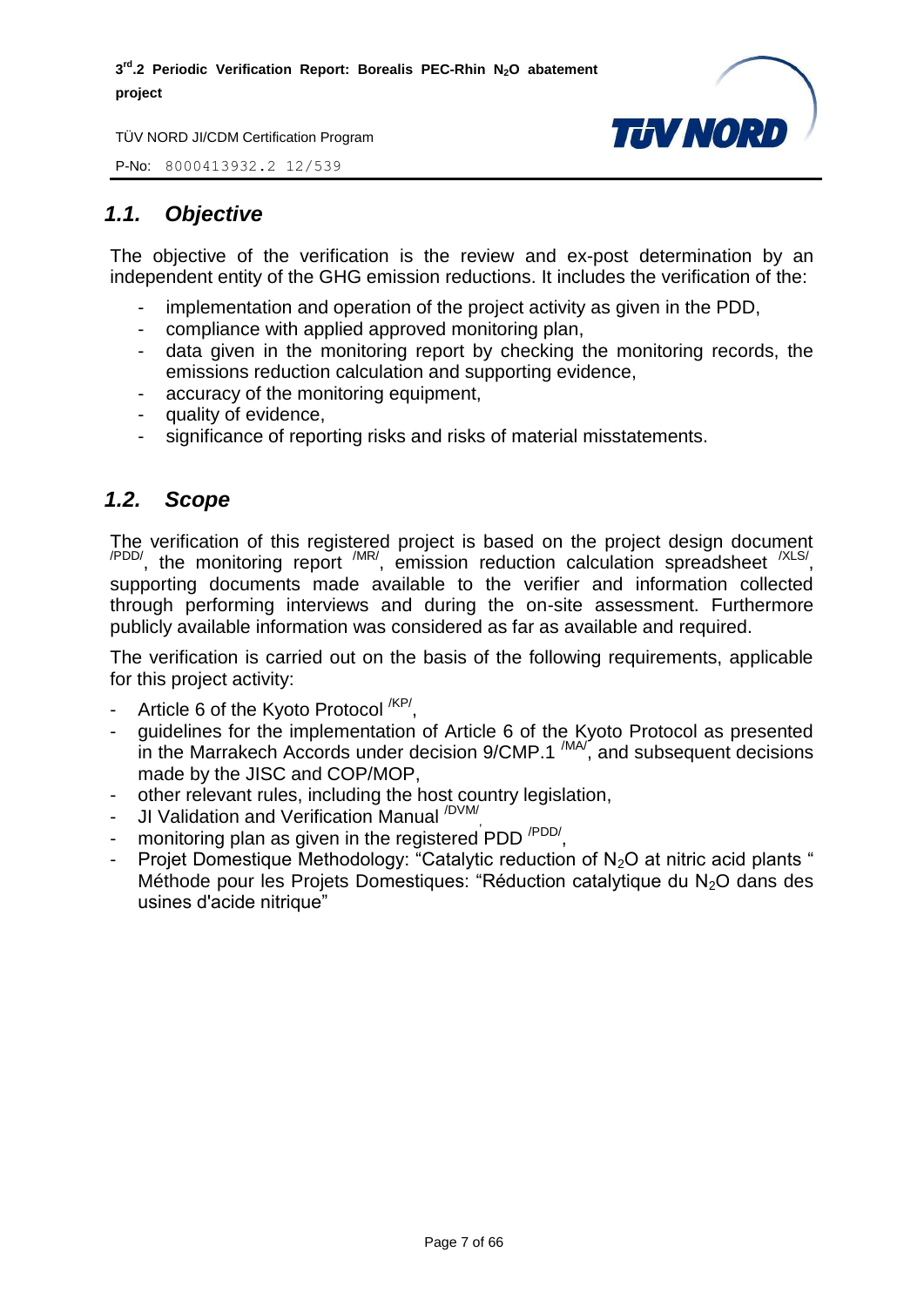## 1.1. *Objective*

The objective of the verification is the review and ex-post determination by an independent entity of the GHG emission reductions. It includes the verification of the:

- implementation and operation of the project activity as given in the PDD,
- compliance with applied approved monitoring plan,
- data given in the monitoring report by checking the monitoring records, the emissions reduction calculation and supporting evidence,
- accuracy of the monitoring equipment,
- quality of evidence,
- significance of reporting risks and risks of material misstatements.

## 1.2. *Scope*

The verification of this registered project is based on the project design document /PDD/, the monitoring report /MR/, emission reduction calculation spreadsheet /XLS/, supporting documents made available to the verifier and information collected through performing interviews and during the on-site assessment. Furthermore publicly available information was considered as far as available and required.

The verification is carried out on the basis of the following requirements, applicable for this project activity:

- Article 6 of the Kyoto Protocol /KP/,
- guidelines for the implementation of Article 6 of the Kyoto Protocol as presented in the Marrakech Accords under decision 9/CMP.1 /MA/, and subsequent decisions made by the JISC and COP/MOP,
- other relevant rules, including the host country legislation,
- JI Validation and Verification Manual /DVM/,
- monitoring plan as given in the registered PDD /PDD/,
- Projet Domestique Methodology: "Catalytic reduction of $N_2O$ at nitric acid plants " Méthode pour les Projets Domestiques: "Réduction catalytique du $N_2O$ dans des usines d'acide nitrique"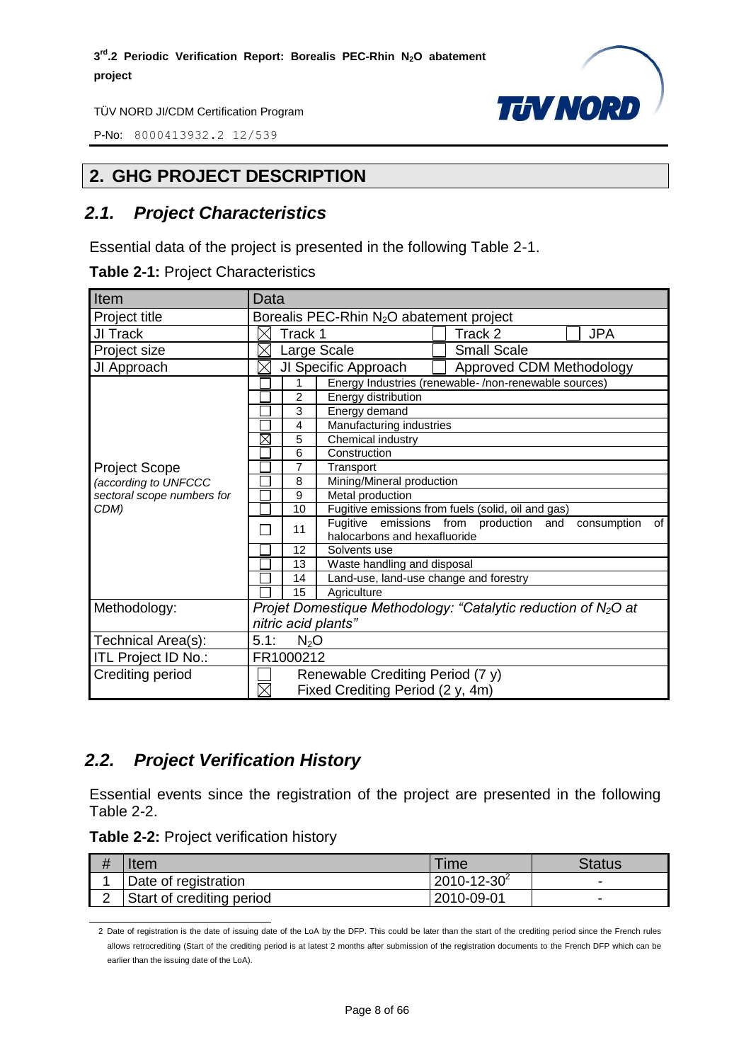## 2. GHG PROJECT DESCRIPTION

### 2.1. Project Characteristics

Essential data of the project is presented in the following Table 2-1.

**Table 2-1:** Project Characteristics

| Item | Data | | |
|---|---|---|---|
| Project title | Borealis PEC-Rhin $N_2O$ abatement project | | |
| JI Track | ☒ Track 1 | ☐ Track 2 | ☐ JPA |
| Project size | ☒ Large Scale | ☐ Small Scale | |
| JI Approach | ☒ JI Specific Approach | ☐ Approved CDM Methodology | |
| Project Scope *(according to UNFCCC sectoral scope numbers for CDM)* | ☐ | 1 | Energy Industries (renewable- /non-renewable sources) |
| | ☐ | 2 | Energy distribution |
| | ☐ | 3 | Energy demand |
| | ☐ | 4 | Manufacturing industries |
| | ☒ | 5 | Chemical industry |
| | ☐ | 6 | Construction |
| | ☐ | 7 | Transport |
| | ☐ | 8 | Mining/Mineral production |
| | ☐ | 9 | Metal production |
| | ☐ | 10 | Fugitive emissions from fuels (solid, oil and gas) |
| | ☐ | 11 | Fugitive emissions from production and consumption of halocarbons and hexafluoride |
| | ☐ | 12 | Solvents use |
| | ☐ | 13 | Waste handling and disposal |
| | ☐ | 14 | Land-use, land-use change and forestry |
| | ☐ | 15 | Agriculture |
| Methodology: | *Projet Domestique Methodology: "Catalytic reduction of $N_2O$ at nitric acid plants"* | | |
| Technical Area(s): | 5.1: $N_2O$ | | |
| ITL Project ID No.: | FR1000212 | | |
| Crediting period | ☐ Renewable Crediting Period (7 y)<br>☒ Fixed Crediting Period (2 y, 4m) | | |

### 2.2. Project Verification History

Essential events since the registration of the project are presented in the following Table 2-2.

**Table 2-2:** Project verification history

| # | Item | Time | Status |
|---|---|---|---|
| 1 | Date of registration | 2010-12-30[2] | - |
| 2 | Start of crediting period | 2010-09-01 | - |

2 Date of registration is the date of issuing date of the LoA by the DFP. This could be later than the start of the crediting period since the French rules allows retrocrediting (Start of the crediting period is at latest 2 months after submission of the registration documents to the French DFP which can be earlier than the issuing date of the LoA).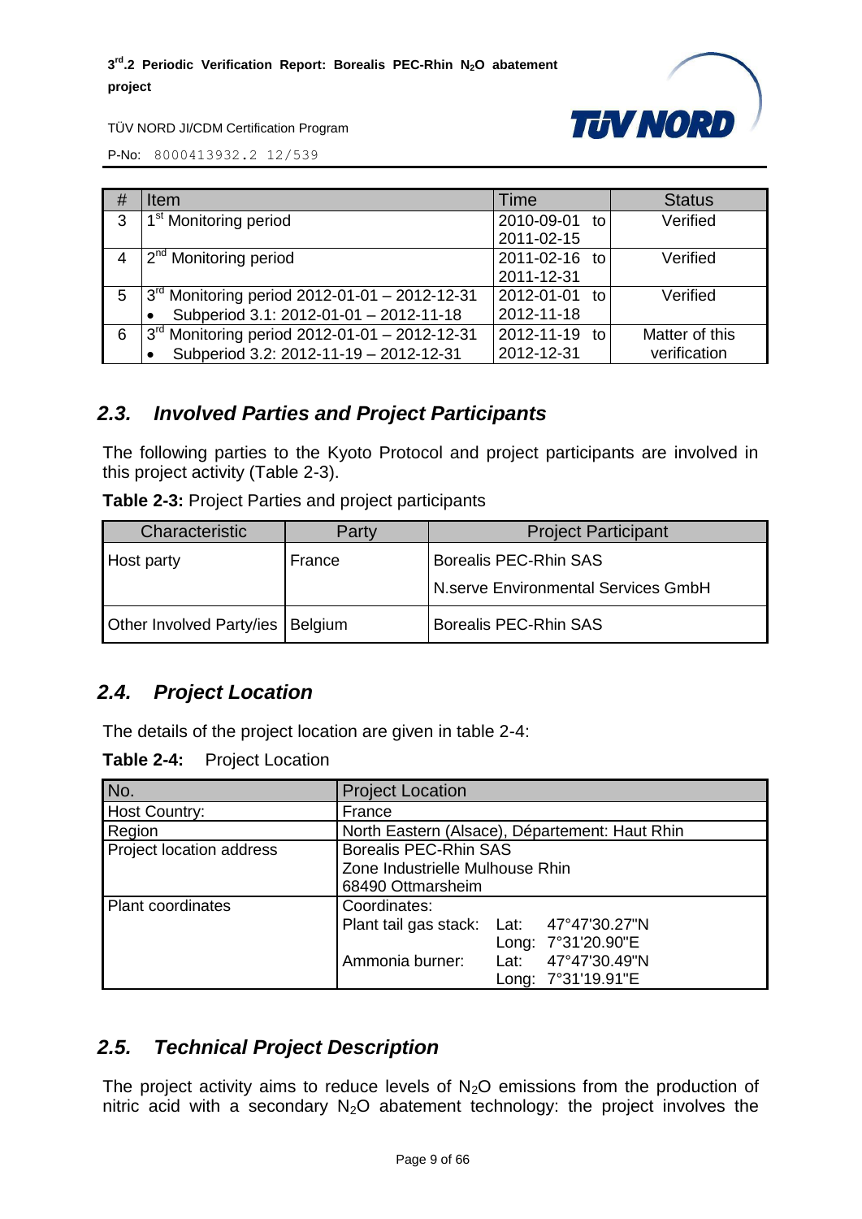| # | Item | Time | Status |
|---|---|---|---|
| 3 | 1st Monitoring period | 2010-09-01 to 2011-02-15 | Verified |
| 4 | 2nd Monitoring period | 2011-02-16 to 2011-12-31 | Verified |
| 5 | 3rd Monitoring period 2012-01-01 – 2012-12-31<br>• Subperiod 3.1: 2012-01-01 – 2012-11-18 | 2012-01-01 to 2012-11-18 | Verified |
| 6 | 3rd Monitoring period 2012-01-01 – 2012-12-31<br>• Subperiod 3.2: 2012-11-19 – 2012-12-31 | 2012-11-19 to 2012-12-31 | Matter of this verification |

## *2.3. Involved Parties and Project Participants*

The following parties to the Kyoto Protocol and project participants are involved in this project activity (Table 2-3).

**Table 2-3:** Project Parties and project participants

| Characteristic | Party | Project Participant |
|---|---|---|
| Host party | France | Borealis PEC-Rhin SAS<br>N.serve Environmental Services GmbH |
| Other Involved Party/ies | Belgium | Borealis PEC-Rhin SAS |

## *2.4. Project Location*

The details of the project location are given in table 2-4:

**Table 2-4:** Project Location

| No. | Project Location |
|---|---|
| Host Country: | France |
| Region | North Eastern (Alsace), Département: Haut Rhin |
| Project location address | Borealis PEC-Rhin SAS<br>Zone Industrielle Mulhouse Rhin<br>68490 Ottmarsheim |
| Plant coordinates | Coordinates:<br>Plant tail gas stack: Lat: 47°47'30.27"N<br>Long: 7°31'20.90"E<br>Ammonia burner: Lat: 47°47'30.49"N<br>Long: 7°31'19.91"E |

## *2.5. Technical Project Description*

The project activity aims to reduce levels of $N_2O$ emissions from the production of nitric acid with a secondary $N_2O$ abatement technology: the project involves the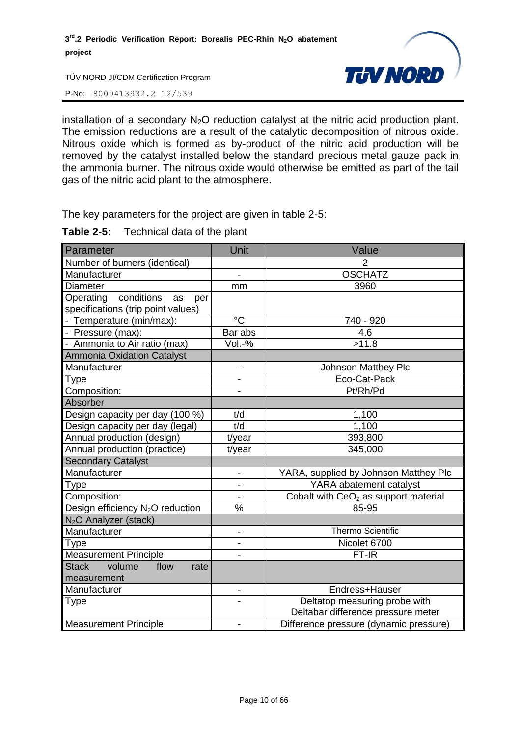installation of a secondary $N_2O$ reduction catalyst at the nitric acid production plant. The emission reductions are a result of the catalytic decomposition of nitrous oxide. Nitrous oxide which is formed as by-product of the nitric acid production will be removed by the catalyst installed below the standard precious metal gauze pack in the ammonia burner. The nitrous oxide would otherwise be emitted as part of the tail gas of the nitric acid plant to the atmosphere.

The key parameters for the project are given in table 2-5:

**Table 2-5:** Technical data of the plant

| Parameter | Unit | Value |
|---|---|---|
| Number of burners (identical) | | 2 |
| Manufacturer | - | OSCHATZ |
| Diameter | mm | 3960 |
| Operating conditions as per specifications (trip point values) | | |
| - Temperature (min/max): | °C | 740 - 920 |
| - Pressure (max): | Bar abs | 4.6 |
| - Ammonia to Air ratio (max) | Vol.-% | >11.8 |
| Ammonia Oxidation Catalyst | | |
| Manufacturer | - | Johnson Matthey Plc |
| Type | - | Eco-Cat-Pack |
| Composition: | - | Pt/Rh/Pd |
| Absorber | | |
| Design capacity per day (100 %) | t/d | 1,100 |
| Design capacity per day (legal) | t/d | 1,100 |
| Annual production (design) | t/year | 393,800 |
| Annual production (practice) | t/year | 345,000 |
| Secondary Catalyst | | |
| Manufacturer | - | YARA, supplied by Johnson Matthey Plc |
| Type | - | YARA abatement catalyst |
| Composition: | - | Cobalt with $CeO_2$ as support material |
| Design efficiency $N_2O$ reduction | % | 85-95 |
| $N_2O$ Analyzer (stack) | | |
| Manufacturer | - | Thermo Scientific |
| Type | - | Nicolet 6700 |
| Measurement Principle | - | FT-IR |
| Stack volume flow rate measurement | | |
| Manufacturer | - | Endress+Hauser |
| Type | - | Deltatop measuring probe with Deltabar difference pressure meter |
| Measurement Principle | - | Difference pressure (dynamic pressure) |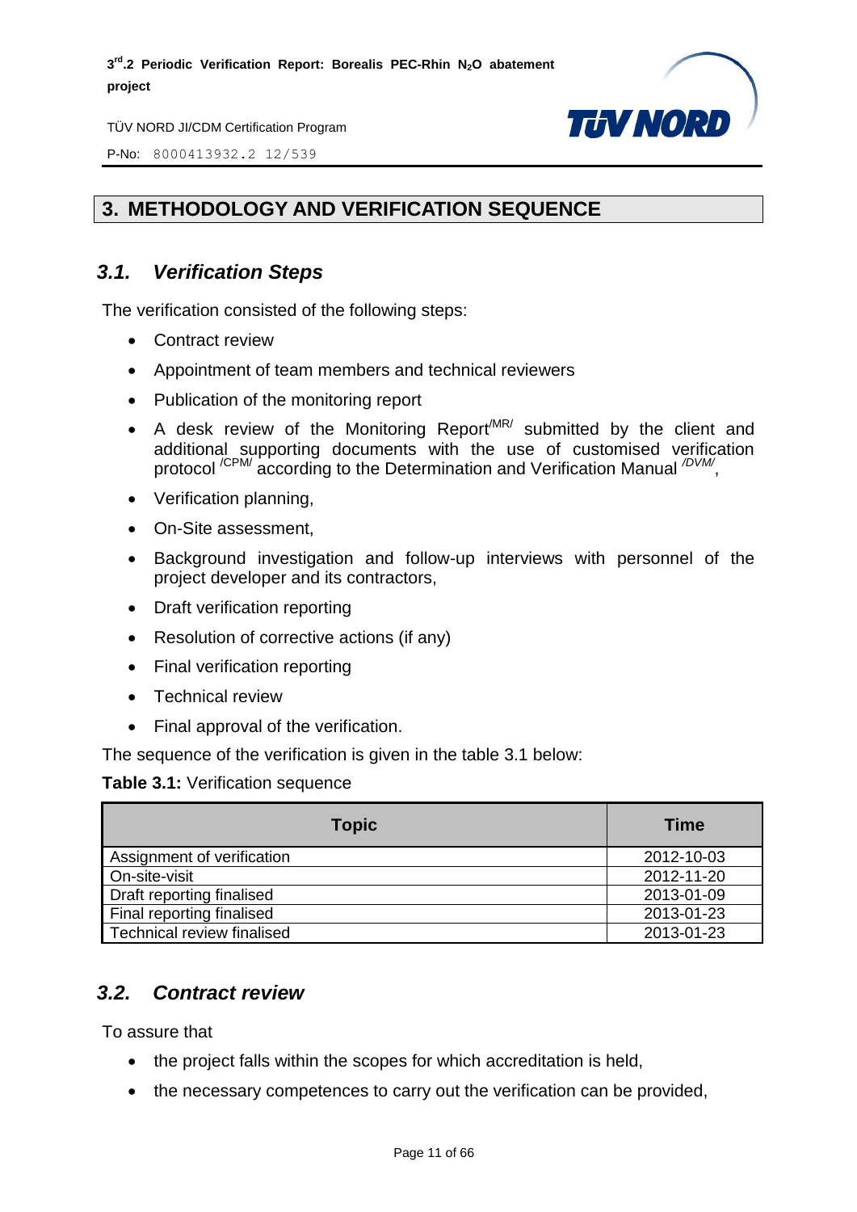## 3. METHODOLOGY AND VERIFICATION SEQUENCE

### *3.1. Verification Steps*

The verification consisted of the following steps:

- Contract review
- Appointment of team members and technical reviewers
- Publication of the monitoring report
- A desk review of the Monitoring Report[/MR/] submitted by the client and additional supporting documents with the use of customised verification protocol [/CPM/] according to the Determination and Verification Manual [/DVM/],
- Verification planning,
- On-Site assessment,
- Background investigation and follow-up interviews with personnel of the project developer and its contractors,
- Draft verification reporting
- Resolution of corrective actions (if any)
- Final verification reporting
- Technical review
- Final approval of the verification.

The sequence of the verification is given in the table 3.1 below:

**Table 3.1:** Verification sequence

| Topic | Time |
|---|---|
| Assignment of verification | 2012-10-03 |
| On-site-visit | 2012-11-20 |
| Draft reporting finalised | 2013-01-09 |
| Final reporting finalised | 2013-01-23 |
| Technical review finalised | 2013-01-23 |

### *3.2. Contract review*

To assure that

- the project falls within the scopes for which accreditation is held,
- the necessary competences to carry out the verification can be provided,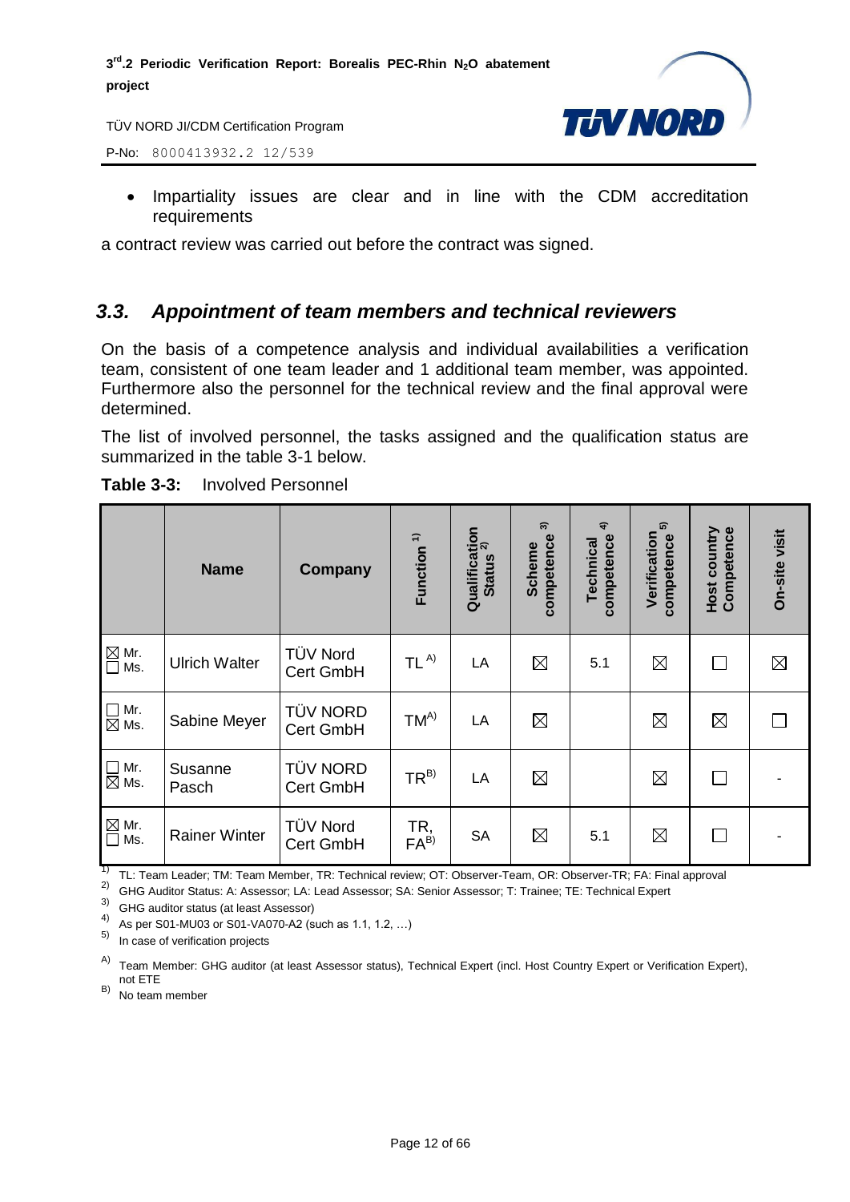- Impartiality issues are clear and in line with the CDM accreditation requirements

a contract review was carried out before the contract was signed.

## 3.3. Appointment of team members and technical reviewers

On the basis of a competence analysis and individual availabilities a verification team, consistent of one team leader and 1 additional team member, was appointed. Furthermore also the personnel for the technical review and the final approval were determined.

The list of involved personnel, the tasks assigned and the qualification status are summarized in the table 3-1 below.

**Table 3-3:** Involved Personnel

| | Name | Company | Function [1] | Qualification Status [2] | Scheme competence [3] | Technical competence [4] | Verification competence [5] | Host country Competence | On-site visit |
|---|---|---|---|---|---|---|---|---|---|
| ☒ Mr. ☐ Ms. | Ulrich Walter | TÜV Nord Cert GmbH | TL [A] | LA | ☒ | 5.1 | ☒ | ☐ | ☒ |
| ☐ Mr. ☒ Ms. | Sabine Meyer | TÜV NORD Cert GmbH | TM[A] | LA | ☒ | | ☒ | ☒ | ☐ |
| ☐ Mr. ☒ Ms. | Susanne Pasch | TÜV NORD Cert GmbH | TR[B] | LA | ☒ | | ☒ | ☐ | - |
| ☒ Mr. ☐ Ms. | Rainer Winter | TÜV Nord Cert GmbH | TR, FA[B] | SA | ☒ | 5.1 | ☒ | ☐ | - |

1) TL: Team Leader; TM: Team Member, TR: Technical review; OT: Observer-Team, OR: Observer-TR; FA: Final approval
2) GHG Auditor Status: A: Assessor; LA: Lead Assessor; SA: Senior Assessor; T: Trainee; TE: Technical Expert
3) GHG auditor status (at least Assessor)
4) As per S01-MU03 or S01-VA070-A2 (such as 1.1, 1.2, …)
5) In case of verification projects

A) Team Member: GHG auditor (at least Assessor status), Technical Expert (incl. Host Country Expert or Verification Expert), not ETE
B) No team member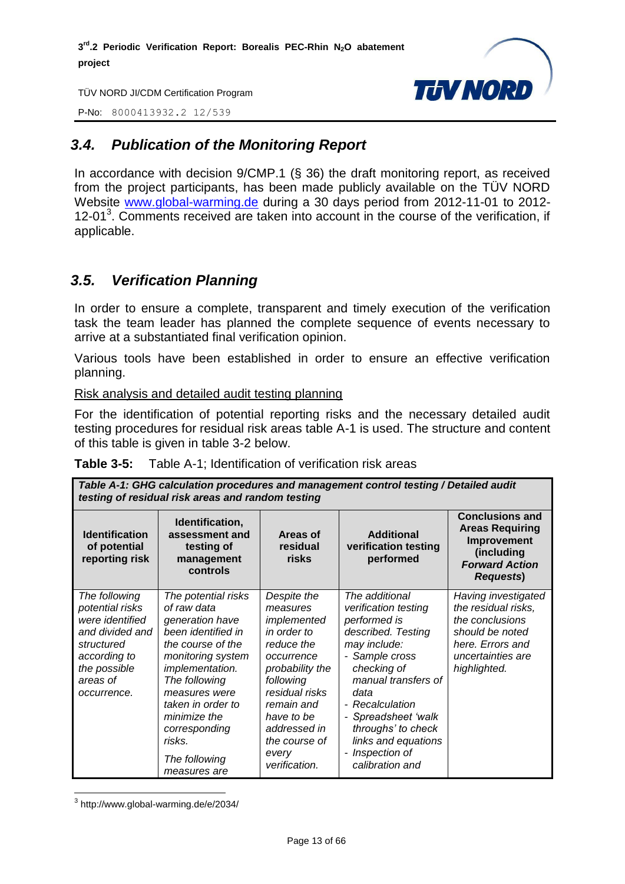## *3.4. Publication of the Monitoring Report*

In accordance with decision 9/CMP.1 (§ 36) the draft monitoring report, as received from the project participants, has been made publicly available on the TÜV NORD Website www.global-warming.de during a 30 days period from 2012-11-01 to 2012-12-01[3]. Comments received are taken into account in the course of the verification, if applicable.

## *3.5. Verification Planning*

In order to ensure a complete, transparent and timely execution of the verification task the team leader has planned the complete sequence of events necessary to arrive at a substantiated final verification opinion.

Various tools have been established in order to ensure an effective verification planning.

Risk analysis and detailed audit testing planning

For the identification of potential reporting risks and the necessary detailed audit testing procedures for residual risk areas table A-1 is used. The structure and content of this table is given in table 3-2 below.

**Table 3-5:** Table A-1; Identification of verification risk areas

| ***Table A-1: GHG calculation procedures and management control testing / Detailed audit testing of residual risk areas and random testing*** | | | | |
|---|---|---|---|---|
| **Identification of potential reporting risk** | **Identification, assessment and testing of management controls** | **Areas of residual risks** | **Additional verification testing performed** | **Conclusions and Areas Requiring Improvement (including *Forward Action Requests*)** |
| *The following potential risks were identified and divided and structured according to the possible areas of occurrence.* | *The potential risks of raw data generation have been identified in the course of the monitoring system implementation. The following measures were taken in order to minimize the corresponding risks.*<br><br>*The following measures are* | *Despite the measures implemented in order to reduce the occurrence probability the following residual risks remain and have to be addressed in the course of every verification.* | *The additional verification testing performed is described. Testing may include:*<br>*- Sample cross checking of manual transfers of data*<br>*- Recalculation*<br>*- Spreadsheet 'walk throughs' to check links and equations*<br>*- Inspection of calibration and* | *Having investigated the residual risks, the conclusions should be noted here. Errors and uncertainties are highlighted.* |

[3] http://www.global-warming.de/e/2034/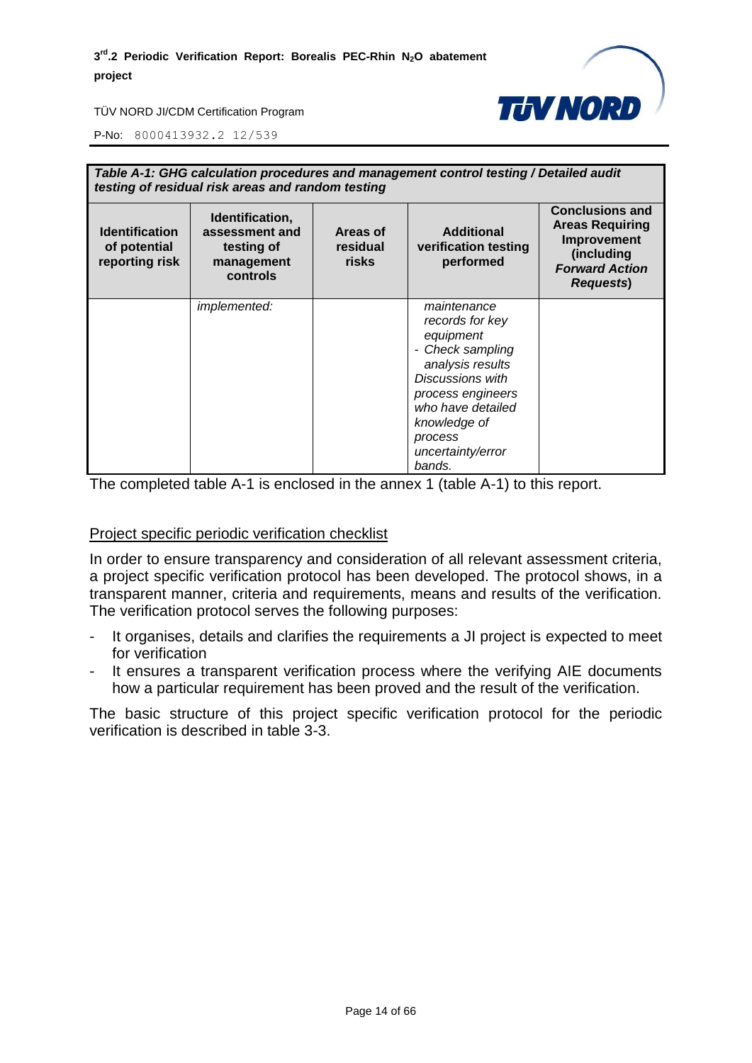| *Table A-1: GHG calculation procedures and management control testing / Detailed audit testing of residual risk areas and random testing* | | | | |
|---|---|---|---|---|
| **Identification of potential reporting risk** | **Identification, assessment and testing of management controls** | **Areas of residual risks** | **Additional verification testing performed** | **Conclusions and Areas Requiring Improvement (including *Forward Action Requests*)** |
| | *implemented:* | | *maintenance records for key equipment*<br>*- Check sampling analysis results*<br>*Discussions with process engineers who have detailed knowledge of process uncertainty/error bands.* | |

The completed table A-1 is enclosed in the annex 1 (table A-1) to this report.

Project specific periodic verification checklist

In order to ensure transparency and consideration of all relevant assessment criteria, a project specific verification protocol has been developed. The protocol shows, in a transparent manner, criteria and requirements, means and results of the verification. The verification protocol serves the following purposes:

- It organises, details and clarifies the requirements a JI project is expected to meet for verification
- It ensures a transparent verification process where the verifying AIE documents how a particular requirement has been proved and the result of the verification.

The basic structure of this project specific verification protocol for the periodic verification is described in table 3-3.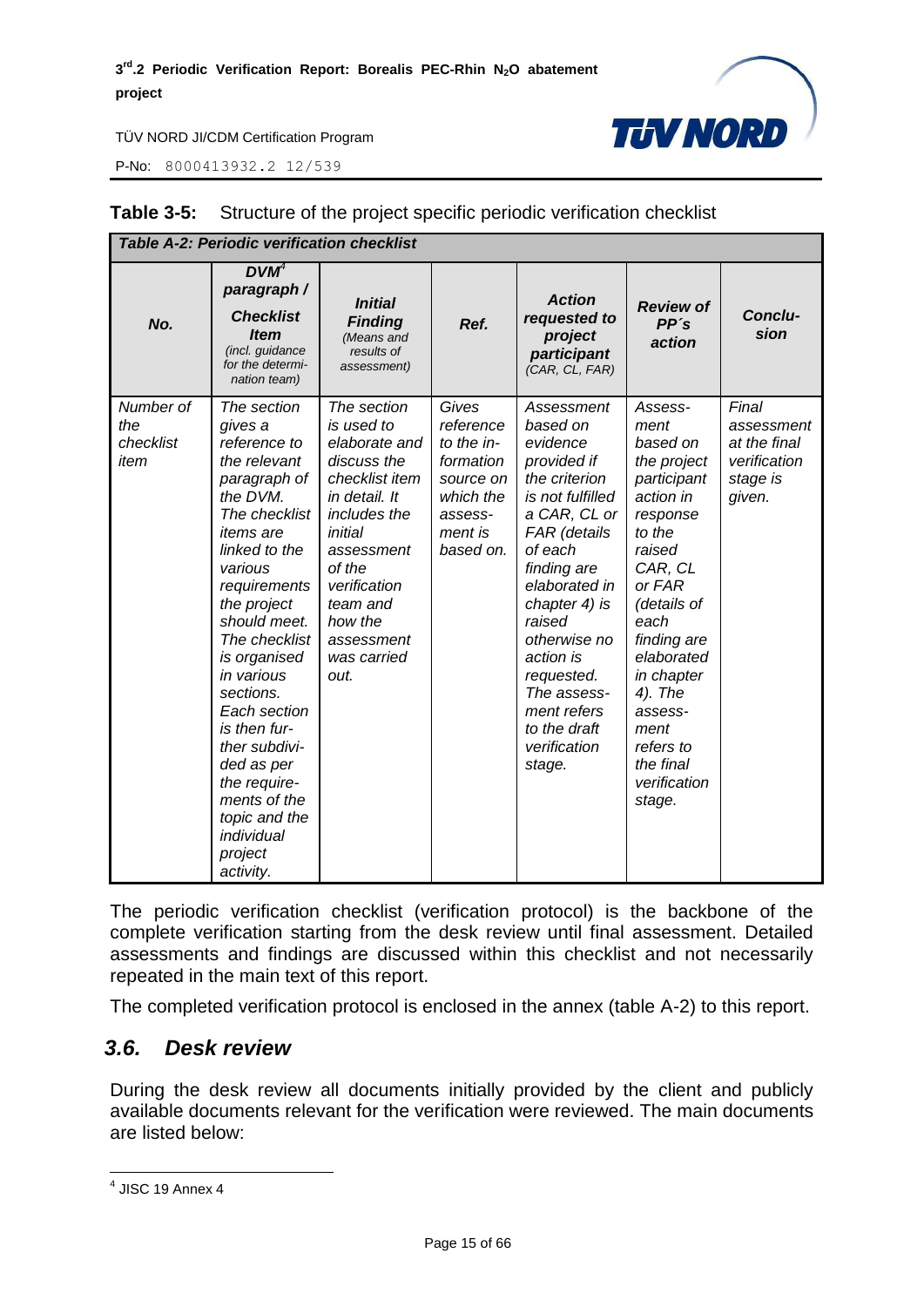**Table 3-5:** Structure of the project specific periodic verification checklist

| *Table A-2: Periodic verification checklist* | | | | | | |
|---|---|---|---|---|---|---|
| ***No.*** | ***DVM[4] paragraph / Checklist Item*** *(incl. guidance for the determination team)* | ***Initial Finding*** *(Means and results of assessment)* | ***Ref.*** | ***Action requested to project participant*** *(CAR, CL, FAR)* | ***Review of PP´s action*** | ***Conclusion*** |
| *Number of the checklist item* | *The section gives a reference to the relevant paragraph of the DVM. The checklist items are linked to the various requirements the project should meet. The checklist is organised in various sections. Each section is then further subdivided as per the requirements of the topic and the individual project activity.* | *The section is used to elaborate and discuss the checklist item in detail. It includes the initial assessment of the verification team and how the assessment was carried out.* | *Gives reference to the information source on which the assessment is based on.* | *Assessment based on evidence provided if the criterion is not fulfilled a CAR, CL or FAR (details of each finding are elaborated in chapter 4) is raised otherwise no action is requested. The assessment refers to the draft verification stage.* | *Assessment based on the project participant action in response to the raised CAR, CL or FAR (details of each finding are elaborated in chapter 4). The assessment refers to the final verification stage.* | *Final assessment at the final verification stage is given.* |

The periodic verification checklist (verification protocol) is the backbone of the complete verification starting from the desk review until final assessment. Detailed assessments and findings are discussed within this checklist and not necessarily repeated in the main text of this report.

The completed verification protocol is enclosed in the annex (table A-2) to this report.

## *3.6. Desk review*

During the desk review all documents initially provided by the client and publicly available documents relevant for the verification were reviewed. The main documents are listed below:

[4] JISC 19 Annex 4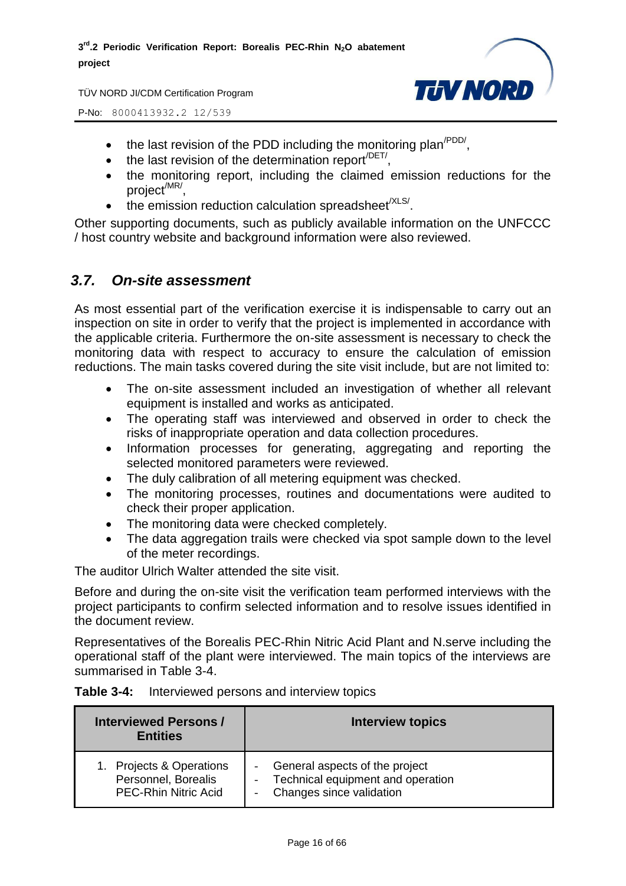- the last revision of the PDD including the monitoring plan[/PDD/],
- the last revision of the determination report[/DET/],
- the monitoring report, including the claimed emission reductions for the project[/MR/],
- the emission reduction calculation spreadsheet[/XLS/].

Other supporting documents, such as publicly available information on the UNFCCC / host country website and background information were also reviewed.

## *3.7. On-site assessment*

As most essential part of the verification exercise it is indispensable to carry out an inspection on site in order to verify that the project is implemented in accordance with the applicable criteria. Furthermore the on-site assessment is necessary to check the monitoring data with respect to accuracy to ensure the calculation of emission reductions. The main tasks covered during the site visit include, but are not limited to:

- The on-site assessment included an investigation of whether all relevant equipment is installed and works as anticipated.
- The operating staff was interviewed and observed in order to check the risks of inappropriate operation and data collection procedures.
- Information processes for generating, aggregating and reporting the selected monitored parameters were reviewed.
- The duly calibration of all metering equipment was checked.
- The monitoring processes, routines and documentations were audited to check their proper application.
- The monitoring data were checked completely.
- The data aggregation trails were checked via spot sample down to the level of the meter recordings.

The auditor Ulrich Walter attended the site visit.

Before and during the on-site visit the verification team performed interviews with the project participants to confirm selected information and to resolve issues identified in the document review.

Representatives of the Borealis PEC-Rhin Nitric Acid Plant and N.serve including the operational staff of the plant were interviewed. The main topics of the interviews are summarised in Table 3-4.

**Table 3-4:** Interviewed persons and interview topics

| Interviewed Persons / Entities | Interview topics |
|---|---|
| 1. Projects & Operations Personnel, Borealis PEC-Rhin Nitric Acid | - General aspects of the project<br>- Technical equipment and operation<br>- Changes since validation |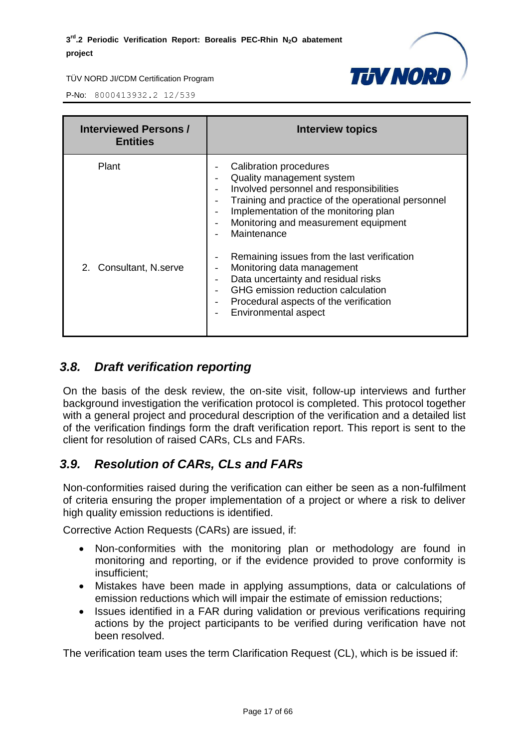| Interviewed Persons / Entities | Interview topics |
|---|---|
| Plant | - Calibration procedures<br>- Quality management system<br>- Involved personnel and responsibilities<br>- Training and practice of the operational personnel<br>- Implementation of the monitoring plan<br>- Monitoring and measurement equipment<br>- Maintenance |
| 2. Consultant, N.serve | - Remaining issues from the last verification<br>- Monitoring data management<br>- Data uncertainty and residual risks<br>- GHG emission reduction calculation<br>- Procedural aspects of the verification<br>- Environmental aspect |

## *3.8. Draft verification reporting*

On the basis of the desk review, the on-site visit, follow-up interviews and further background investigation the verification protocol is completed. This protocol together with a general project and procedural description of the verification and a detailed list of the verification findings form the draft verification report. This report is sent to the client for resolution of raised CARs, CLs and FARs.

## *3.9. Resolution of CARs, CLs and FARs*

Non-conformities raised during the verification can either be seen as a non-fulfilment of criteria ensuring the proper implementation of a project or where a risk to deliver high quality emission reductions is identified.

Corrective Action Requests (CARs) are issued, if:

- Non-conformities with the monitoring plan or methodology are found in monitoring and reporting, or if the evidence provided to prove conformity is insufficient;
- Mistakes have been made in applying assumptions, data or calculations of emission reductions which will impair the estimate of emission reductions;
- Issues identified in a FAR during validation or previous verifications requiring actions by the project participants to be verified during verification have not been resolved.

The verification team uses the term Clarification Request (CL), which is be issued if: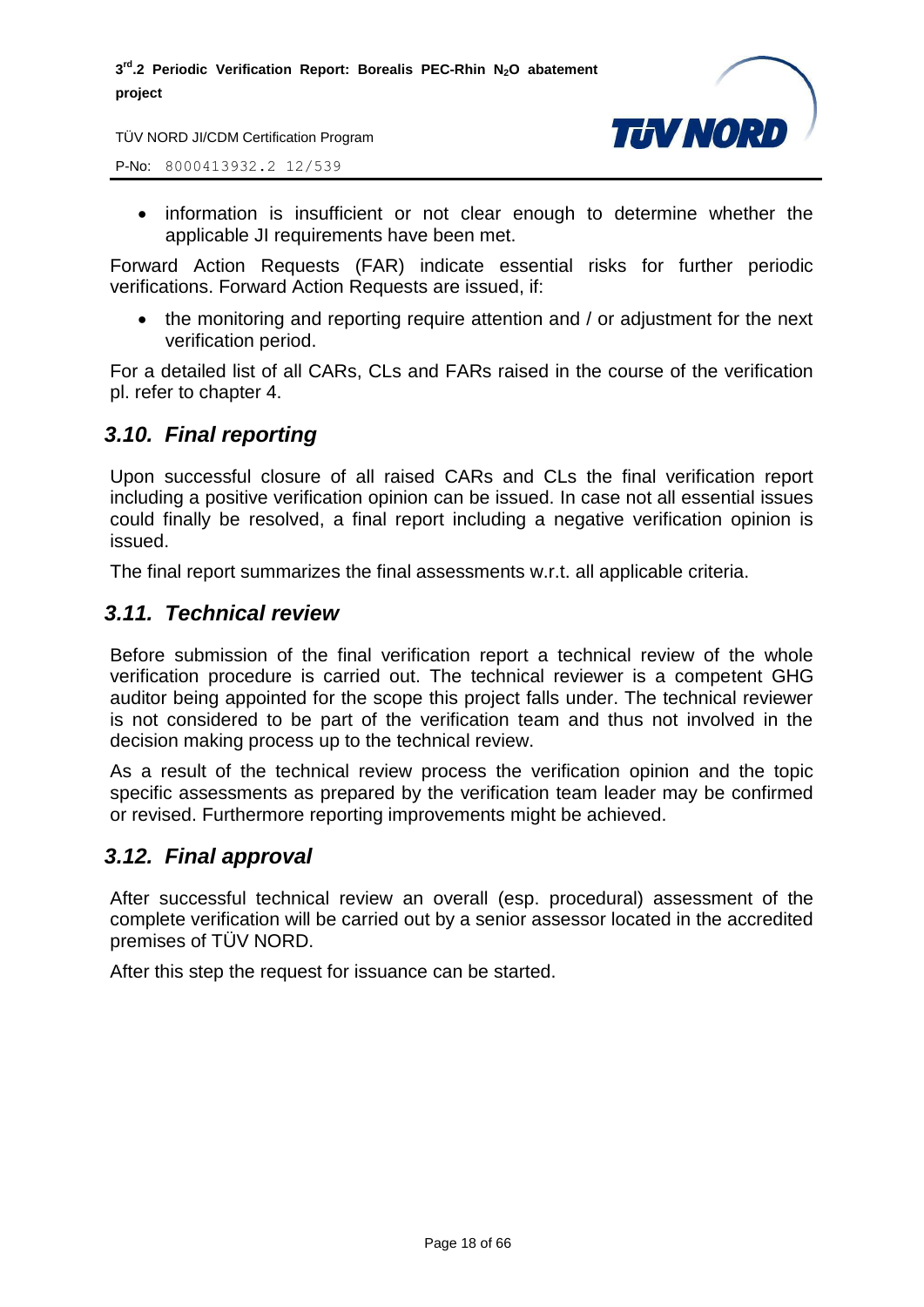- information is insufficient or not clear enough to determine whether the applicable JI requirements have been met.

Forward Action Requests (FAR) indicate essential risks for further periodic verifications. Forward Action Requests are issued, if:

- the monitoring and reporting require attention and / or adjustment for the next verification period.

For a detailed list of all CARs, CLs and FARs raised in the course of the verification pl. refer to chapter 4.

## *3.10. Final reporting*

Upon successful closure of all raised CARs and CLs the final verification report including a positive verification opinion can be issued. In case not all essential issues could finally be resolved, a final report including a negative verification opinion is issued.

The final report summarizes the final assessments w.r.t. all applicable criteria.

## *3.11. Technical review*

Before submission of the final verification report a technical review of the whole verification procedure is carried out. The technical reviewer is a competent GHG auditor being appointed for the scope this project falls under. The technical reviewer is not considered to be part of the verification team and thus not involved in the decision making process up to the technical review.

As a result of the technical review process the verification opinion and the topic specific assessments as prepared by the verification team leader may be confirmed or revised. Furthermore reporting improvements might be achieved.

## *3.12. Final approval*

After successful technical review an overall (esp. procedural) assessment of the complete verification will be carried out by a senior assessor located in the accredited premises of TÜV NORD.

After this step the request for issuance can be started.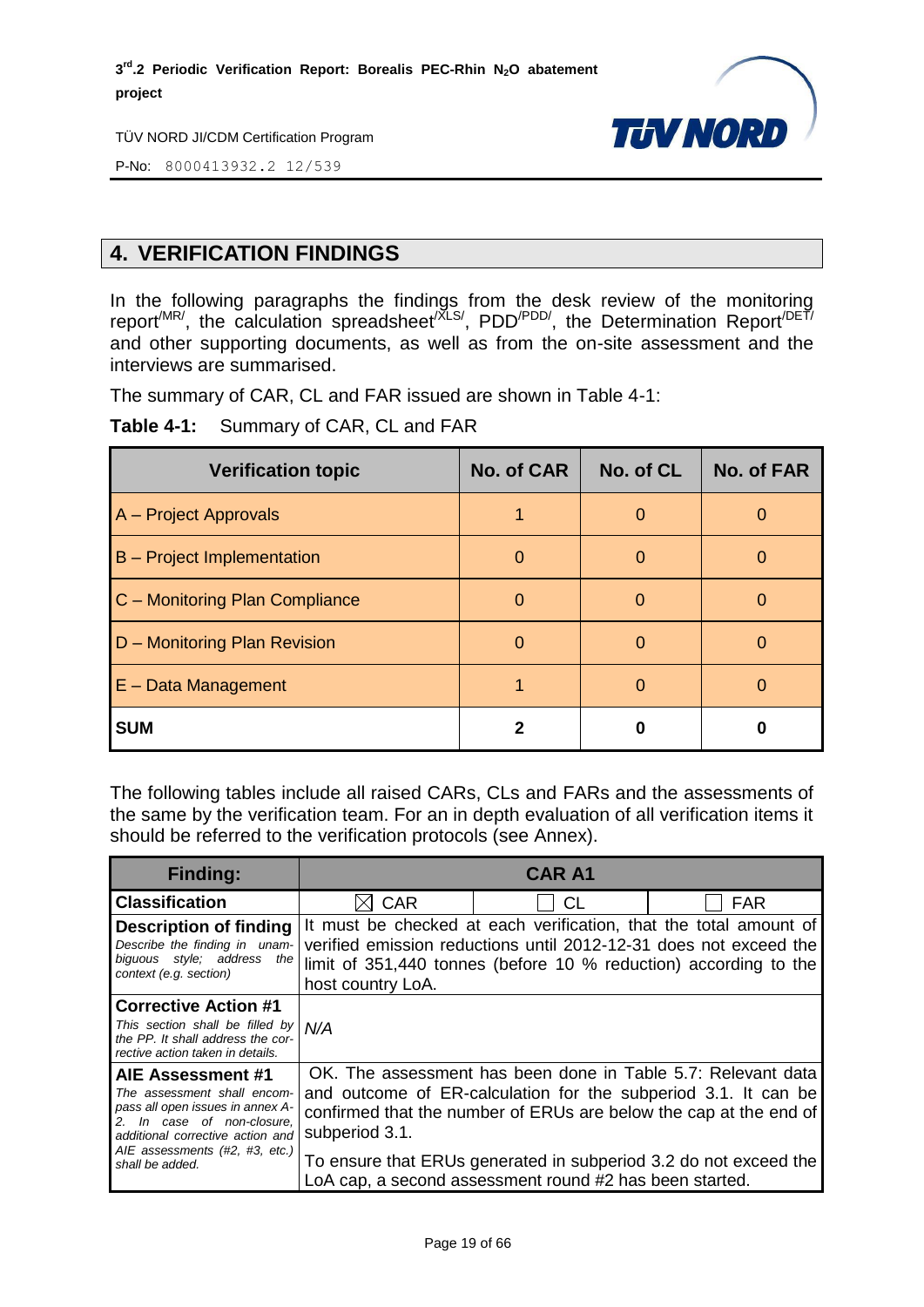# 4. VERIFICATION FINDINGS

In the following paragraphs the findings from the desk review of the monitoring report[/MR/], the calculation spreadsheet[/XLS/], PDD[/PDD/], the Determination Report[/DET/] and other supporting documents, as well as from the on-site assessment and the interviews are summarised.

The summary of CAR, CL and FAR issued are shown in Table 4-1:

**Table 4-1:** Summary of CAR, CL and FAR

| Verification topic | No. of CAR | No. of CL | No. of FAR |
|---|---|---|---|
| A – Project Approvals | 1 | 0 | 0 |
| B – Project Implementation | 0 | 0 | 0 |
| C – Monitoring Plan Compliance | 0 | 0 | 0 |
| D – Monitoring Plan Revision | 0 | 0 | 0 |
| E – Data Management | 1 | 0 | 0 |
| **SUM** | **2** | **0** | **0** |

The following tables include all raised CARs, CLs and FARs and the assessments of the same by the verification team. For an in depth evaluation of all verification items it should be referred to the verification protocols (see Annex).

| **Finding:** | **CAR A1** | | |
|---|---|---|---|
| **Classification** | ☒ CAR | ☐ CL | ☐ FAR |
| **Description of finding** *Describe the finding in unambiguous style; address the context (e.g. section)* | It must be checked at each verification, that the total amount of verified emission reductions until 2012-12-31 does not exceed the limit of 351,440 tonnes (before 10 % reduction) according to the host country LoA. | | |
| **Corrective Action #1** *This section shall be filled by the PP. It shall address the corrective action taken in details.* | *N/A* | | |
| **AIE Assessment #1** *The assessment shall encompass all open issues in annex A-2. In case of non-closure, additional corrective action and AIE assessments (#2, #3, etc.) shall be added.* | OK. The assessment has been done in Table 5.7: Relevant data and outcome of ER-calculation for the subperiod 3.1. It can be confirmed that the number of ERUs are below the cap at the end of subperiod 3.1.<br><br>To ensure that ERUs generated in subperiod 3.2 do not exceed the LoA cap, a second assessment round #2 has been started. | | |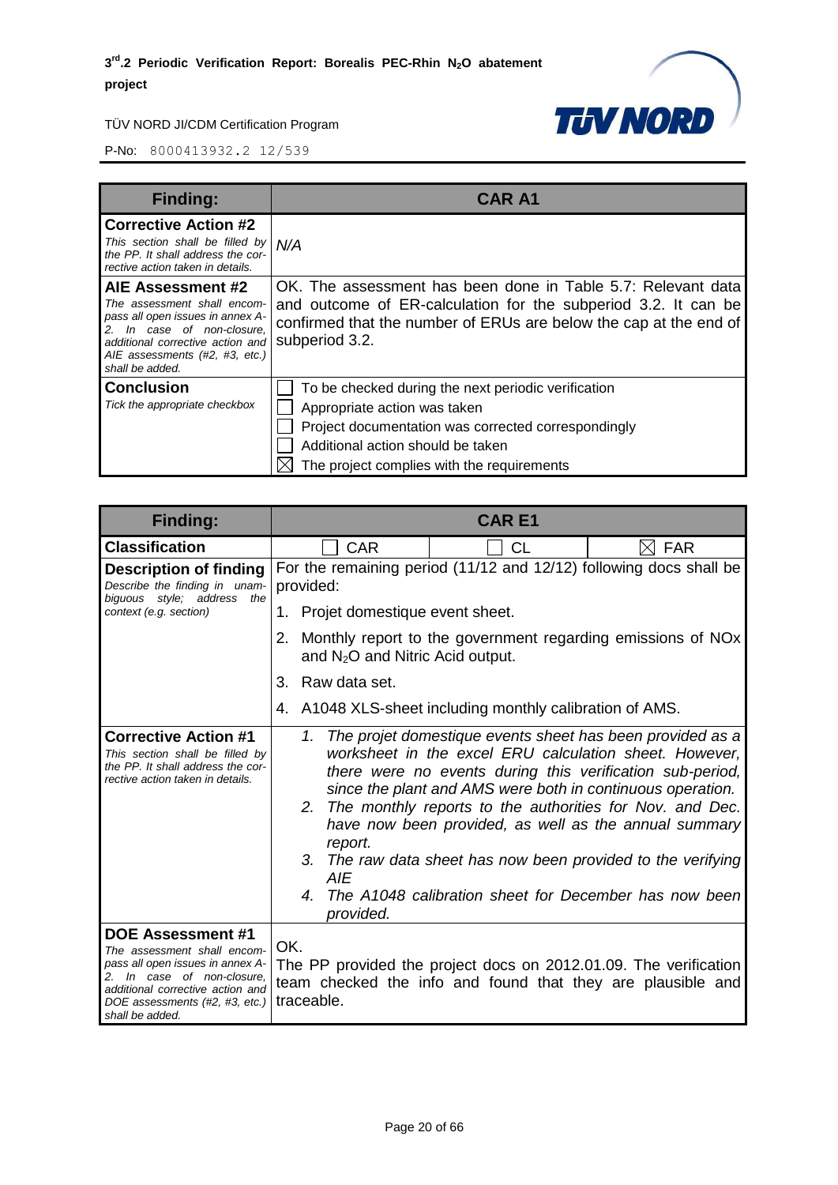| Finding: | CAR A1 |
|---|---|
| **Corrective Action #2**<br>*This section shall be filled by the PP. It shall address the corrective action taken in details.* | *N/A* |
| **AIE Assessment #2**<br>*The assessment shall encompass all open issues in annex A-2. In case of non-closure, additional corrective action and AIE assessments (#2, #3, etc.) shall be added.* | OK. The assessment has been done in Table 5.7: Relevant data and outcome of ER-calculation for the subperiod 3.2. It can be confirmed that the number of ERUs are below the cap at the end of subperiod 3.2. |
| **Conclusion**<br>*Tick the appropriate checkbox* | ☐ To be checked during the next periodic verification<br>☐ Appropriate action was taken<br>☐ Project documentation was corrected correspondingly<br>☐ Additional action should be taken<br>☒ The project complies with the requirements |

| Finding: | CAR E1 | | |
|---|---|---|---|
| **Classification** | ☐ CAR | ☐ CL | ☒ FAR |
| **Description of finding**<br>*Describe the finding in unambiguous style; address the context (e.g. section)* | For the remaining period (11/12 and 12/12) following docs shall be provided:<br>1. Projet domestique event sheet.<br>2. Monthly report to the government regarding emissions of NOx and $N_2O$ and Nitric Acid output.<br>3. Raw data set.<br>4. A1048 XLS-sheet including monthly calibration of AMS. | | |
| **Corrective Action #1**<br>*This section shall be filled by the PP. It shall address the corrective action taken in details.* | *1. The projet domestique events sheet has been provided as a worksheet in the excel ERU calculation sheet. However, there were no events during this verification sub-period, since the plant and AMS were both in continuous operation.*<br>*2. The monthly reports to the authorities for Nov. and Dec. have now been provided, as well as the annual summary report.*<br>*3. The raw data sheet has now been provided to the verifying AIE*<br>*4. The A1048 calibration sheet for December has now been provided.* | | |
| **DOE Assessment #1**<br>*The assessment shall encompass all open issues in annex A-2. In case of non-closure, additional corrective action and DOE assessments (#2, #3, etc.) shall be added.* | OK.<br>The PP provided the project docs on 2012.01.09. The verification team checked the info and found that they are plausible and traceable. | | |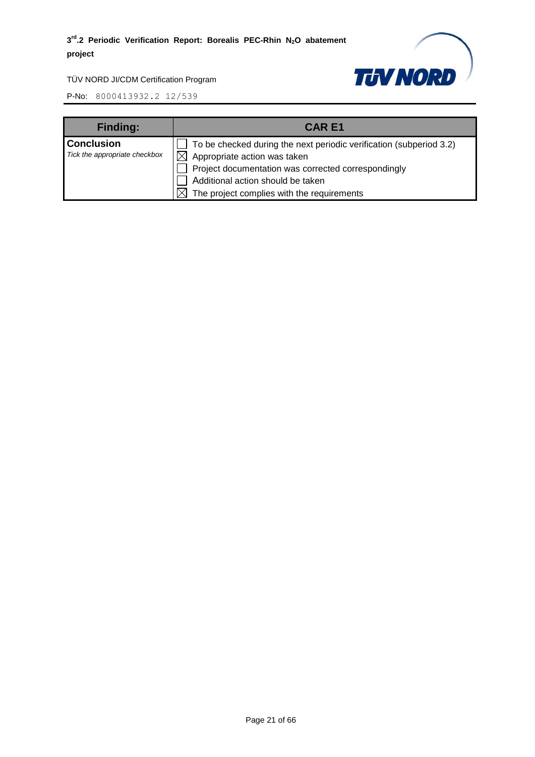| Finding: | CAR E1 |
| --- | --- |
| **Conclusion**<br>*Tick the appropriate checkbox* | ☐ To be checked during the next periodic verification (subperiod 3.2)<br>☒ Appropriate action was taken<br>☐ Project documentation was corrected correspondingly<br>☐ Additional action should be taken<br>☒ The project complies with the requirements |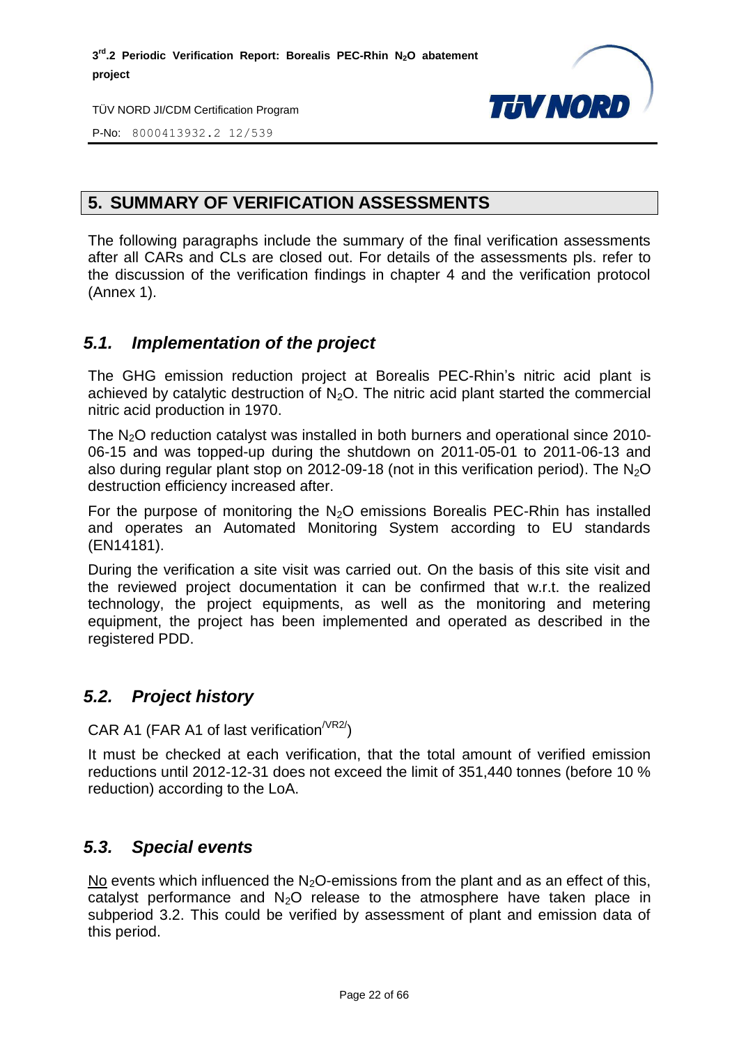## 5. SUMMARY OF VERIFICATION ASSESSMENTS

The following paragraphs include the summary of the final verification assessments after all CARs and CLs are closed out. For details of the assessments pls. refer to the discussion of the verification findings in chapter 4 and the verification protocol (Annex 1).

### *5.1. Implementation of the project*

The GHG emission reduction project at Borealis PEC-Rhin's nitric acid plant is achieved by catalytic destruction of $N_2O$. The nitric acid plant started the commercial nitric acid production in 1970.

The $N_2O$ reduction catalyst was installed in both burners and operational since 2010-06-15 and was topped-up during the shutdown on 2011-05-01 to 2011-06-13 and also during regular plant stop on 2012-09-18 (not in this verification period). The $N_2O$ destruction efficiency increased after.

For the purpose of monitoring the $N_2O$ emissions Borealis PEC-Rhin has installed and operates an Automated Monitoring System according to EU standards (EN14181).

During the verification a site visit was carried out. On the basis of this site visit and the reviewed project documentation it can be confirmed that w.r.t. the realized technology, the project equipments, as well as the monitoring and metering equipment, the project has been implemented and operated as described in the registered PDD.

### *5.2. Project history*

CAR A1 (FAR A1 of last verification[/VR2/])

It must be checked at each verification, that the total amount of verified emission reductions until 2012-12-31 does not exceed the limit of 351,440 tonnes (before 10 % reduction) according to the LoA.

### *5.3. Special events*

No events which influenced the $N_2O$-emissions from the plant and as an effect of this, catalyst performance and $N_2O$ release to the atmosphere have taken place in subperiod 3.2. This could be verified by assessment of plant and emission data of this period.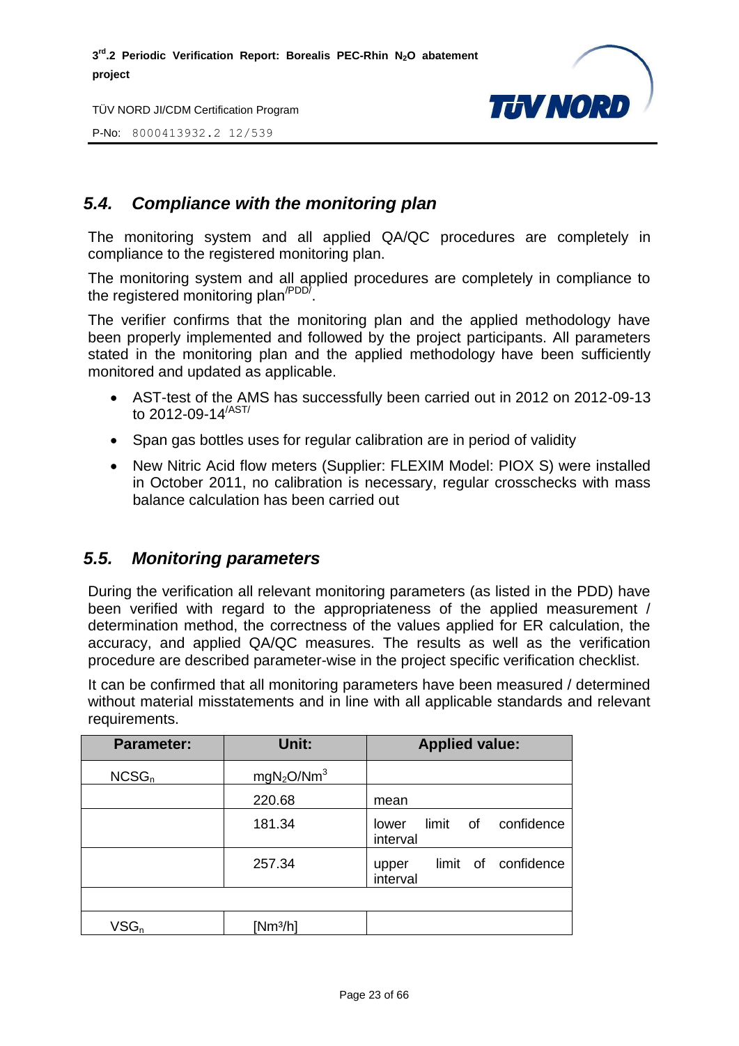## 5.4. *Compliance with the monitoring plan*

The monitoring system and all applied QA/QC procedures are completely in compliance to the registered monitoring plan.

The monitoring system and all applied procedures are completely in compliance to the registered monitoring plan[/PDD/].

The verifier confirms that the monitoring plan and the applied methodology have been properly implemented and followed by the project participants. All parameters stated in the monitoring plan and the applied methodology have been sufficiently monitored and updated as applicable.

- AST-test of the AMS has successfully been carried out in 2012 on 2012-09-13 to 2012-09-14[/AST/]
- Span gas bottles uses for regular calibration are in period of validity
- New Nitric Acid flow meters (Supplier: FLEXIM Model: PIOX S) were installed in October 2011, no calibration is necessary, regular crosschecks with mass balance calculation has been carried out

## 5.5. *Monitoring parameters*

During the verification all relevant monitoring parameters (as listed in the PDD) have been verified with regard to the appropriateness of the applied measurement / determination method, the correctness of the values applied for ER calculation, the accuracy, and applied QA/QC measures. The results as well as the verification procedure are described parameter-wise in the project specific verification checklist.

It can be confirmed that all monitoring parameters have been measured / determined without material misstatements and in line with all applicable standards and relevant requirements.

| Parameter: | Unit: | Applied value: |
|---|---|---|
| $NCSG_n$ | $mgN_2O/Nm^3$ | |
| | 220.68 | mean |
| | 181.34 | lower limit of confidence interval |
| | 257.34 | upper limit of confidence interval |
| | | |
| $VSG_n$ | $[Nm^3/h]$ | |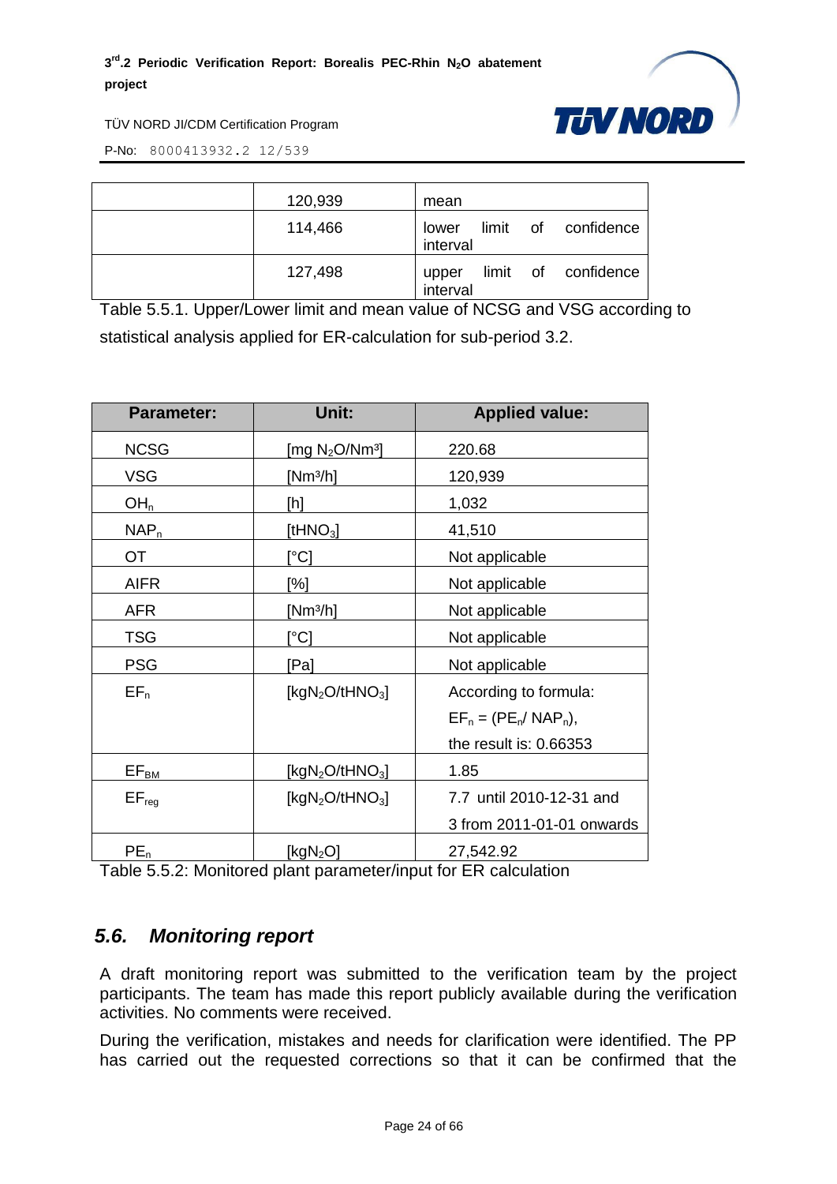|  | 120,939 | mean |
|---|---|---|
|  | 114,466 | lower limit of confidence interval |
|  | 127,498 | upper limit of confidence interval |

Table 5.5.1. Upper/Lower limit and mean value of NCSG and VSG according to statistical analysis applied for ER-calculation for sub-period 3.2.

| Parameter: | Unit: | Applied value: |
|---|---|---|
| NCSG | [mg $N_2O/Nm^3$] | 220.68 |
| VSG | [$Nm^3/h$] | 120,939 |
| $OH_n$ | [h] | 1,032 |
| $NAP_n$ | [$tHNO_3$] | 41,510 |
| OT | [°C] | Not applicable |
| AIFR | [%] | Not applicable |
| AFR | [$Nm^3/h$] | Not applicable |
| TSG | [°C] | Not applicable |
| PSG | [Pa] | Not applicable |
| $EF_n$ | [$kgN_2O/tHNO_3$] | According to formula: $EF_n = (PE_n/ NAP_n)$, the result is: 0.66353 |
| $EF_{BM}$ | [$kgN_2O/tHNO_3$] | 1.85 |
| $EF_{reg}$ | [$kgN_2O/tHNO_3$] | 7.7 until 2010-12-31 and 3 from 2011-01-01 onwards |
| $PE_n$ | [$kgN_2O$] | 27,542.92 |

Table 5.5.2: Monitored plant parameter/input for ER calculation

## 5.6. *Monitoring report*

A draft monitoring report was submitted to the verification team by the project participants. The team has made this report publicly available during the verification activities. No comments were received.

During the verification, mistakes and needs for clarification were identified. The PP has carried out the requested corrections so that it can be confirmed that the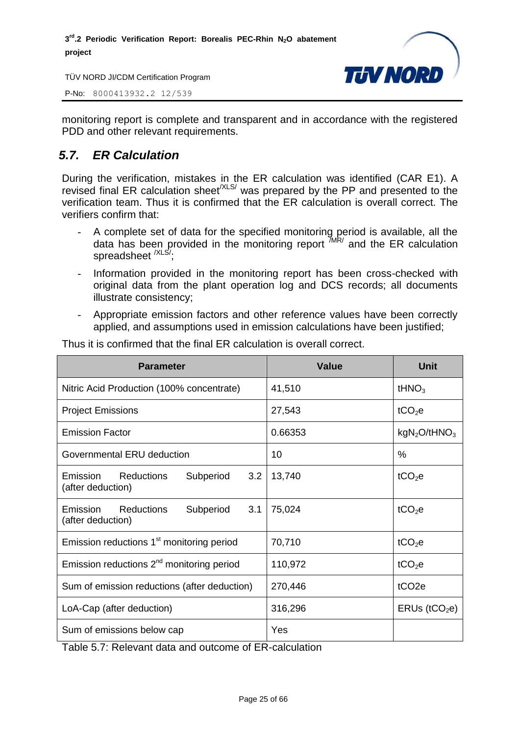monitoring report is complete and transparent and in accordance with the registered PDD and other relevant requirements.

## *5.7. ER Calculation*

During the verification, mistakes in the ER calculation was identified (CAR E1). A revised final ER calculation sheet[/XLS/] was prepared by the PP and presented to the verification team. Thus it is confirmed that the ER calculation is overall correct. The verifiers confirm that:

- A complete set of data for the specified monitoring period is available, all the data has been provided in the monitoring report [/MR/] and the ER calculation spreadsheet [/XLS/];
- Information provided in the monitoring report has been cross-checked with original data from the plant operation log and DCS records; all documents illustrate consistency;
- Appropriate emission factors and other reference values have been correctly applied, and assumptions used in emission calculations have been justified;

Thus it is confirmed that the final ER calculation is overall correct.

| Parameter | Value | Unit |
|---|---|---|
| Nitric Acid Production (100% concentrate) | 41,510 | $tHNO_3$ |
| Project Emissions | 27,543 | $tCO_2e$ |
| Emission Factor | 0.66353 | $kgN_2O/tHNO_3$ |
| Governmental ERU deduction | 10 | % |
| Emission Reductions Subperiod 3.2 (after deduction) | 13,740 | $tCO_2e$ |
| Emission Reductions Subperiod 3.1 (after deduction) | 75,024 | $tCO_2e$ |
| Emission reductions 1st monitoring period | 70,710 | $tCO_2e$ |
| Emission reductions 2nd monitoring period | 110,972 | $tCO_2e$ |
| Sum of emission reductions (after deduction) | 270,446 | tCO2e |
| LoA-Cap (after deduction) | 316,296 | ERUs ($tCO_2e$) |
| Sum of emissions below cap | Yes | |

Table 5.7: Relevant data and outcome of ER-calculation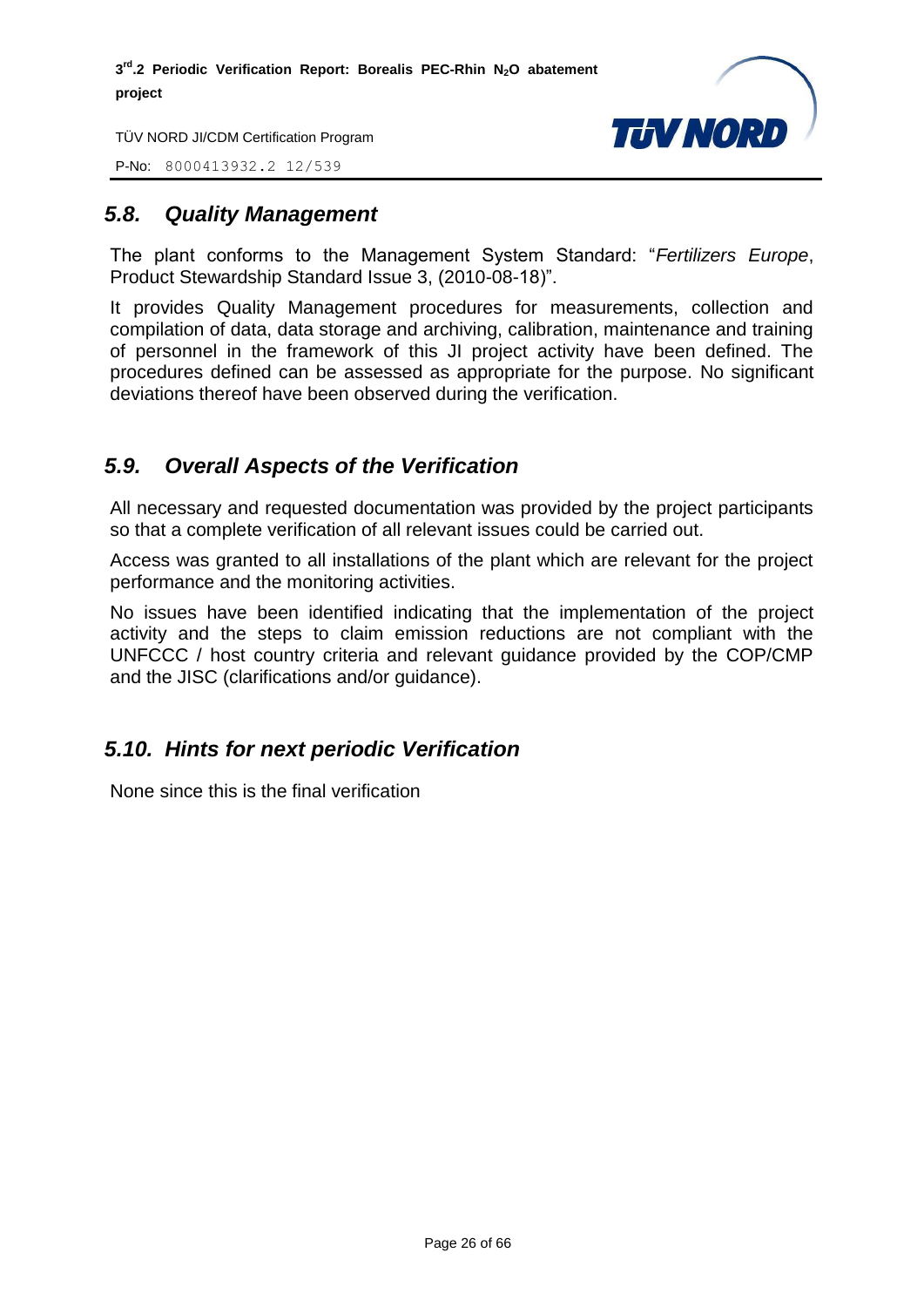## 5.8. Quality Management

The plant conforms to the Management System Standard: "*Fertilizers Europe*, Product Stewardship Standard Issue 3, (2010-08-18)".

It provides Quality Management procedures for measurements, collection and compilation of data, data storage and archiving, calibration, maintenance and training of personnel in the framework of this JI project activity have been defined. The procedures defined can be assessed as appropriate for the purpose. No significant deviations thereof have been observed during the verification.

## 5.9. Overall Aspects of the Verification

All necessary and requested documentation was provided by the project participants so that a complete verification of all relevant issues could be carried out.

Access was granted to all installations of the plant which are relevant for the project performance and the monitoring activities.

No issues have been identified indicating that the implementation of the project activity and the steps to claim emission reductions are not compliant with the UNFCCC / host country criteria and relevant guidance provided by the COP/CMP and the JISC (clarifications and/or guidance).

## 5.10. Hints for next periodic Verification

None since this is the final verification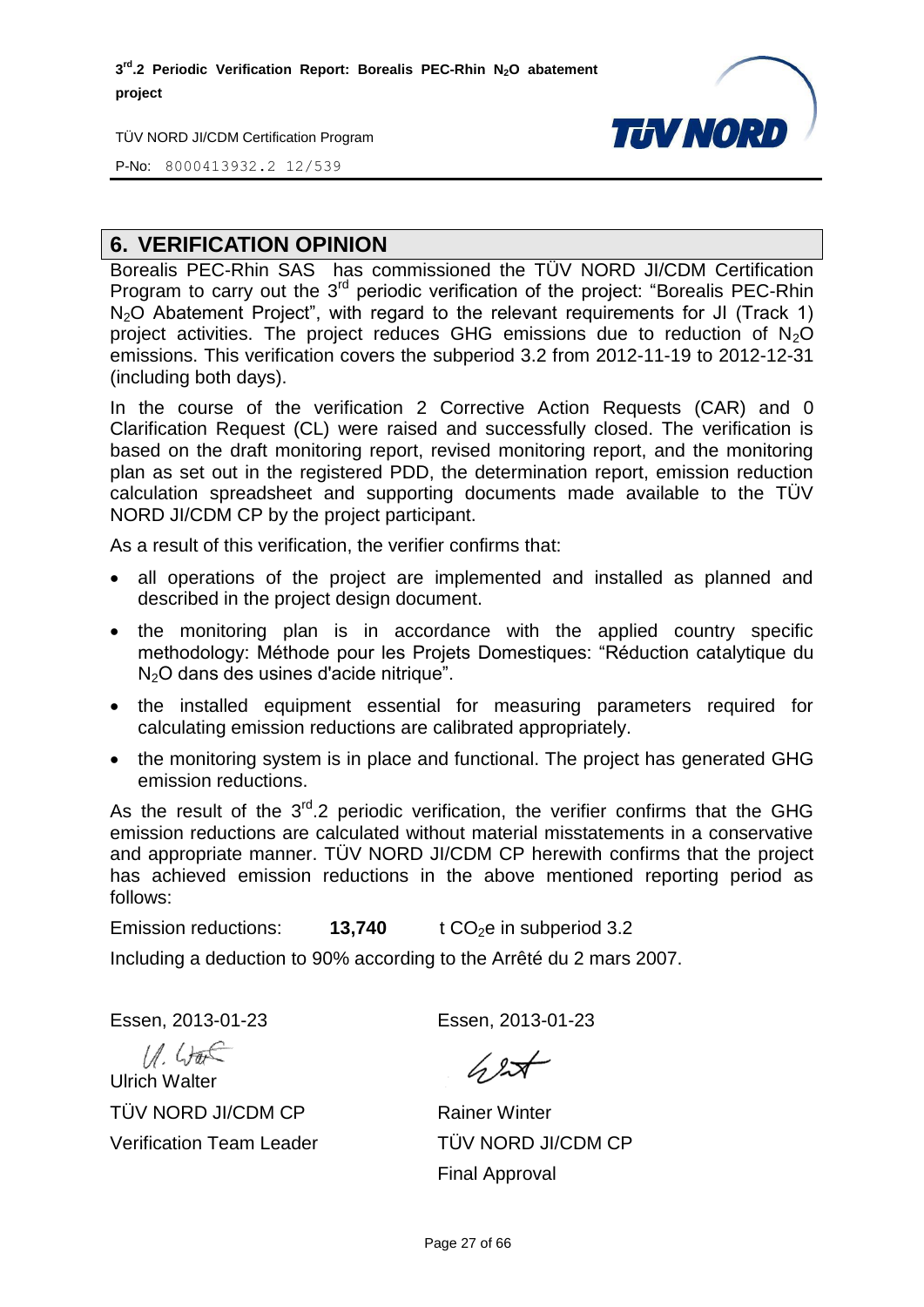## 6. VERIFICATION OPINION

Borealis PEC-Rhin SAS has commissioned the TÜV NORD JI/CDM Certification Program to carry out the 3rd periodic verification of the project: "Borealis PEC-Rhin $N_2O$ Abatement Project", with regard to the relevant requirements for JI (Track 1) project activities. The project reduces GHG emissions due to reduction of $N_2O$ emissions. This verification covers the subperiod 3.2 from 2012-11-19 to 2012-12-31 (including both days).

In the course of the verification 2 Corrective Action Requests (CAR) and 0 Clarification Request (CL) were raised and successfully closed. The verification is based on the draft monitoring report, revised monitoring report, and the monitoring plan as set out in the registered PDD, the determination report, emission reduction calculation spreadsheet and supporting documents made available to the TÜV NORD JI/CDM CP by the project participant.

As a result of this verification, the verifier confirms that:

- all operations of the project are implemented and installed as planned and described in the project design document.
- the monitoring plan is in accordance with the applied country specific methodology: Méthode pour les Projets Domestiques: "Réduction catalytique du $N_2O$ dans des usines d'acide nitrique".
- the installed equipment essential for measuring parameters required for calculating emission reductions are calibrated appropriately.
- the monitoring system is in place and functional. The project has generated GHG emission reductions.

As the result of the 3rd.2 periodic verification, the verifier confirms that the GHG emission reductions are calculated without material misstatements in a conservative and appropriate manner. TÜV NORD JI/CDM CP herewith confirms that the project has achieved emission reductions in the above mentioned reporting period as follows:

Emission reductions: **13,740** t $CO_2$e in subperiod 3.2

Including a deduction to 90% according to the Arrêté du 2 mars 2007.

| Essen, 2013-01-23 | Essen, 2013-01-23 |
|---|---|
| Ulrich Walter | |
| TÜV NORD JI/CDM CP | Rainer Winter |
| Verification Team Leader | TÜV NORD JI/CDM CP |
| | Final Approval |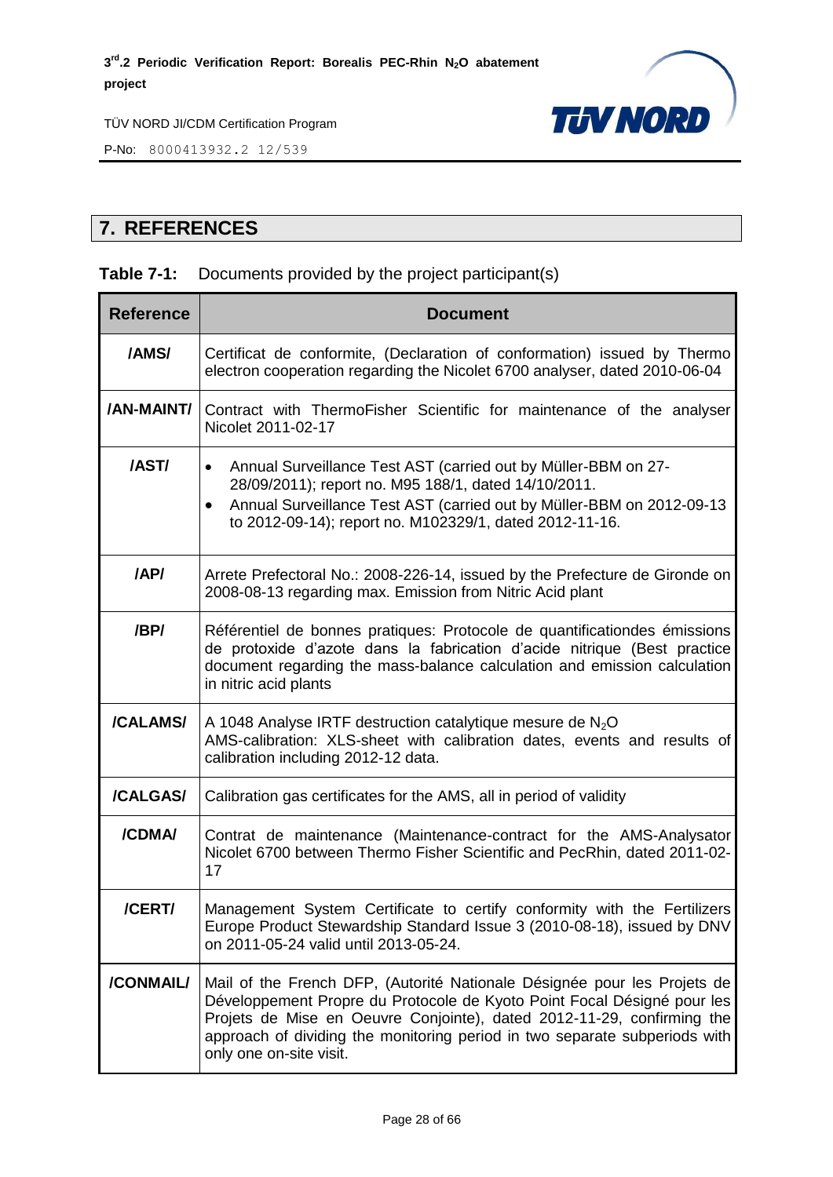## 7. REFERENCES

**Table 7-1:** Documents provided by the project participant(s)

| Reference | Document |
|---|---|
| **/AMS/** | Certificat de conformite, (Declaration of conformation) issued by Thermo electron cooperation regarding the Nicolet 6700 analyser, dated 2010-06-04 |
| **/AN-MAINT/** | Contract with ThermoFisher Scientific for maintenance of the analyser Nicolet 2011-02-17 |
| **/AST/** | • Annual Surveillance Test AST (carried out by Müller-BBM on 27-28/09/2011); report no. M95 188/1, dated 14/10/2011.<br>• Annual Surveillance Test AST (carried out by Müller-BBM on 2012-09-13 to 2012-09-14); report no. M102329/1, dated 2012-11-16. |
| **/AP/** | Arrete Prefectoral No.: 2008-226-14, issued by the Prefecture de Gironde on 2008-08-13 regarding max. Emission from Nitric Acid plant |
| **/BP/** | Référentiel de bonnes pratiques: Protocole de quantificationdes émissions de protoxide d'azote dans la fabrication d'acide nitrique (Best practice document regarding the mass-balance calculation and emission calculation in nitric acid plants |
| **/CALAMS/** | A 1048 Analyse IRTF destruction catalytique mesure de $N_2O$<br>AMS-calibration: XLS-sheet with calibration dates, events and results of calibration including 2012-12 data. |
| **/CALGAS/** | Calibration gas certificates for the AMS, all in period of validity |
| **/CDMA/** | Contrat de maintenance (Maintenance-contract for the AMS-Analysator Nicolet 6700 between Thermo Fisher Scientific and PecRhin, dated 2011-02-17 |
| **/CERT/** | Management System Certificate to certify conformity with the Fertilizers Europe Product Stewardship Standard Issue 3 (2010-08-18), issued by DNV on 2011-05-24 valid until 2013-05-24. |
| **/CONMAIL/** | Mail of the French DFP, (Autorité Nationale Désignée pour les Projets de Développement Propre du Protocole de Kyoto Point Focal Désigné pour les Projets de Mise en Oeuvre Conjointe), dated 2012-11-29, confirming the approach of dividing the monitoring period in two separate subperiods with only one on-site visit. |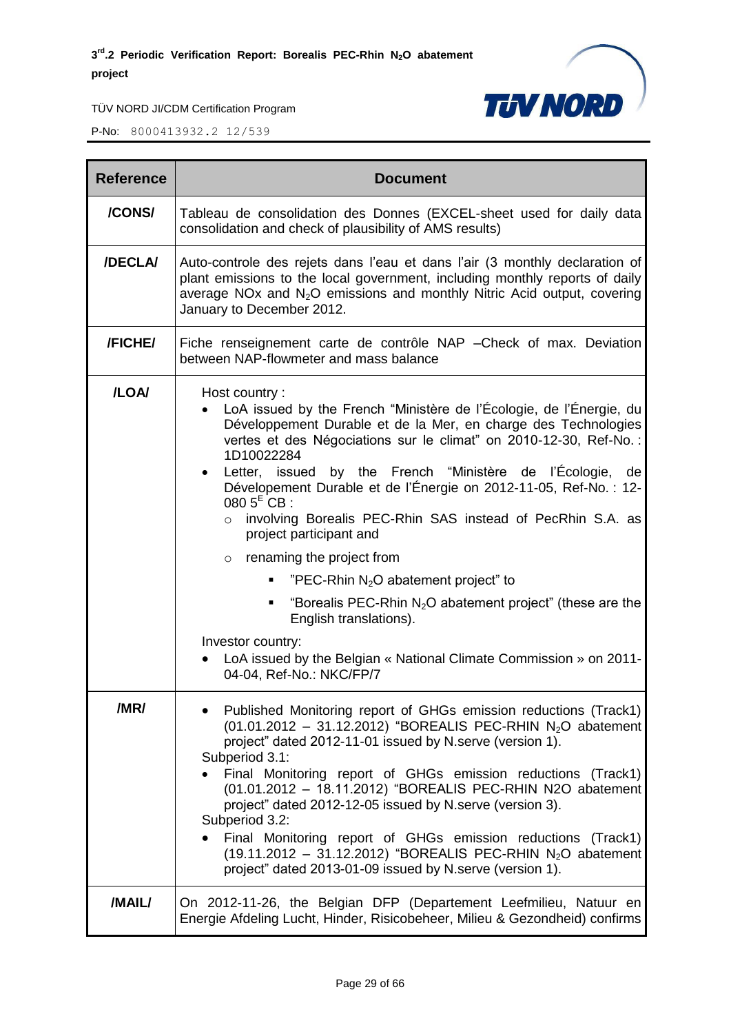| Reference | Document |
|---|---|
| /CONS/ | Tableau de consolidation des Donnes (EXCEL-sheet used for daily data consolidation and check of plausibility of AMS results) |
| /DECLA/ | Auto-controle des rejets dans l'eau et dans l'air (3 monthly declaration of plant emissions to the local government, including monthly reports of daily average NOx and $N_2O$ emissions and monthly Nitric Acid output, covering January to December 2012. |
| /FICHE/ | Fiche renseignement carte de contrôle NAP –Check of max. Deviation between NAP-flowmeter and mass balance |
| /LOA/ | Host country :<br>• LoA issued by the French "Ministère de l'Écologie, de l'Énergie, du Développement Durable et de la Mer, en charge des Technologies vertes et des Négociations sur le climat" on 2010-12-30, Ref-No. : 1D10022284<br>• Letter, issued by the French "Ministère de l'Écologie, de Dévelopement Durable et de l'Énergie on 2012-11-05, Ref-No. : 12-080 5[E] CB :<br>  ○ involving Borealis PEC-Rhin SAS instead of PecRhin S.A. as project participant and<br>  ○ renaming the project from<br>    ▪ "PEC-Rhin $N_2O$ abatement project" to<br>    ▪ "Borealis PEC-Rhin $N_2O$ abatement project" (these are the English translations).<br>Investor country:<br>• LoA issued by the Belgian « National Climate Commission » on 2011-04-04, Ref-No.: NKC/FP/7 |
| /MR/ | • Published Monitoring report of GHGs emission reductions (Track1) (01.01.2012 – 31.12.2012) "BOREALIS PEC-RHIN $N_2O$ abatement project" dated 2012-11-01 issued by N.serve (version 1).<br>Subperiod 3.1:<br>• Final Monitoring report of GHGs emission reductions (Track1) (01.01.2012 – 18.11.2012) "BOREALIS PEC-RHIN N2O abatement project" dated 2012-12-05 issued by N.serve (version 3).<br>Subperiod 3.2:<br>• Final Monitoring report of GHGs emission reductions (Track1) (19.11.2012 – 31.12.2012) "BOREALIS PEC-RHIN $N_2O$ abatement project" dated 2013-01-09 issued by N.serve (version 1). |
| /MAIL/ | On 2012-11-26, the Belgian DFP (Departement Leefmilieu, Natuur en Energie Afdeling Lucht, Hinder, Risicobeheer, Milieu & Gezondheid) confirms |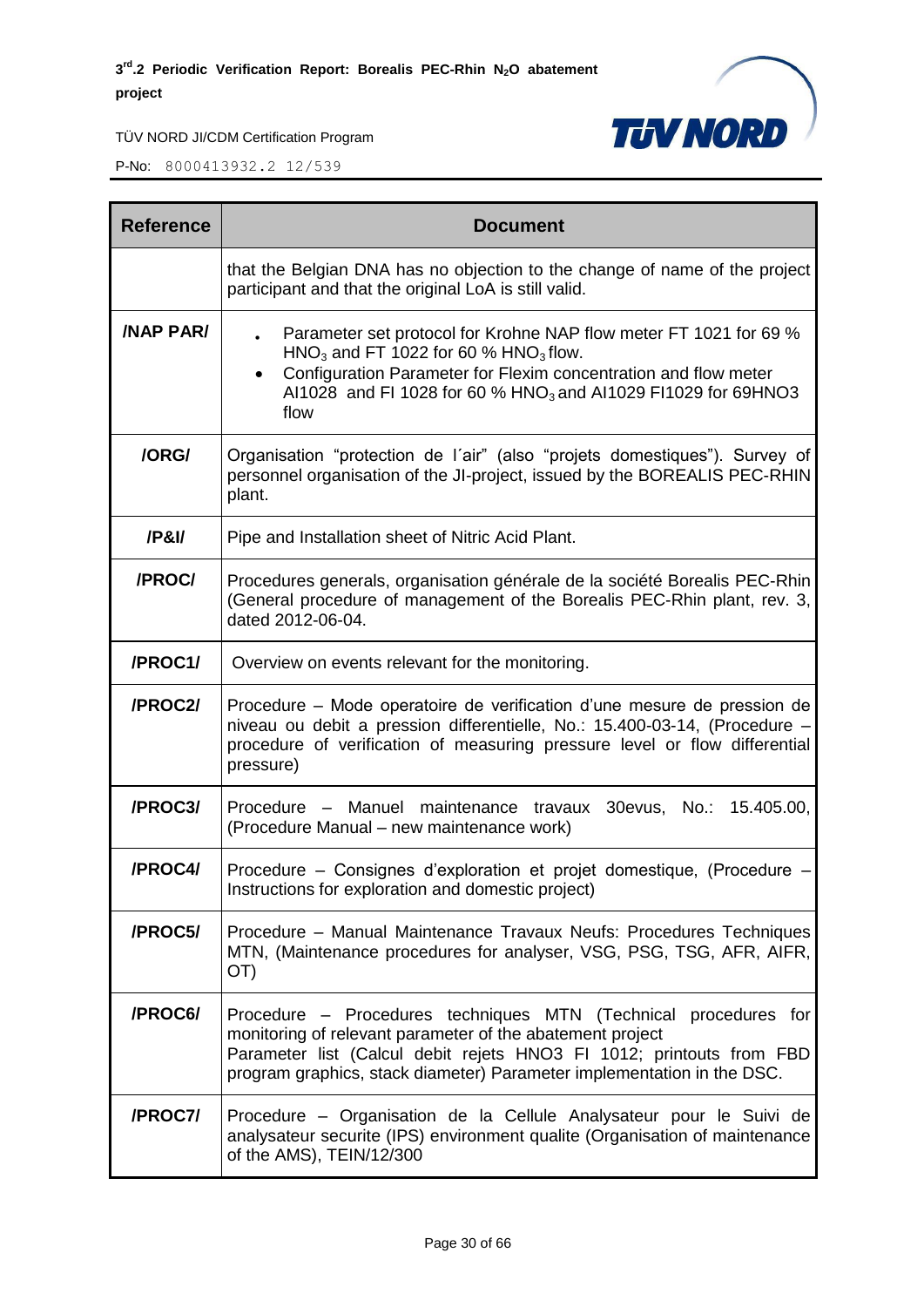| Reference | Document |
|---|---|
| | that the Belgian DNA has no objection to the change of name of the project participant and that the original LoA is still valid. |
| /NAP PAR/ | • Parameter set protocol for Krohne NAP flow meter FT 1021 for 69 % $HNO_3$ and FT 1022 for 60 % $HNO_3$ flow.<br>• Configuration Parameter for Flexim concentration and flow meter AI1028 and FI 1028 for 60 % $HNO_3$ and AI1029 FI1029 for 69HNO3 flow |
| /ORG/ | Organisation "protection de l´air" (also "projets domestiques"). Survey of personnel organisation of the JI-project, issued by the BOREALIS PEC-RHIN plant. |
| /P&I/ | Pipe and Installation sheet of Nitric Acid Plant. |
| /PROC/ | Procedures generals, organisation générale de la société Borealis PEC-Rhin (General procedure of management of the Borealis PEC-Rhin plant, rev. 3, dated 2012-06-04. |
| /PROC1/ | Overview on events relevant for the monitoring. |
| /PROC2/ | Procedure – Mode operatoire de verification d'une mesure de pression de niveau ou debit a pression differentielle, No.: 15.400-03-14, (Procedure – procedure of verification of measuring pressure level or flow differential pressure) |
| /PROC3/ | Procedure – Manuel maintenance travaux 30evus, No.: 15.405.00, (Procedure Manual – new maintenance work) |
| /PROC4/ | Procedure – Consignes d'exploration et projet domestique, (Procedure – Instructions for exploration and domestic project) |
| /PROC5/ | Procedure – Manual Maintenance Travaux Neufs: Procedures Techniques MTN, (Maintenance procedures for analyser, VSG, PSG, TSG, AFR, AIFR, OT) |
| /PROC6/ | Procedure – Procedures techniques MTN (Technical procedures for monitoring of relevant parameter of the abatement project<br>Parameter list (Calcul debit rejets HNO3 FI 1012; printouts from FBD program graphics, stack diameter) Parameter implementation in the DSC. |
| /PROC7/ | Procedure – Organisation de la Cellule Analysateur pour le Suivi de analysateur securite (IPS) environment qualite (Organisation of maintenance of the AMS), TEIN/12/300 |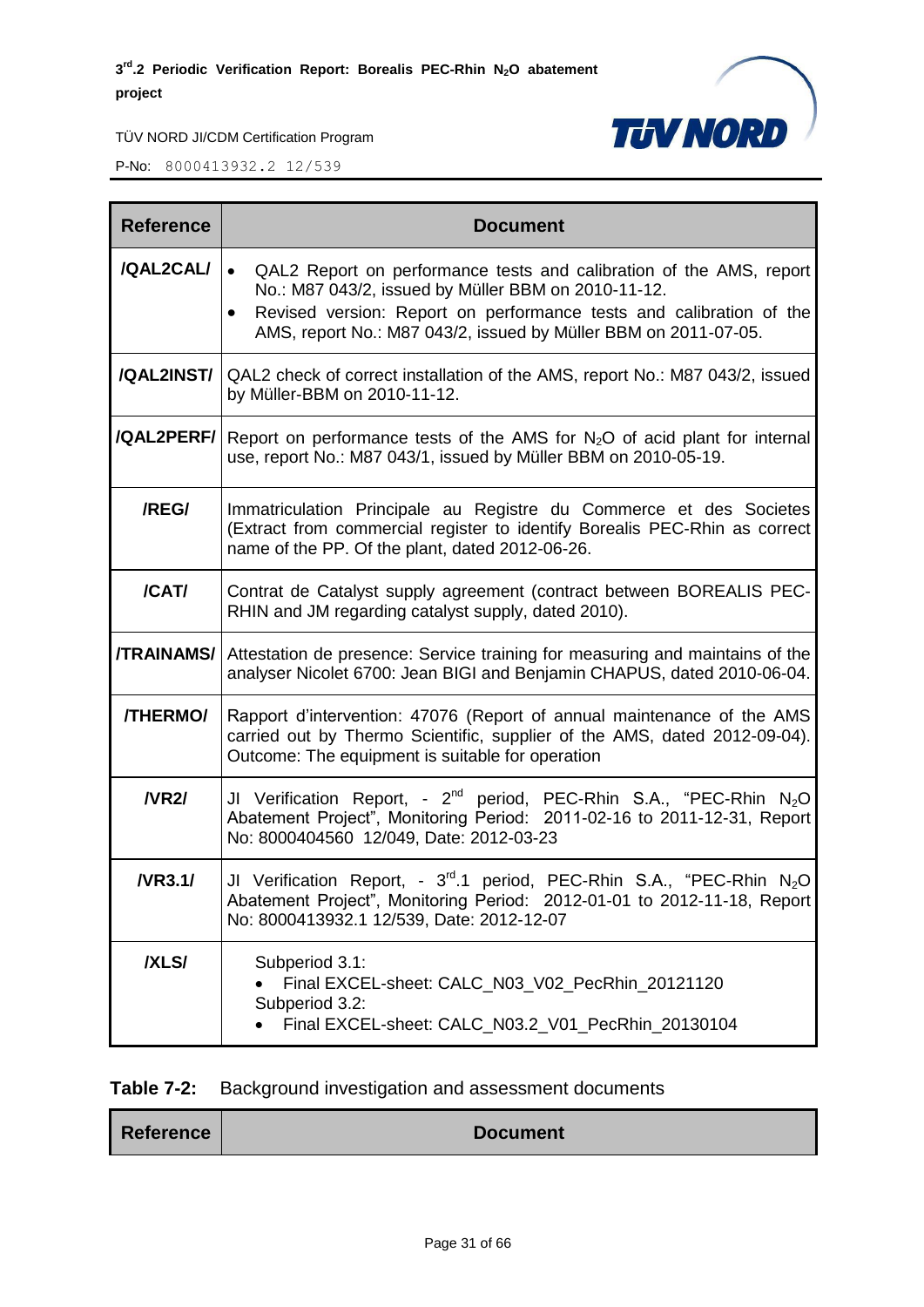| Reference | Document |
|---|---|
| /QAL2CAL/ | • QAL2 Report on performance tests and calibration of the AMS, report No.: M87 043/2, issued by Müller BBM on 2010-11-12.<br>• Revised version: Report on performance tests and calibration of the AMS, report No.: M87 043/2, issued by Müller BBM on 2011-07-05. |
| /QAL2INST/ | QAL2 check of correct installation of the AMS, report No.: M87 043/2, issued by Müller-BBM on 2010-11-12. |
| /QAL2PERF/ | Report on performance tests of the AMS for $N_2O$ of acid plant for internal use, report No.: M87 043/1, issued by Müller BBM on 2010-05-19. |
| /REG/ | Immatriculation Principale au Registre du Commerce et des Societes (Extract from commercial register to identify Borealis PEC-Rhin as correct name of the PP. Of the plant, dated 2012-06-26. |
| /CAT/ | Contrat de Catalyst supply agreement (contract between BOREALIS PEC-RHIN and JM regarding catalyst supply, dated 2010). |
| /TRAINAMS/ | Attestation de presence: Service training for measuring and maintains of the analyser Nicolet 6700: Jean BIGI and Benjamin CHAPUS, dated 2010-06-04. |
| /THERMO/ | Rapport d'intervention: 47076 (Report of annual maintenance of the AMS carried out by Thermo Scientific, supplier of the AMS, dated 2012-09-04). Outcome: The equipment is suitable for operation |
| /VR2/ | JI Verification Report, - 2nd period, PEC-Rhin S.A., "PEC-Rhin $N_2O$ Abatement Project", Monitoring Period: 2011-02-16 to 2011-12-31, Report No: 8000404560 12/049, Date: 2012-03-23 |
| /VR3.1/ | JI Verification Report, - 3rd.1 period, PEC-Rhin S.A., "PEC-Rhin $N_2O$ Abatement Project", Monitoring Period: 2012-01-01 to 2012-11-18, Report No: 8000413932.1 12/539, Date: 2012-12-07 |
| /XLS/ | Subperiod 3.1:<br>• Final EXCEL-sheet: CALC_N03_V02_PecRhin_20121120<br>Subperiod 3.2:<br>• Final EXCEL-sheet: CALC_N03.2_V01_PecRhin_20130104 |

**Table 7-2:** Background investigation and assessment documents

| Reference | Document |
|---|---|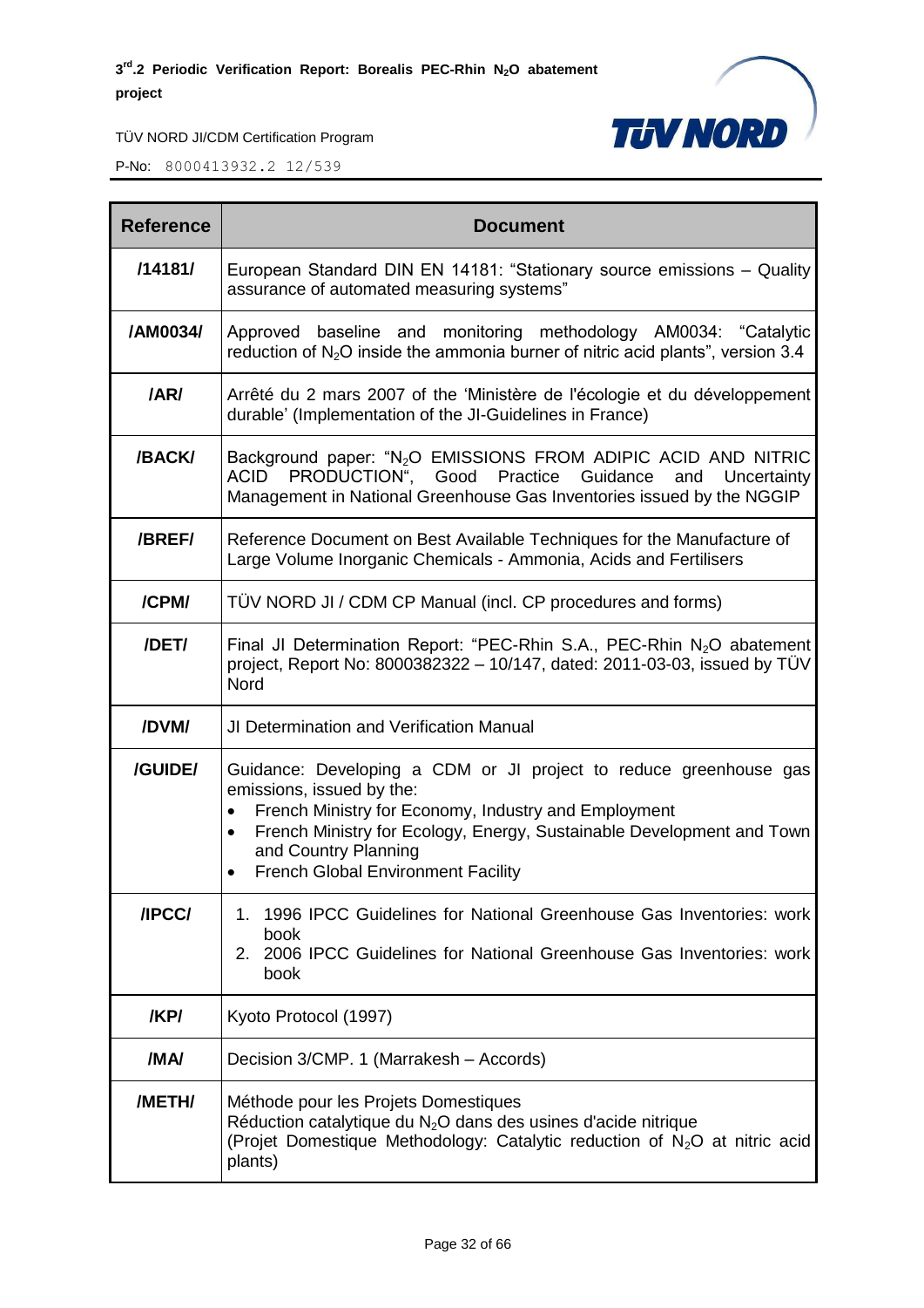| Reference | Document |
|---|---|
| /14181/ | European Standard DIN EN 14181: "Stationary source emissions – Quality assurance of automated measuring systems" |
| /AM0034/ | Approved baseline and monitoring methodology AM0034: "Catalytic reduction of $N_2O$ inside the ammonia burner of nitric acid plants", version 3.4 |
| /AR/ | Arrêté du 2 mars 2007 of the 'Ministère de l'écologie et du développement durable' (Implementation of the JI-Guidelines in France) |
| /BACK/ | Background paper: "$N_2O$ EMISSIONS FROM ADIPIC ACID AND NITRIC ACID PRODUCTION", Good Practice Guidance and Uncertainty Management in National Greenhouse Gas Inventories issued by the NGGIP |
| /BREF/ | Reference Document on Best Available Techniques for the Manufacture of Large Volume Inorganic Chemicals - Ammonia, Acids and Fertilisers |
| /CPM/ | TÜV NORD JI / CDM CP Manual (incl. CP procedures and forms) |
| /DET/ | Final JI Determination Report: "PEC-Rhin S.A., PEC-Rhin $N_2O$ abatement project, Report No: 8000382322 – 10/147, dated: 2011-03-03, issued by TÜV Nord |
| /DVM/ | JI Determination and Verification Manual |
| /GUIDE/ | Guidance: Developing a CDM or JI project to reduce greenhouse gas emissions, issued by the: <br>• French Ministry for Economy, Industry and Employment <br>• French Ministry for Ecology, Energy, Sustainable Development and Town and Country Planning <br>• French Global Environment Facility |
| /IPCC/ | 1. 1996 IPCC Guidelines for National Greenhouse Gas Inventories: work book <br>2. 2006 IPCC Guidelines for National Greenhouse Gas Inventories: work book |
| /KP/ | Kyoto Protocol (1997) |
| /MA/ | Decision 3/CMP. 1 (Marrakesh – Accords) |
| /METH/ | Méthode pour les Projets Domestiques <br>Réduction catalytique du $N_2O$ dans des usines d'acide nitrique <br>(Projet Domestique Methodology: Catalytic reduction of $N_2O$ at nitric acid plants) |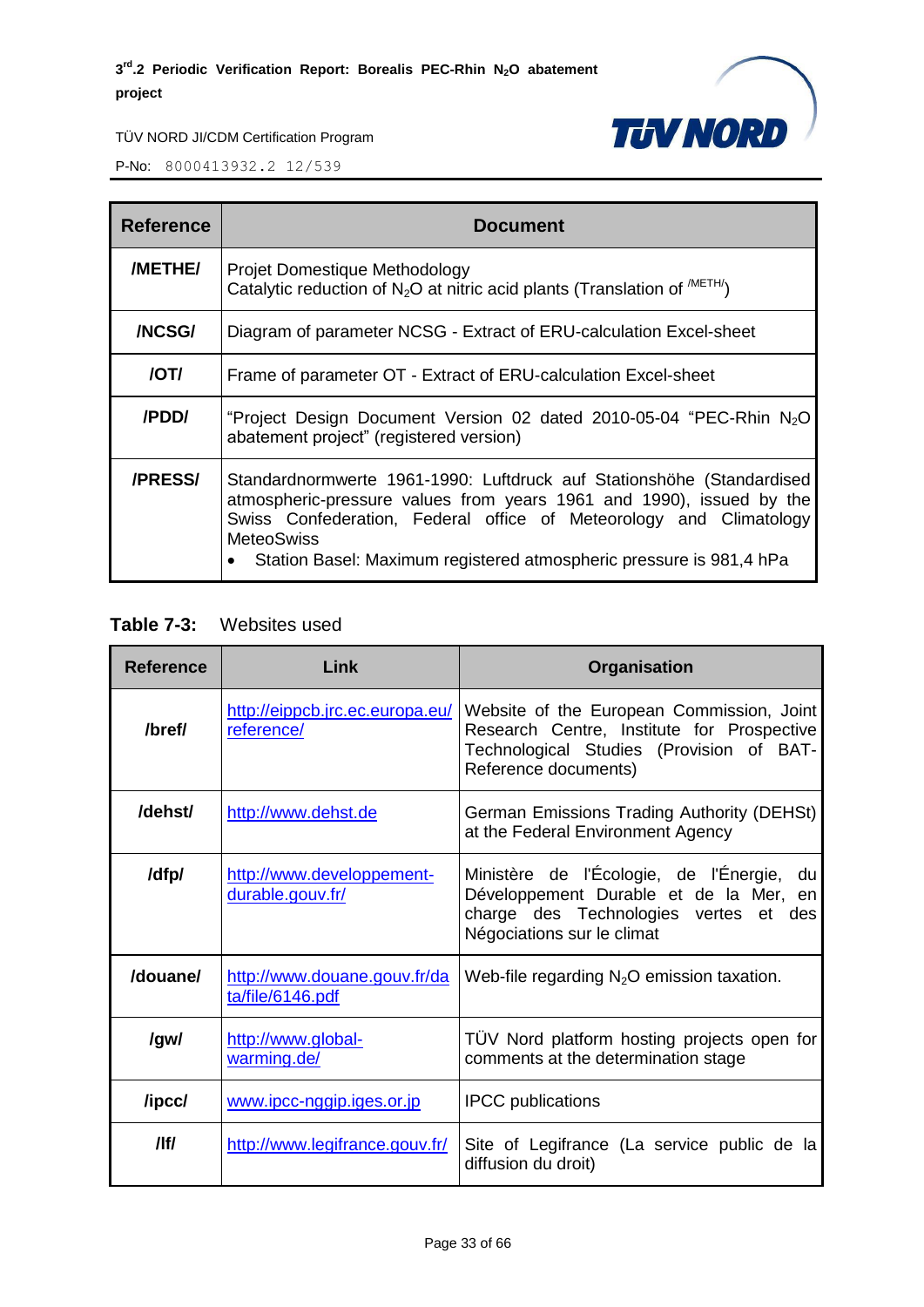| Reference | Document |
|---|---|
| **/METHE/** | Projet Domestique Methodology<br>Catalytic reduction of $N_2O$ at nitric acid plants (Translation of /METH/) |
| **/NCSG/** | Diagram of parameter NCSG - Extract of ERU-calculation Excel-sheet |
| **/OT/** | Frame of parameter OT - Extract of ERU-calculation Excel-sheet |
| **/PDD/** | "Project Design Document Version 02 dated 2010-05-04 "PEC-Rhin $N_2O$ abatement project" (registered version) |
| **/PRESS/** | Standardnormwerte 1961-1990: Luftdruck auf Stationshöhe (Standardised atmospheric-pressure values from years 1961 and 1990), issued by the Swiss Confederation, Federal office of Meteorology and Climatology MeteoSwiss<br>• Station Basel: Maximum registered atmospheric pressure is 981,4 hPa |

**Table 7-3:** Websites used

| Reference | Link | Organisation |
|---|---|---|
| **/bref/** | http://eippcb.jrc.ec.europa.eu/reference/ | Website of the European Commission, Joint Research Centre, Institute for Prospective Technological Studies (Provision of BAT-Reference documents) |
| **/dehst/** | http://www.dehst.de | German Emissions Trading Authority (DEHSt) at the Federal Environment Agency |
| **/dfp/** | http://www.developpement-durable.gouv.fr/ | Ministère de l'Écologie, de l'Énergie, du Développement Durable et de la Mer, en charge des Technologies vertes et des Négociations sur le climat |
| **/douane/** | http://www.douane.gouv.fr/data/file/6146.pdf | Web-file regarding $N_2O$ emission taxation. |
| **/gw/** | http://www.global-warming.de/ | TÜV Nord platform hosting projects open for comments at the determination stage |
| **/ipcc/** | www.ipcc-nggip.iges.or.jp | IPCC publications |
| **/lf/** | http://www.legifrance.gouv.fr/ | Site of Legifrance (La service public de la diffusion du droit) |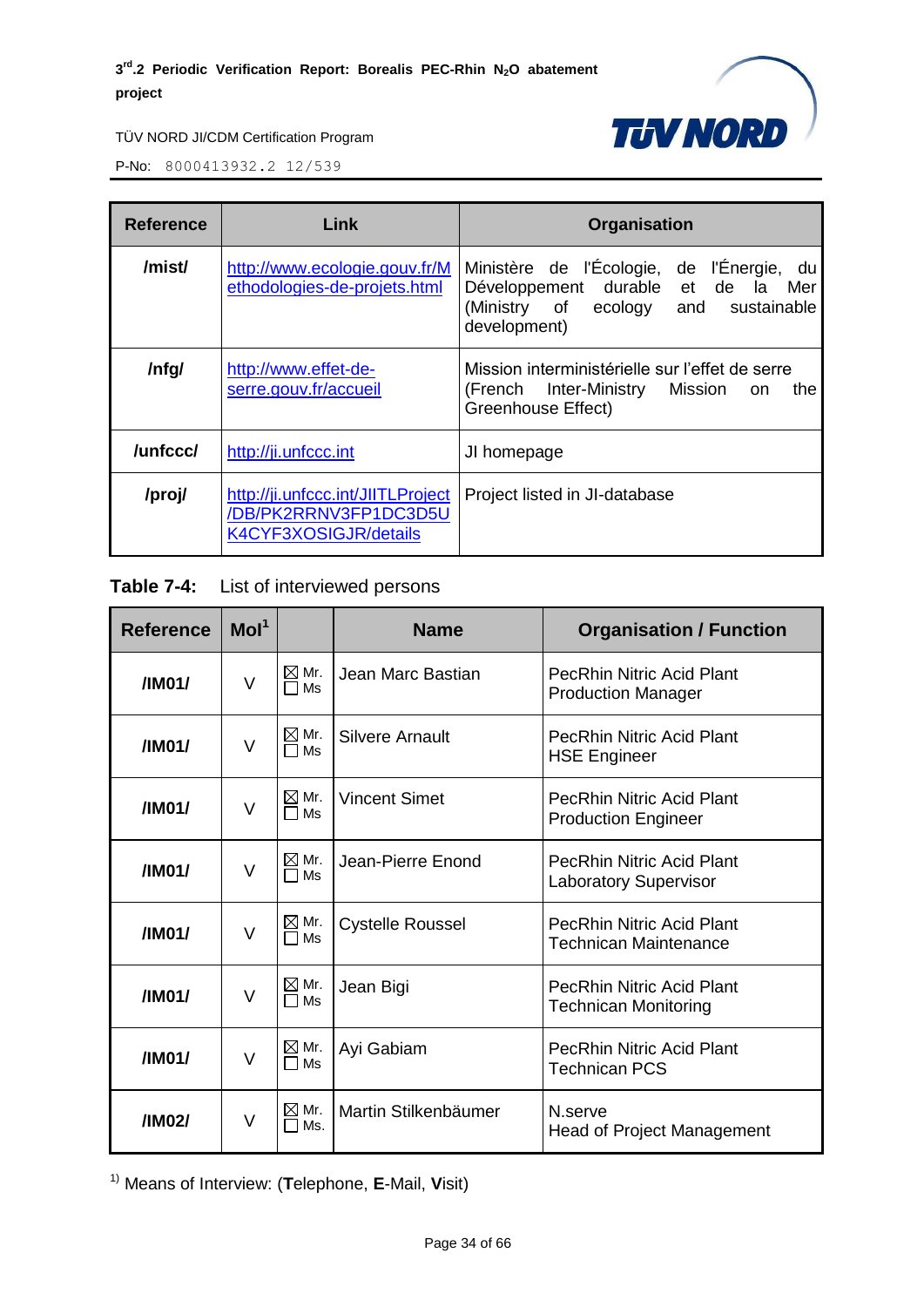| Reference | Link | Organisation |
|---|---|---|
| /mist/ | http://www.ecologie.gouv.fr/Methodologies-de-projets.html | Ministère de l'Écologie, de l'Énergie, du Développement durable et de la Mer (Ministry of ecology and sustainable development) |
| /nfg/ | http://www.effet-de-serre.gouv.fr/accueil | Mission interministérielle sur l'effet de serre (French Inter-Ministry Mission on the Greenhouse Effect) |
| /unfccc/ | http://ji.unfccc.int | JI homepage |
| /proj/ | http://ji.unfccc.int/JIITLProject/DB/PK2RRNV3FP1DC3D5UK4CYF3XOSIGJR/details | Project listed in JI-database |

**Table 7-4:** List of interviewed persons

| Reference | MoI[1] | | Name | Organisation / Function |
|---|---|---|---|---|
| /IM01/ | V | ☒ Mr. ☐ Ms | Jean Marc Bastian | PecRhin Nitric Acid Plant Production Manager |
| /IM01/ | V | ☒ Mr. ☐ Ms | Silvere Arnault | PecRhin Nitric Acid Plant HSE Engineer |
| /IM01/ | V | ☒ Mr. ☐ Ms | Vincent Simet | PecRhin Nitric Acid Plant Production Engineer |
| /IM01/ | V | ☒ Mr. ☐ Ms | Jean-Pierre Enond | PecRhin Nitric Acid Plant Laboratory Supervisor |
| /IM01/ | V | ☒ Mr. ☐ Ms | Cystelle Roussel | PecRhin Nitric Acid Plant Technican Maintenance |
| /IM01/ | V | ☒ Mr. ☐ Ms | Jean Bigi | PecRhin Nitric Acid Plant Technican Monitoring |
| /IM01/ | V | ☒ Mr. ☐ Ms | Ayi Gabiam | PecRhin Nitric Acid Plant Technican PCS |
| /IM02/ | V | ☒ Mr. ☐ Ms. | Martin Stilkenbäumer | N.serve Head of Project Management |

[1] Means of Interview: (**T**elephone, **E**-Mail, **V**isit)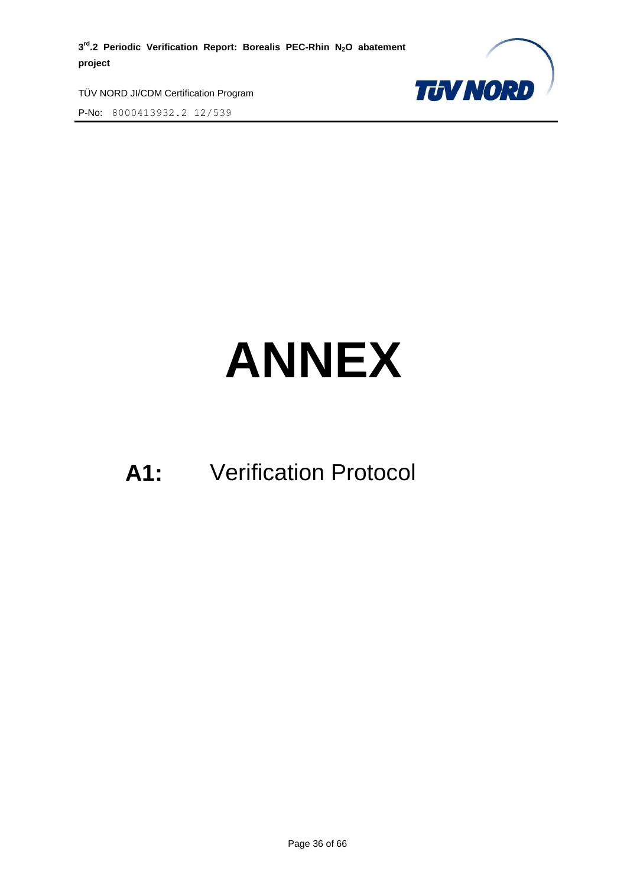# ANNEX

## A1: Verification Protocol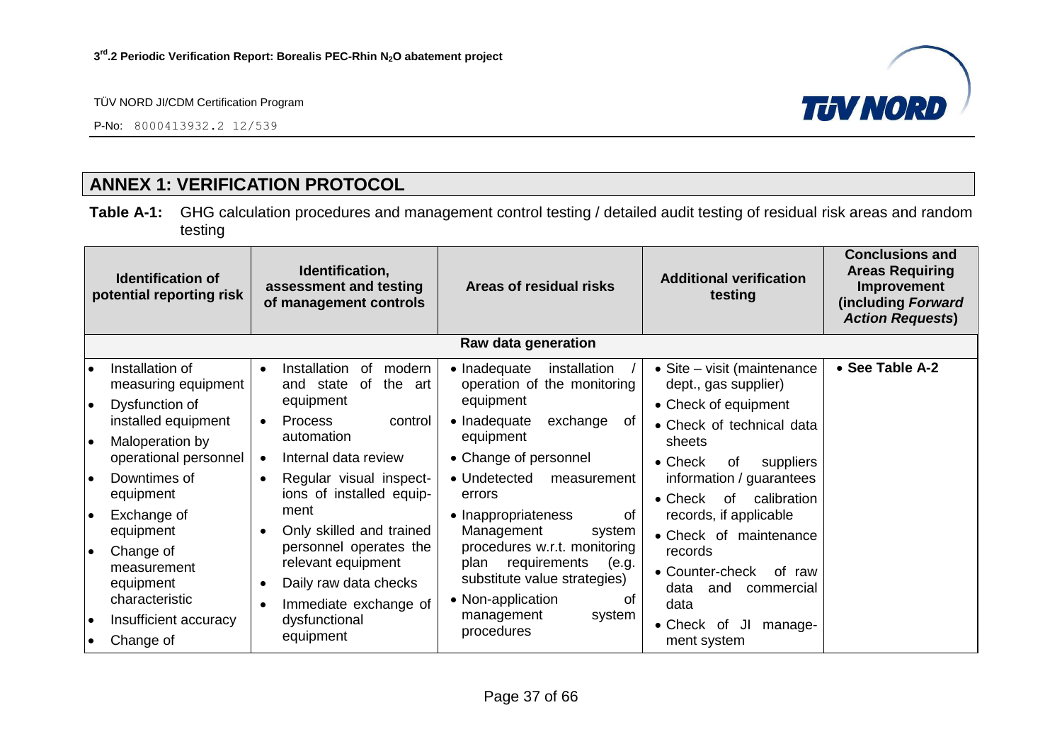## ANNEX 1: VERIFICATION PROTOCOL

**Table A-1:** GHG calculation procedures and management control testing / detailed audit testing of residual risk areas and random testing

| Identification of potential reporting risk | Identification, assessment and testing of management controls | Areas of residual risks | Additional verification testing | Conclusions and Areas Requiring Improvement (including *Forward Action Requests*) |
|---|---|---|---|---|
| **Raw data generation** | | | | |
| • Installation of measuring equipment<br>• Dysfunction of installed equipment<br>• Maloperation by operational personnel<br>• Downtimes of equipment<br>• Exchange of equipment<br>• Change of measurement equipment characteristic<br>• Insufficient accuracy<br>• Change of | • Installation of modern and state of the art equipment<br>• Process control automation<br>• Internal data review<br>• Regular visual inspections of installed equipment<br>• Only skilled and trained personnel operates the relevant equipment<br>• Daily raw data checks<br>• Immediate exchange of dysfunctional equipment | • Inadequate installation / operation of the monitoring equipment<br>• Inadequate exchange of equipment<br>• Change of personnel<br>• Undetected measurement errors<br>• Inappropriateness of Management system procedures w.r.t. monitoring plan requirements (e.g. substitute value strategies)<br>• Non-application of management system procedures | • Site – visit (maintenance dept., gas supplier)<br>• Check of equipment<br>• Check of technical data sheets<br>• Check of suppliers information / guarantees<br>• Check of calibration records, if applicable<br>• Check of maintenance records<br>• Counter-check of raw data and commercial data<br>• Check of JI management system | • **See Table A-2** |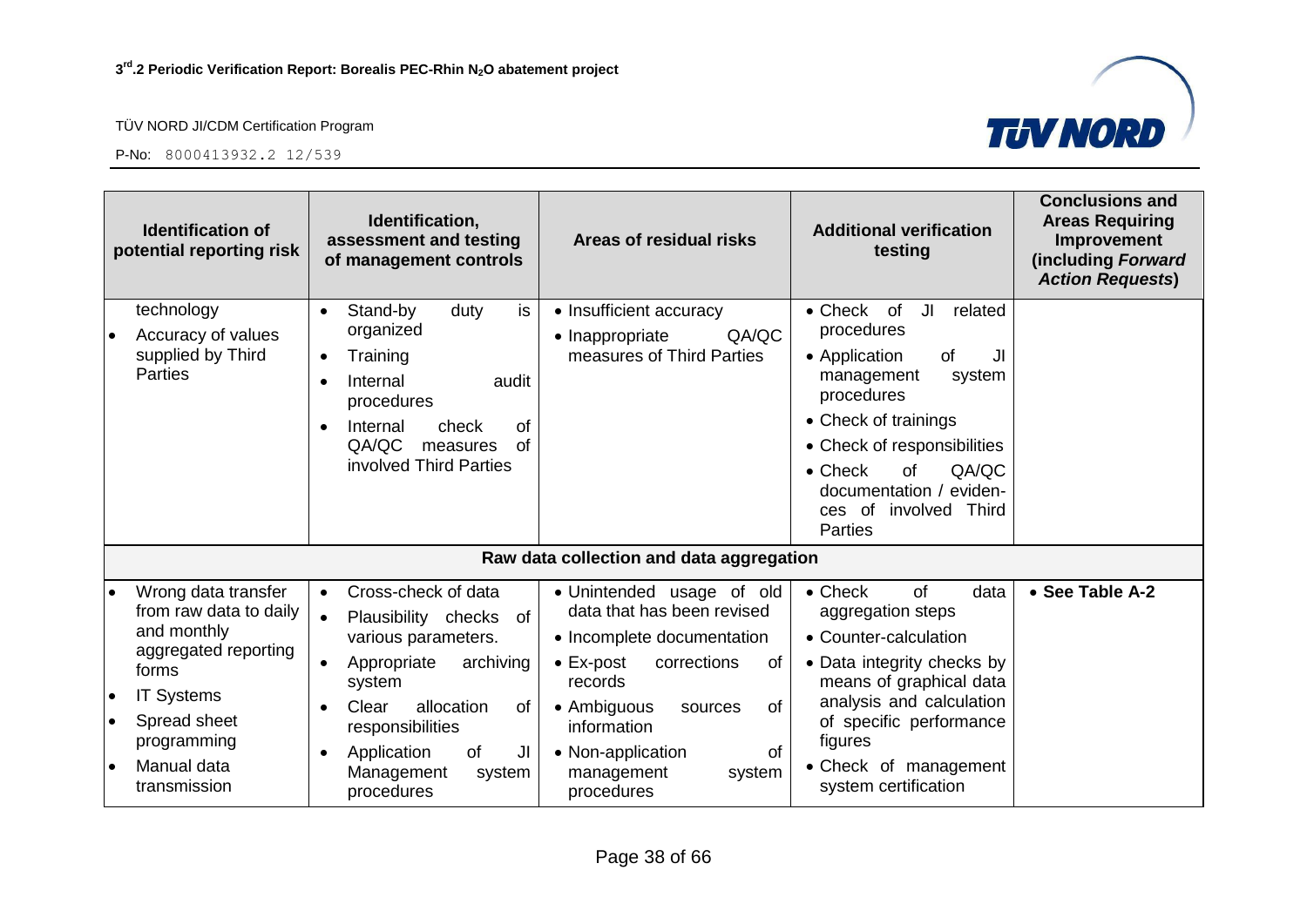| Identification of potential reporting risk | Identification, assessment and testing of management controls | Areas of residual risks | Additional verification testing | Conclusions and Areas Requiring Improvement (including *Forward Action Requests*) |
|---|---|---|---|---|
| technology<br>• Accuracy of values supplied by Third Parties | • Stand-by duty is organized<br>• Training<br>• Internal audit procedures<br>• Internal check of QA/QC measures of involved Third Parties | • Insufficient accuracy<br>• Inappropriate QA/QC measures of Third Parties | • Check of JI related procedures<br>• Application of JI management system procedures<br>• Check of trainings<br>• Check of responsibilities<br>• Check of QA/QC documentation / evidences of involved Third Parties | |
| **Raw data collection and data aggregation** | | | | |
| • Wrong data transfer from raw data to daily and monthly aggregated reporting forms<br>• IT Systems<br>• Spread sheet programming<br>• Manual data transmission | • Cross-check of data<br>• Plausibility checks of various parameters.<br>• Appropriate archiving system<br>• Clear allocation of responsibilities<br>• Application of JI Management system procedures | • Unintended usage of old data that has been revised<br>• Incomplete documentation<br>• Ex-post corrections of records<br>• Ambiguous sources of information<br>• Non-application of management system procedures | • Check of data aggregation steps<br>• Counter-calculation<br>• Data integrity checks by means of graphical data analysis and calculation of specific performance figures<br>• Check of management system certification | • **See Table A-2** |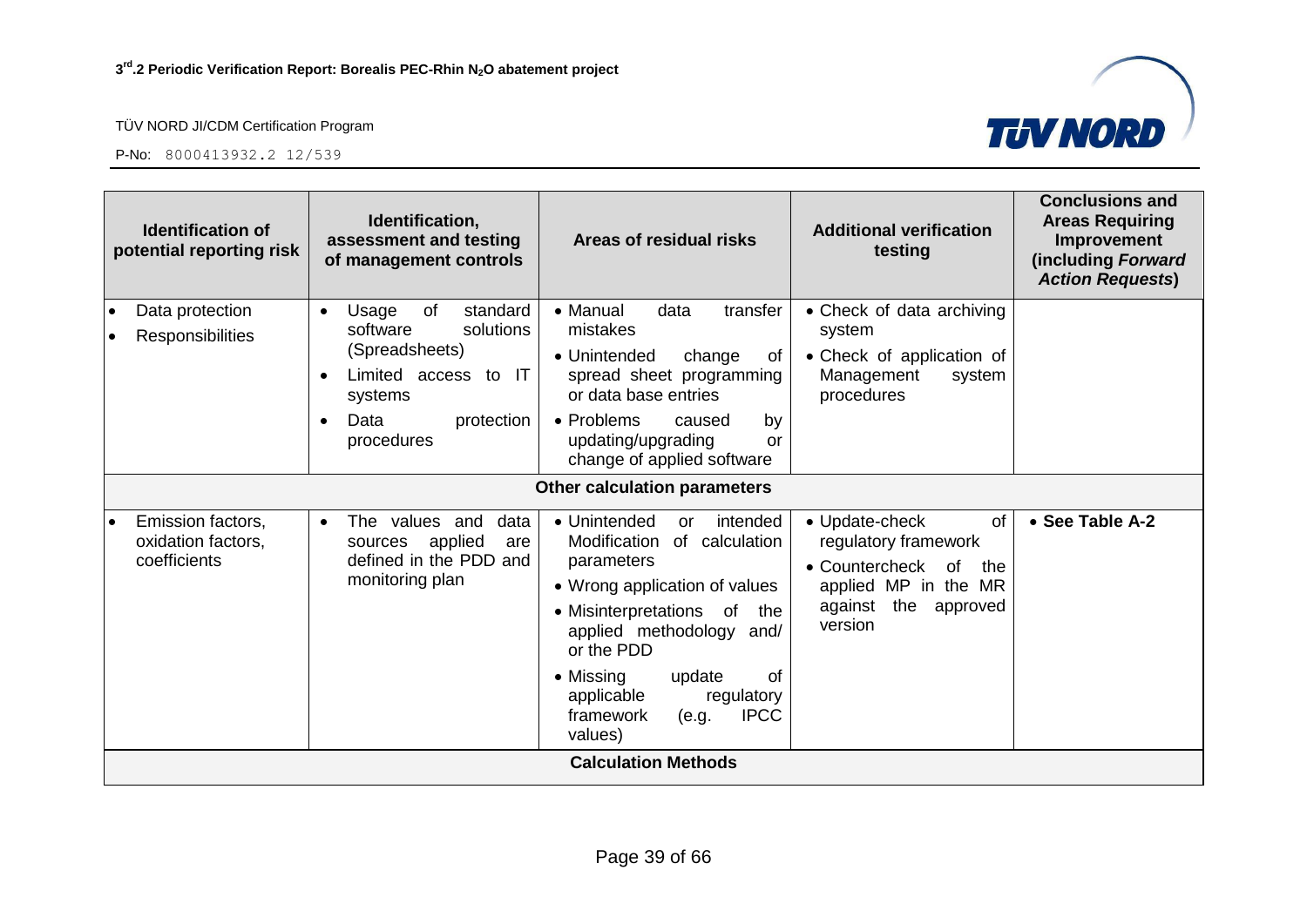| Identification of potential reporting risk | Identification, assessment and testing of management controls | Areas of residual risks | Additional verification testing | Conclusions and Areas Requiring Improvement (including *Forward Action Requests*) |
|---|---|---|---|---|
| • Data protection<br>• Responsibilities | • Usage of standard software solutions (Spreadsheets)<br>• Limited access to IT systems<br>• Data protection procedures | • Manual data transfer mistakes<br>• Unintended change of spread sheet programming or data base entries<br>• Problems caused by updating/upgrading or change of applied software | • Check of data archiving system<br>• Check of application of Management system procedures | |
| | | **Other calculation parameters** | | |
| • Emission factors, oxidation factors, coefficients | • The values and data sources applied are defined in the PDD and monitoring plan | • Unintended or intended Modification of calculation parameters<br>• Wrong application of values<br>• Misinterpretations of the applied methodology and/ or the PDD<br>• Missing update of applicable regulatory framework (e.g. IPCC values) | • Update-check of regulatory framework<br>• Countercheck of the applied MP in the MR against the approved version | • **See Table A-2** |
| | | **Calculation Methods** | | |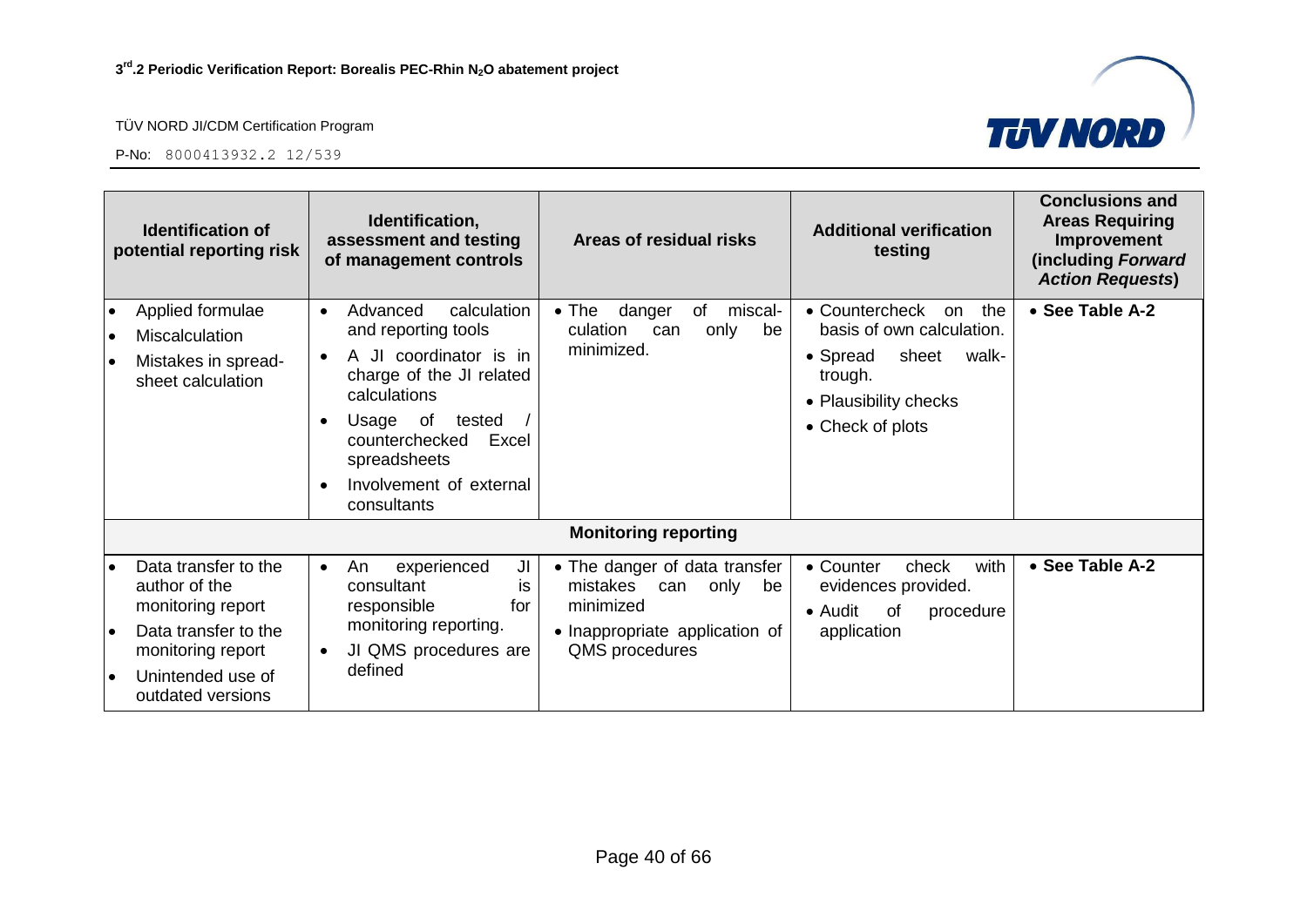| Identification of potential reporting risk | Identification, assessment and testing of management controls | Areas of residual risks | Additional verification testing | Conclusions and Areas Requiring Improvement (including *Forward Action Requests*) |
|---|---|---|---|---|
| • Applied formulae<br>• Miscalculation<br>• Mistakes in spread-sheet calculation | • Advanced calculation and reporting tools<br>• A JI coordinator is in charge of the JI related calculations<br>• Usage of tested / counterchecked Excel spreadsheets<br>• Involvement of external consultants | • The danger of miscal-culation can only be minimized. | • Countercheck on the basis of own calculation.<br>• Spread sheet walk-trough.<br>• Plausibility checks<br>• Check of plots | • **See Table A-2** |
| **Monitoring reporting** | | | | |
| • Data transfer to the author of the monitoring report<br>• Data transfer to the monitoring report<br>• Unintended use of outdated versions | • An experienced JI consultant is responsible for monitoring reporting.<br>• JI QMS procedures are defined | • The danger of data transfer mistakes can only be minimized<br>• Inappropriate application of QMS procedures | • Counter check with evidences provided.<br>• Audit of procedure application | • **See Table A-2** |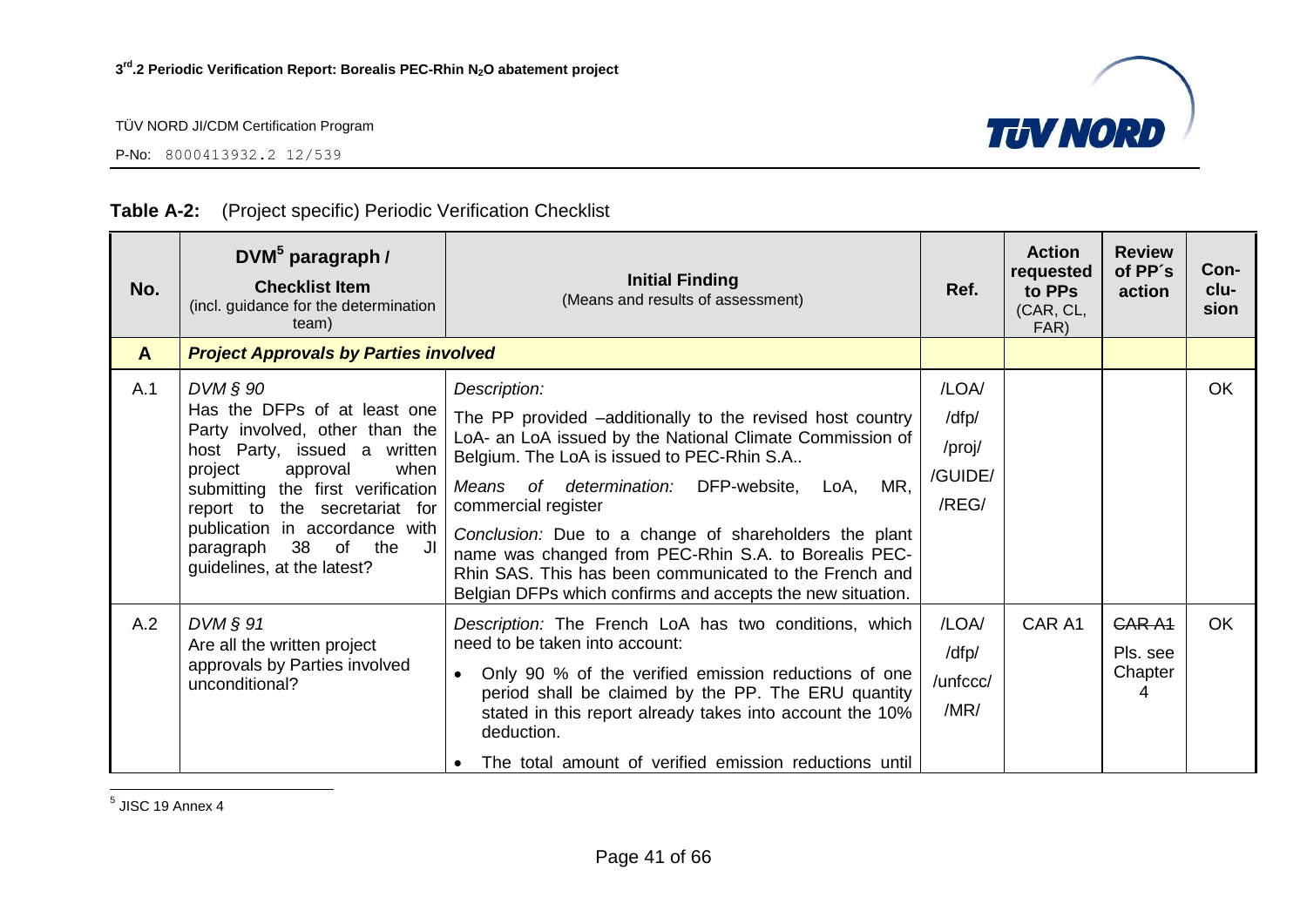**Table A-2:** (Project specific) Periodic Verification Checklist

| No. | DVM[5] paragraph / Checklist Item (incl. guidance for the determination team) | Initial Finding (Means and results of assessment) | Ref. | Action requested to PPs (CAR, CL, FAR) | Review of PP´s action | Con-clu-sion |
|---|---|---|---|---|---|---|
| **A** | ***Project Approvals by Parties involved*** | | | | | |
| A.1 | *DVM § 90* Has the DFPs of at least one Party involved, other than the host Party, issued a written project approval when submitting the first verification report to the secretariat for publication in accordance with paragraph 38 of the JI guidelines, at the latest? | *Description:* The PP provided –additionally to the revised host country LoA- an LoA issued by the National Climate Commission of Belgium. The LoA is issued to PEC-Rhin S.A.. *Means of determination:* DFP-website, LoA, MR, commercial register *Conclusion:* Due to a change of shareholders the plant name was changed from PEC-Rhin S.A. to Borealis PEC-Rhin SAS. This has been communicated to the French and Belgian DFPs which confirms and accepts the new situation. | /LOA/ /dfp/ /proj/ /GUIDE/ /REG/ | | | OK |
| A.2 | *DVM § 91* Are all the written project approvals by Parties involved unconditional? | *Description:* The French LoA has two conditions, which need to be taken into account: • Only 90 % of the verified emission reductions of one period shall be claimed by the PP. The ERU quantity stated in this report already takes into account the 10% deduction. • The total amount of verified emission reductions until | /LOA/ /dfp/ /unfccc/ /MR/ | CAR A1 | ~~CAR A1~~ Pls. see Chapter 4 | OK |

[5] JISC 19 Annex 4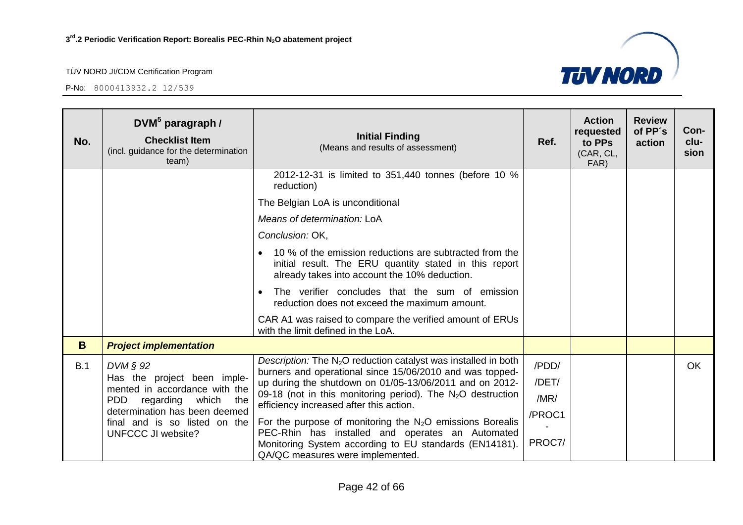| No. | DVM[5] paragraph / **Checklist Item** (incl. guidance for the determination team) | **Initial Finding** (Means and results of assessment) | Ref. | Action requested to PPs (CAR, CL, FAR) | Review of PP´s action | Con-clu-sion |
|---|---|---|---|---|---|---|
| | | 2012-12-31 is limited to 351,440 tonnes (before 10 % reduction)<br><br>The Belgian LoA is unconditional<br><br>*Means of determination:* LoA<br><br>*Conclusion:* OK,<br><br>• 10 % of the emission reductions are subtracted from the initial result. The ERU quantity stated in this report already takes into account the 10% deduction.<br><br>• The verifier concludes that the sum of emission reduction does not exceed the maximum amount.<br><br>CAR A1 was raised to compare the verified amount of ERUs with the limit defined in the LoA. | | | | |
| **B** | ***Project implementation*** | | | | | |
| B.1 | *DVM § 92*<br>Has the project been implemented in accordance with the PDD regarding which the determination has been deemed final and is so listed on the UNFCCC JI website? | *Description:* The $N_2O$ reduction catalyst was installed in both burners and operational since 15/06/2010 and was topped-up during the shutdown on 01/05-13/06/2011 and on 2012-09-18 (not in this monitoring period). The $N_2O$ destruction efficiency increased after this action.<br><br>For the purpose of monitoring the $N_2O$ emissions Borealis PEC-Rhin has installed and operates an Automated Monitoring System according to EU standards (EN14181). QA/QC measures were implemented. | /PDD/<br>/DET/<br>/MR/<br>/PROC1 - PROC7/ | | | OK |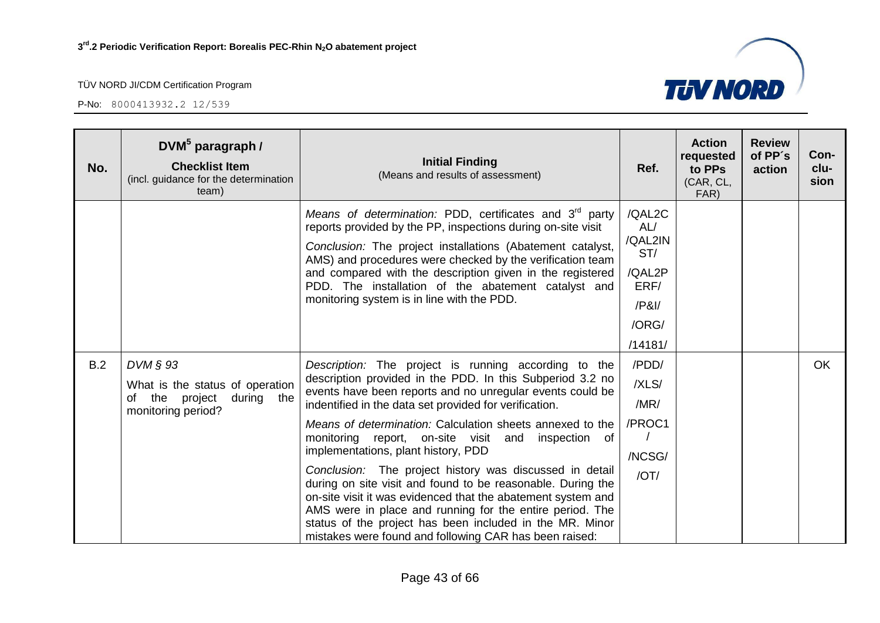| No. | DVM[5] paragraph / **Checklist Item** (incl. guidance for the determination team) | **Initial Finding** (Means and results of assessment) | Ref. | Action requested to PPs (CAR, CL, FAR) | Review of PP´s action | Con-clu-sion |
|---|---|---|---|---|---|---|
| | | *Means of determination:* PDD, certificates and 3[rd] party reports provided by the PP, inspections during on-site visit<br><br>*Conclusion:* The project installations (Abatement catalyst, AMS) and procedures were checked by the verification team and compared with the description given in the registered PDD. The installation of the abatement catalyst and monitoring system is in line with the PDD. | /QAL2CAL/<br>/QAL2INST/<br>/QAL2PERF/<br>/P&I/<br>/ORG/<br>/14181/ | | | |
| B.2 | *DVM § 93*<br>What is the status of operation of the project during the monitoring period? | *Description:* The project is running according to the description provided in the PDD. In this Subperiod 3.2 no events have been reports and no unregular events could be indentified in the data set provided for verification.<br><br>*Means of determination:* Calculation sheets annexed to the monitoring report, on-site visit and inspection of implementations, plant history, PDD<br><br>*Conclusion:* The project history was discussed in detail during on site visit and found to be reasonable. During the on-site visit it was evidenced that the abatement system and AMS were in place and running for the entire period. The status of the project has been included in the MR. Minor mistakes were found and following CAR has been raised: | /PDD/<br>/XLS/<br>/MR/<br>/PROC1/<br>/NCSG/<br>/OT/ | | | OK |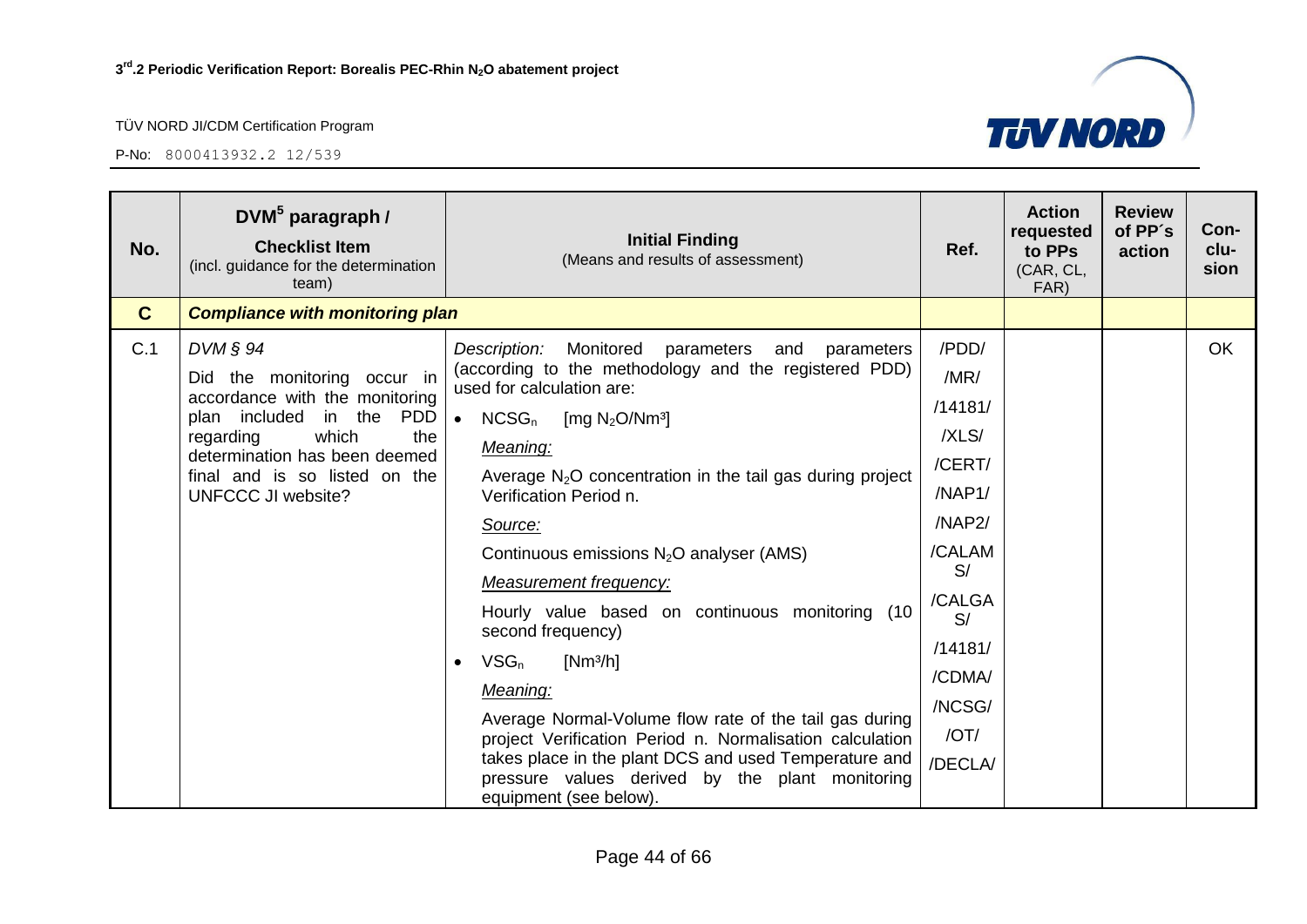| No. | DVM[5] paragraph / **Checklist Item** (incl. guidance for the determination team) | **Initial Finding** (Means and results of assessment) | Ref. | Action requested to PPs (CAR, CL, FAR) | Review of PP´s action | Con-clu-sion |
|---|---|---|---|---|---|---|
| **C** | ***Compliance with monitoring plan*** | | | | | |
| C.1 | *DVM § 94* Did the monitoring occur in accordance with the monitoring plan included in the PDD regarding which the determination has been deemed final and is so listed on the UNFCCC JI website? | *Description:* Monitored parameters and parameters (according to the methodology and the registered PDD) used for calculation are: <br>• $NCSG_n$ [mg $N_2O$/Nm³] <br>*Meaning:* <br>Average $N_2O$ concentration in the tail gas during project Verification Period n. <br>*Source:* <br>Continuous emissions $N_2O$ analyser (AMS) <br>*Measurement frequency:* <br>Hourly value based on continuous monitoring (10 second frequency) <br>• $VSG_n$ [Nm³/h] <br>*Meaning:* <br>Average Normal-Volume flow rate of the tail gas during project Verification Period n. Normalisation calculation takes place in the plant DCS and used Temperature and pressure values derived by the plant monitoring equipment (see below). | /PDD/ /MR/ /14181/ /XLS/ /CERT/ /NAP1/ /NAP2/ /CALAMS/ /CALGAS/ /14181/ /CDMA/ /NCSG/ /OT/ /DECLA/ | | | OK |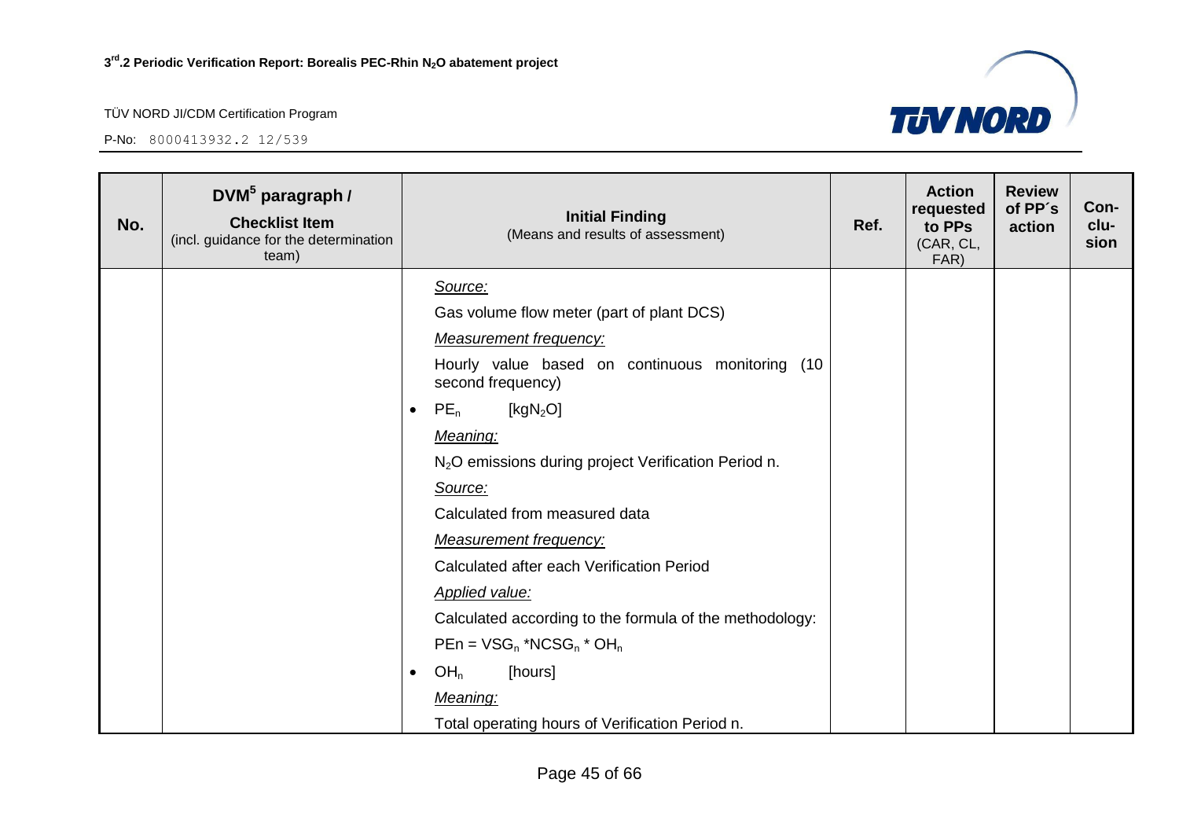| No. | DVM[5] paragraph / **Checklist Item** (incl. guidance for the determination team) | **Initial Finding** (Means and results of assessment) | Ref. | Action requested to PPs (CAR, CL, FAR) | Review of PP´s action | Con-clu-sion |
|---|---|---|---|---|---|---|
| | | *Source:*<br>Gas volume flow meter (part of plant DCS)<br>*Measurement frequency:*<br>Hourly value based on continuous monitoring (10 second frequency)<br>• $PE_n$ [$kgN_2O$]<br>*Meaning:*<br>$N_2O$ emissions during project Verification Period n.<br>*Source:*<br>Calculated from measured data<br>*Measurement frequency:*<br>Calculated after each Verification Period<br>*Applied value:*<br>Calculated according to the formula of the methodology:<br>$PEn = VSG_n * NCSG_n * OH_n$<br>• $OH_n$ [hours]<br>*Meaning:*<br>Total operating hours of Verification Period n. | | | | |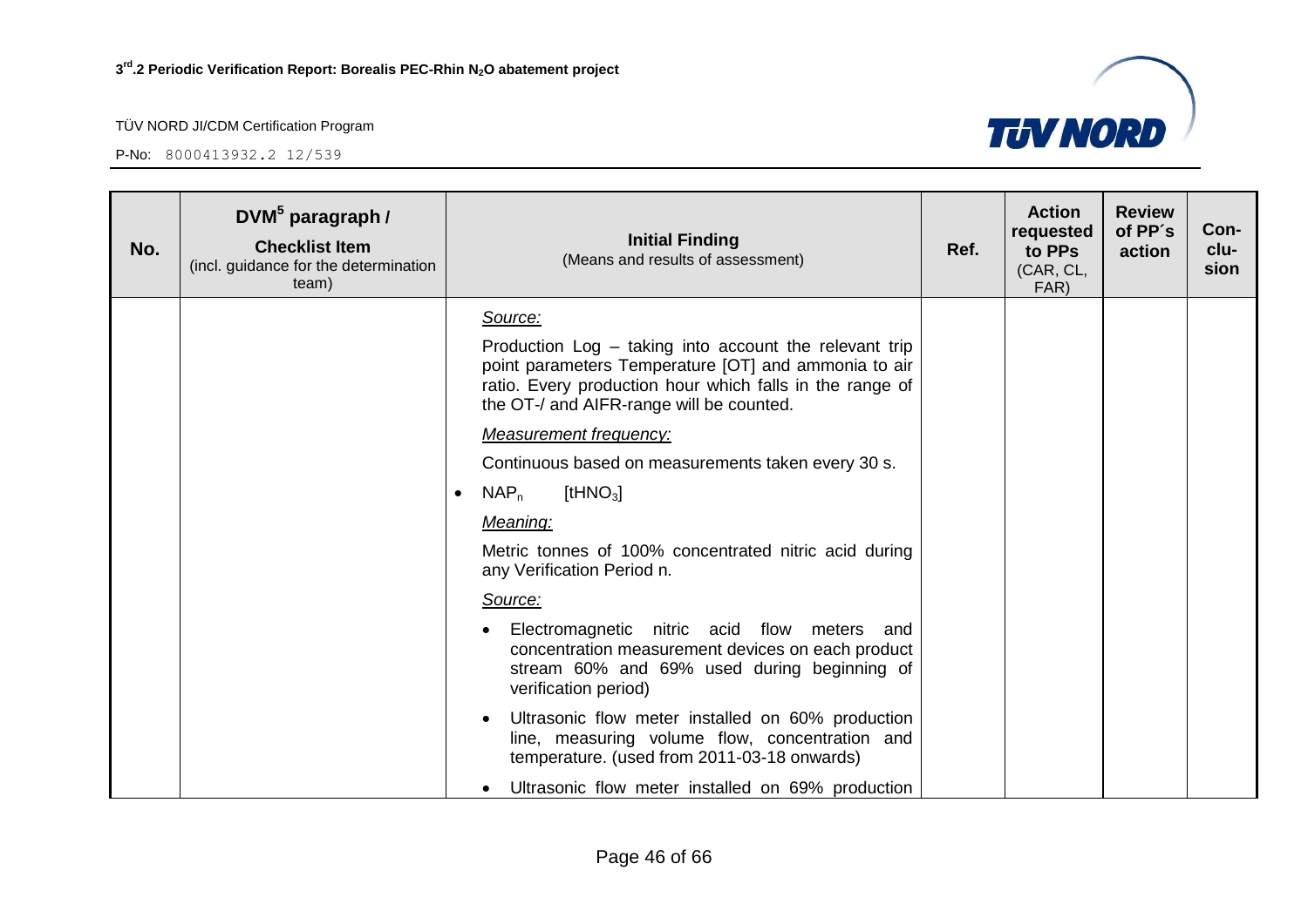| No. | DVM[5] paragraph / Checklist Item (incl. guidance for the determination team) | Initial Finding (Means and results of assessment) | Ref. | Action requested to PPs (CAR, CL, FAR) | Review of PP´s action | Con-clu-sion |
|---|---|---|---|---|---|---|
| | | *Source:*<br><br>Production Log – taking into account the relevant trip point parameters Temperature [OT] and ammonia to air ratio. Every production hour which falls in the range of the OT-/ and AIFR-range will be counted.<br><br>*Measurement frequency:*<br><br>Continuous based on measurements taken every 30 s.<br><br>• $NAP_n$ [t$HNO_3$]<br><br>*Meaning:*<br><br>Metric tonnes of 100% concentrated nitric acid during any Verification Period n.<br><br>*Source:*<br><br>• Electromagnetic nitric acid flow meters and concentration measurement devices on each product stream 60% and 69% used during beginning of verification period)<br><br>• Ultrasonic flow meter installed on 60% production line, measuring volume flow, concentration and temperature. (used from 2011-03-18 onwards)<br><br>• Ultrasonic flow meter installed on 69% production | | | | |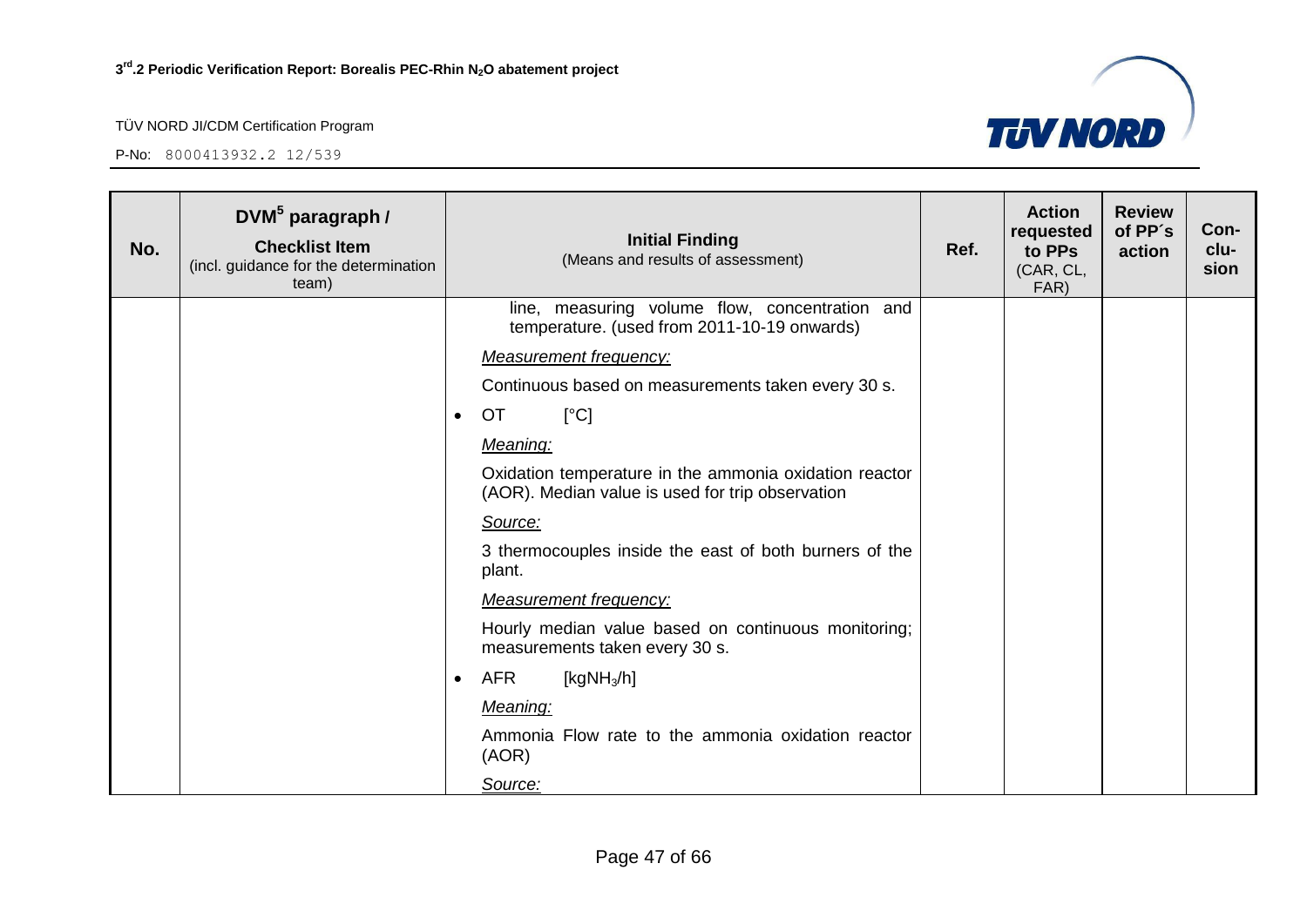| No. | DVM[5] paragraph / Checklist Item (incl. guidance for the determination team) | Initial Finding (Means and results of assessment) | Ref. | Action requested to PPs (CAR, CL, FAR) | Review of PP´s action | Con-clu-sion |
|---|---|---|---|---|---|---|
| | | line, measuring volume flow, concentration and temperature. (used from 2011-10-19 onwards)<br><br>*Measurement frequency:*<br><br>Continuous based on measurements taken every 30 s.<br><br>• OT [°C]<br><br>*Meaning:*<br><br>Oxidation temperature in the ammonia oxidation reactor (AOR). Median value is used for trip observation<br><br>*Source:*<br><br>3 thermocouples inside the east of both burners of the plant.<br><br>*Measurement frequency:*<br><br>Hourly median value based on continuous monitoring; measurements taken every 30 s.<br><br>• AFR [kg$NH_3$/h]<br><br>*Meaning:*<br><br>Ammonia Flow rate to the ammonia oxidation reactor (AOR)<br><br>*Source:* | | | | |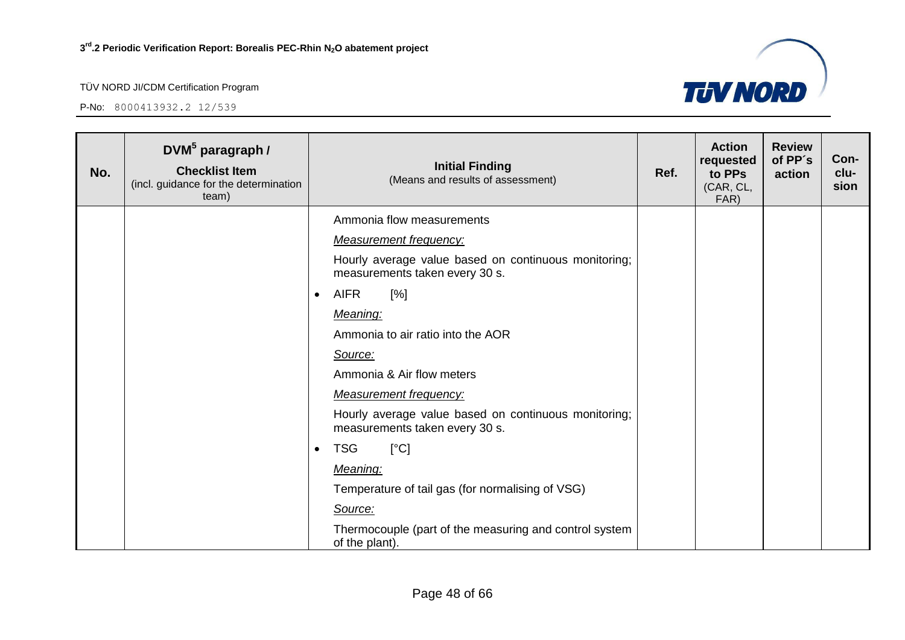| No. | DVM[5] paragraph / Checklist Item (incl. guidance for the determination team) | Initial Finding (Means and results of assessment) | Ref. | Action requested to PPs (CAR, CL, FAR) | Review of PP´s action | Con-clu-sion |
|---|---|---|---|---|---|---|
| | | Ammonia flow measurements<br>*Measurement frequency:*<br>Hourly average value based on continuous monitoring; measurements taken every 30 s.<br>• AIFR [%]<br>*Meaning:*<br>Ammonia to air ratio into the AOR<br>*Source:*<br>Ammonia & Air flow meters<br>*Measurement frequency:*<br>Hourly average value based on continuous monitoring; measurements taken every 30 s.<br>• TSG [°C]<br>*Meaning:*<br>Temperature of tail gas (for normalising of VSG)<br>*Source:*<br>Thermocouple (part of the measuring and control system of the plant). | | | | |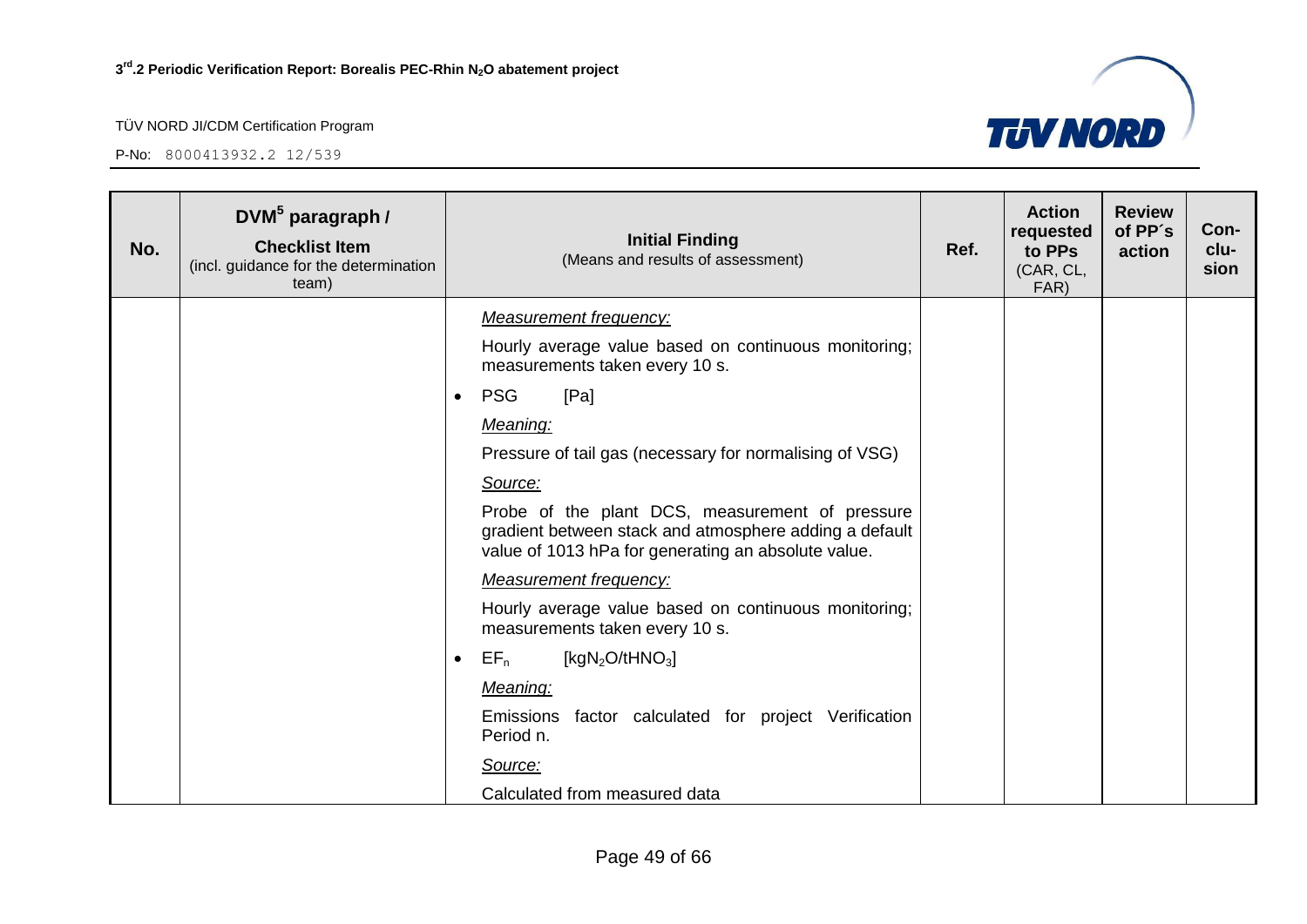| No. | DVM[5] paragraph / **Checklist Item** (incl. guidance for the determination team) | **Initial Finding** (Means and results of assessment) | Ref. | Action requested to PPs (CAR, CL, FAR) | Review of PP´s action | Con-clu-sion |
|---|---|---|---|---|---|---|
| | | *Measurement frequency:*<br>Hourly average value based on continuous monitoring; measurements taken every 10 s.<br>• PSG [Pa]<br>*Meaning:*<br>Pressure of tail gas (necessary for normalising of VSG)<br>*Source:*<br>Probe of the plant DCS, measurement of pressure gradient between stack and atmosphere adding a default value of 1013 hPa for generating an absolute value.<br>*Measurement frequency:*<br>Hourly average value based on continuous monitoring; measurements taken every 10 s.<br>• $EF_n$ [$kgN_2O/tHNO_3$]<br>*Meaning:*<br>Emissions factor calculated for project Verification Period n.<br>*Source:*<br>Calculated from measured data | | | | |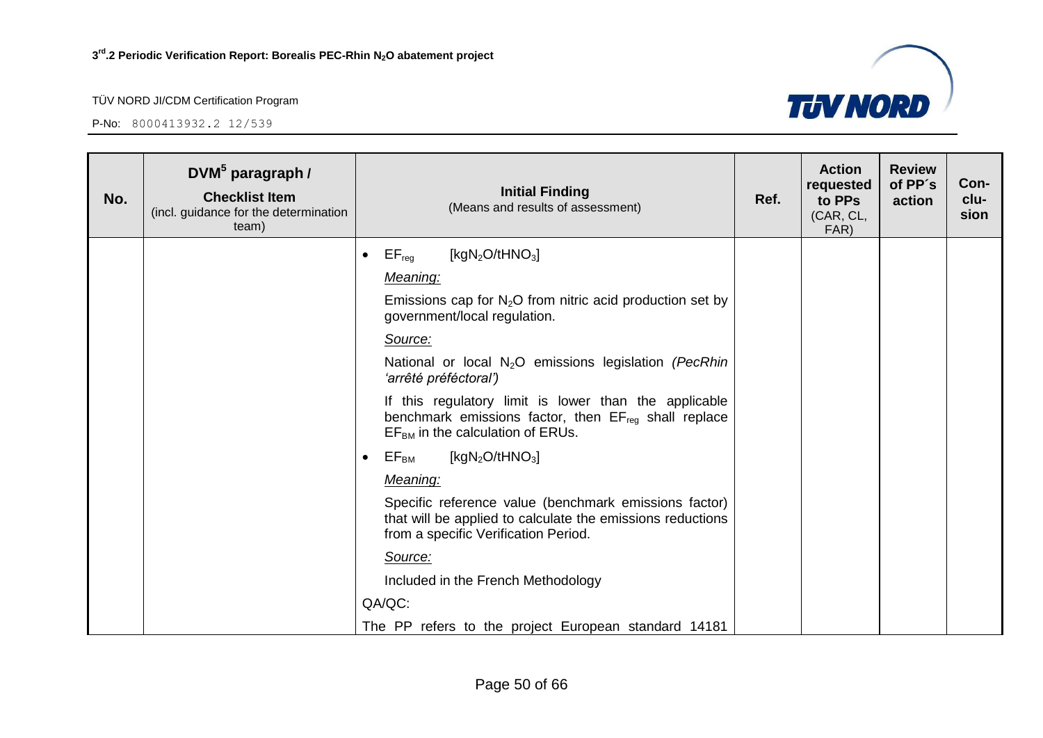| No. | DVM[5] paragraph / **Checklist Item** (incl. guidance for the determination team) | **Initial Finding** (Means and results of assessment) | Ref. | Action requested to PPs (CAR, CL, FAR) | Review of PP´s action | Con-clu-sion |
|---|---|---|---|---|---|---|
| | | • $EF_{reg}$ [$kgN_2O/tHNO_3$]<br>*Meaning:*<br>Emissions cap for $N_2O$ from nitric acid production set by government/local regulation.<br>*Source:*<br>National or local $N_2O$ emissions legislation *(PecRhin 'arrêté préféctoral')*<br>If this regulatory limit is lower than the applicable benchmark emissions factor, then $EF_{reg}$ shall replace $EF_{BM}$ in the calculation of ERUs.<br>• $EF_{BM}$ [$kgN_2O/tHNO_3$]<br>*Meaning:*<br>Specific reference value (benchmark emissions factor) that will be applied to calculate the emissions reductions from a specific Verification Period.<br>*Source:*<br>Included in the French Methodology<br>QA/QC:<br>The PP refers to the project European standard 14181 | | | | |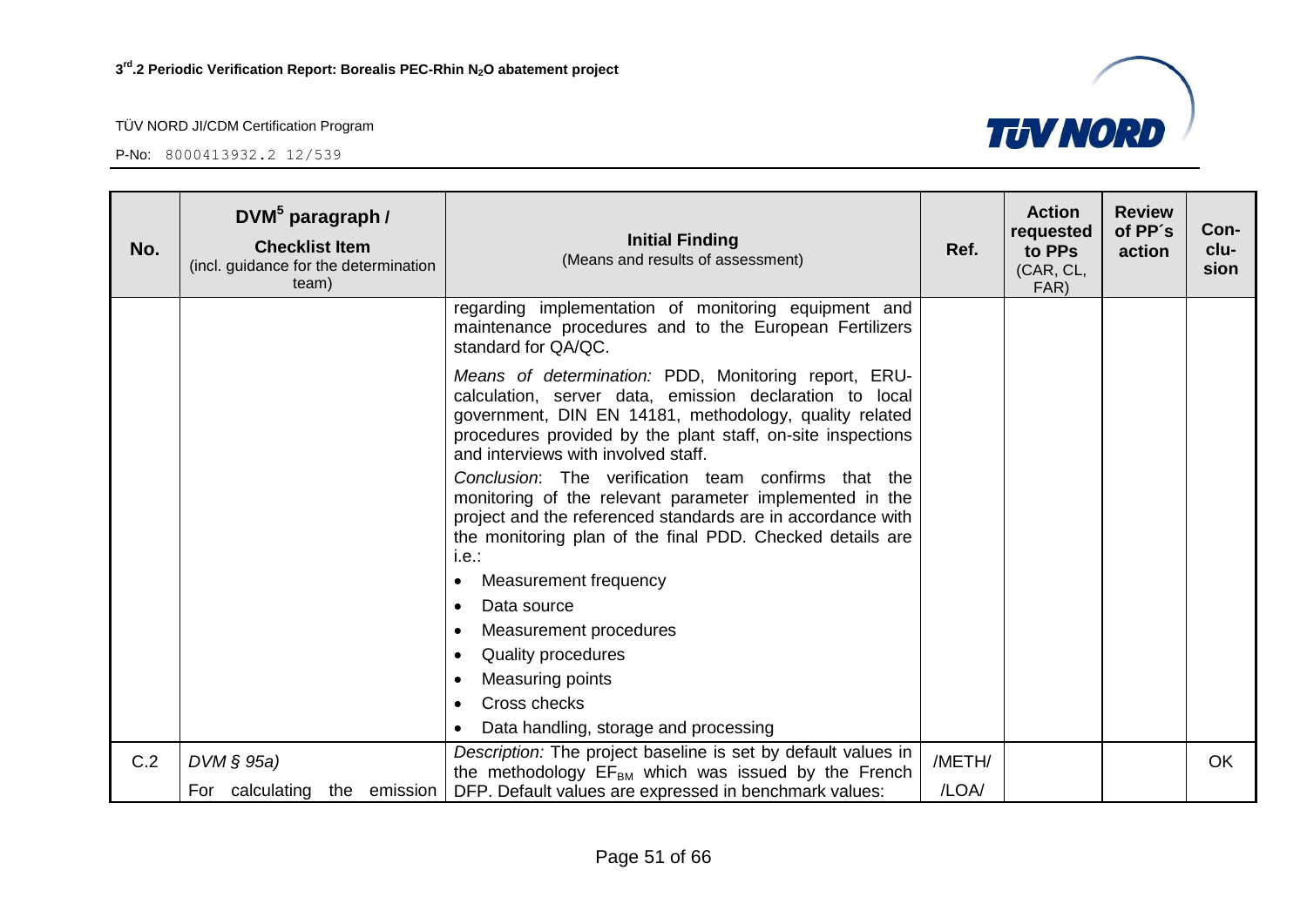| No. | DVM[5] paragraph / **Checklist Item** (incl. guidance for the determination team) | **Initial Finding** (Means and results of assessment) | Ref. | Action requested to PPs (CAR, CL, FAR) | Review of PP´s action | Con-clu-sion |
|---|---|---|---|---|---|---|
| | | regarding implementation of monitoring equipment and maintenance procedures and to the European Fertilizers standard for QA/QC.<br><br>*Means of determination:* PDD, Monitoring report, ERU-calculation, server data, emission declaration to local government, DIN EN 14181, methodology, quality related procedures provided by the plant staff, on-site inspections and interviews with involved staff.<br><br>*Conclusion*: The verification team confirms that the monitoring of the relevant parameter implemented in the project and the referenced standards are in accordance with the monitoring plan of the final PDD. Checked details are i.e.:<br>• Measurement frequency<br>• Data source<br>• Measurement procedures<br>• Quality procedures<br>• Measuring points<br>• Cross checks<br>• Data handling, storage and processing | | | | |
| C.2 | *DVM § 95a)*<br>For calculating the emission | *Description:* The project baseline is set by default values in the methodology $EF_{BM}$ which was issued by the French DFP. Default values are expressed in benchmark values: | /METH/<br>/LOA/ | | | OK |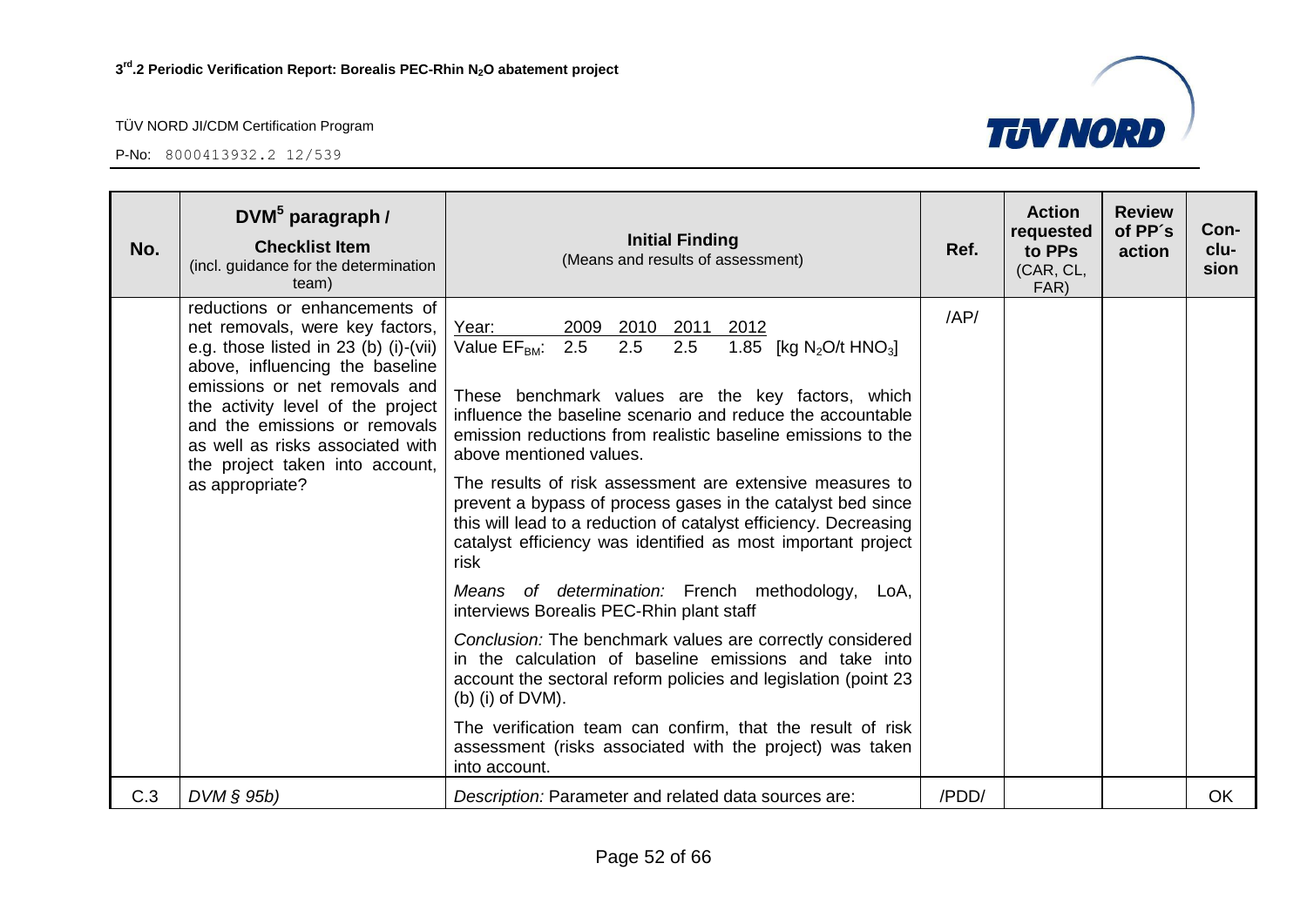| No. | DVM[5] paragraph / **Checklist Item** (incl. guidance for the determination team) | **Initial Finding** (Means and results of assessment) | Ref. | Action requested to PPs (CAR, CL, FAR) | Review of PP´s action | Con-clu-sion |
|---|---|---|---|---|---|---|
| | reductions or enhancements of net removals, were key factors, e.g. those listed in 23 (b) (i)-(vii) above, influencing the baseline emissions or net removals and the activity level of the project and the emissions or removals as well as risks associated with the project taken into account, as appropriate? | Year: 2009 2010 2011 2012<br>Value $EF_{BM}$: 2.5 2.5 2.5 1.85 [kg $N_2O$/t $HNO_3$]<br><br>These benchmark values are the key factors, which influence the baseline scenario and reduce the accountable emission reductions from realistic baseline emissions to the above mentioned values.<br><br>The results of risk assessment are extensive measures to prevent a bypass of process gases in the catalyst bed since this will lead to a reduction of catalyst efficiency. Decreasing catalyst efficiency was identified as most important project risk<br><br>*Means of determination:* French methodology, LoA, interviews Borealis PEC-Rhin plant staff<br><br>*Conclusion:* The benchmark values are correctly considered in the calculation of baseline emissions and take into account the sectoral reform policies and legislation (point 23 (b) (i) of DVM).<br><br>The verification team can confirm, that the result of risk assessment (risks associated with the project) was taken into account. | /AP/ | | | |
| C.3 | *DVM § 95b)* | *Description:* Parameter and related data sources are: | /PDD/ | | | OK |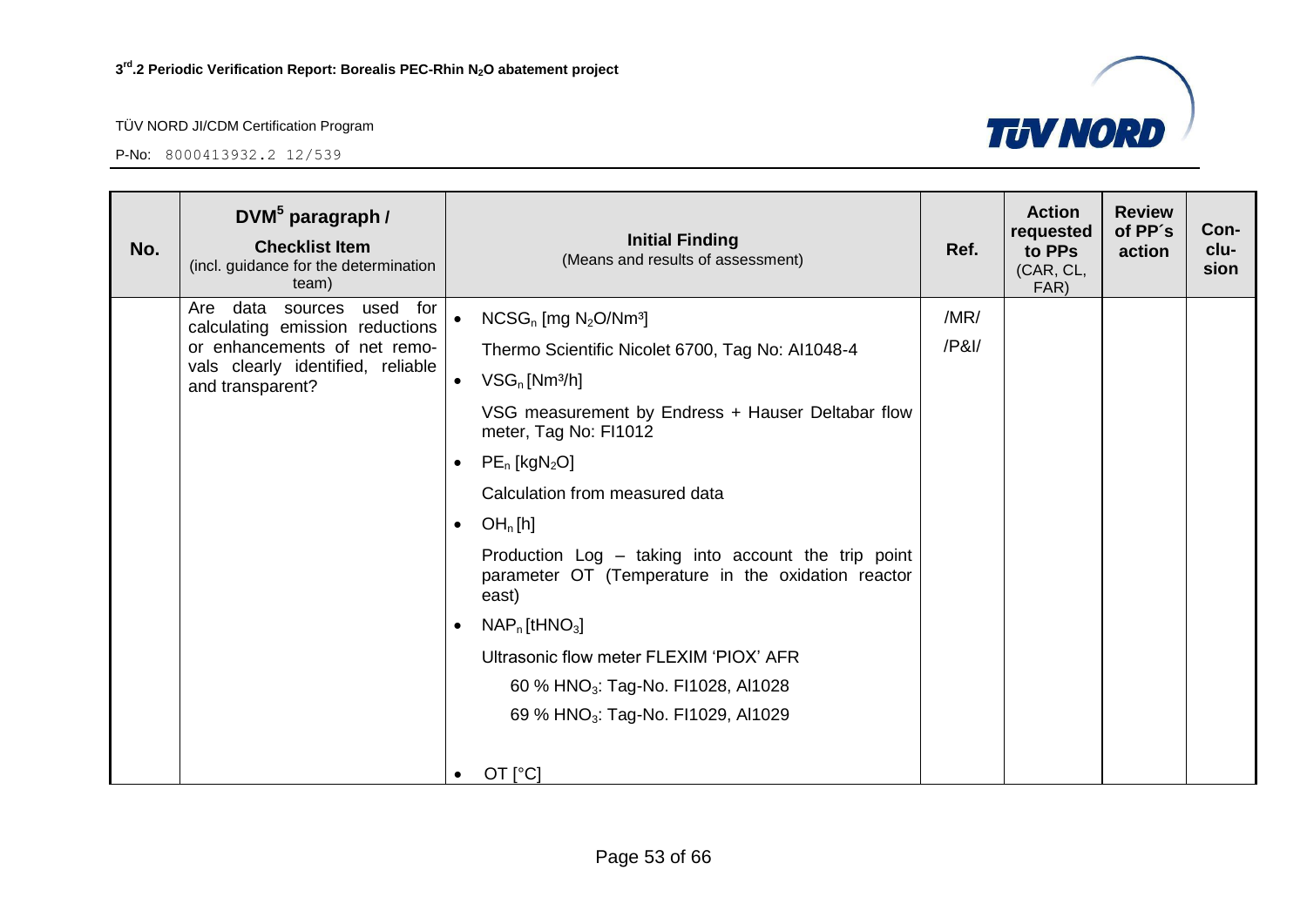| No. | DVM[5] paragraph / **Checklist Item** (incl. guidance for the determination team) | **Initial Finding** (Means and results of assessment) | Ref. | Action requested to PPs (CAR, CL, FAR) | Review of PP´s action | Con-clu-sion |
|---|---|---|---|---|---|---|
| | Are data sources used for calculating emission reductions or enhancements of net removals clearly identified, reliable and transparent? | • $NCSG_n$ [mg $N_2O$/Nm³]<br>Thermo Scientific Nicolet 6700, Tag No: AI1048-4<br>• $VSG_n$ [Nm³/h]<br>VSG measurement by Endress + Hauser Deltabar flow meter, Tag No: FI1012<br>• $PE_n$ [kg$N_2O$]<br>Calculation from measured data<br>• $OH_n$ [h]<br>Production Log – taking into account the trip point parameter OT (Temperature in the oxidation reactor east)<br>• $NAP_n$ [t$HNO_3$]<br>Ultrasonic flow meter FLEXIM 'PIOX' AFR<br>60 % $HNO_3$: Tag-No. FI1028, AI1028<br>69 % $HNO_3$: Tag-No. FI1029, AI1029<br>• OT [°C] | /MR/<br>/P&I/ | | | |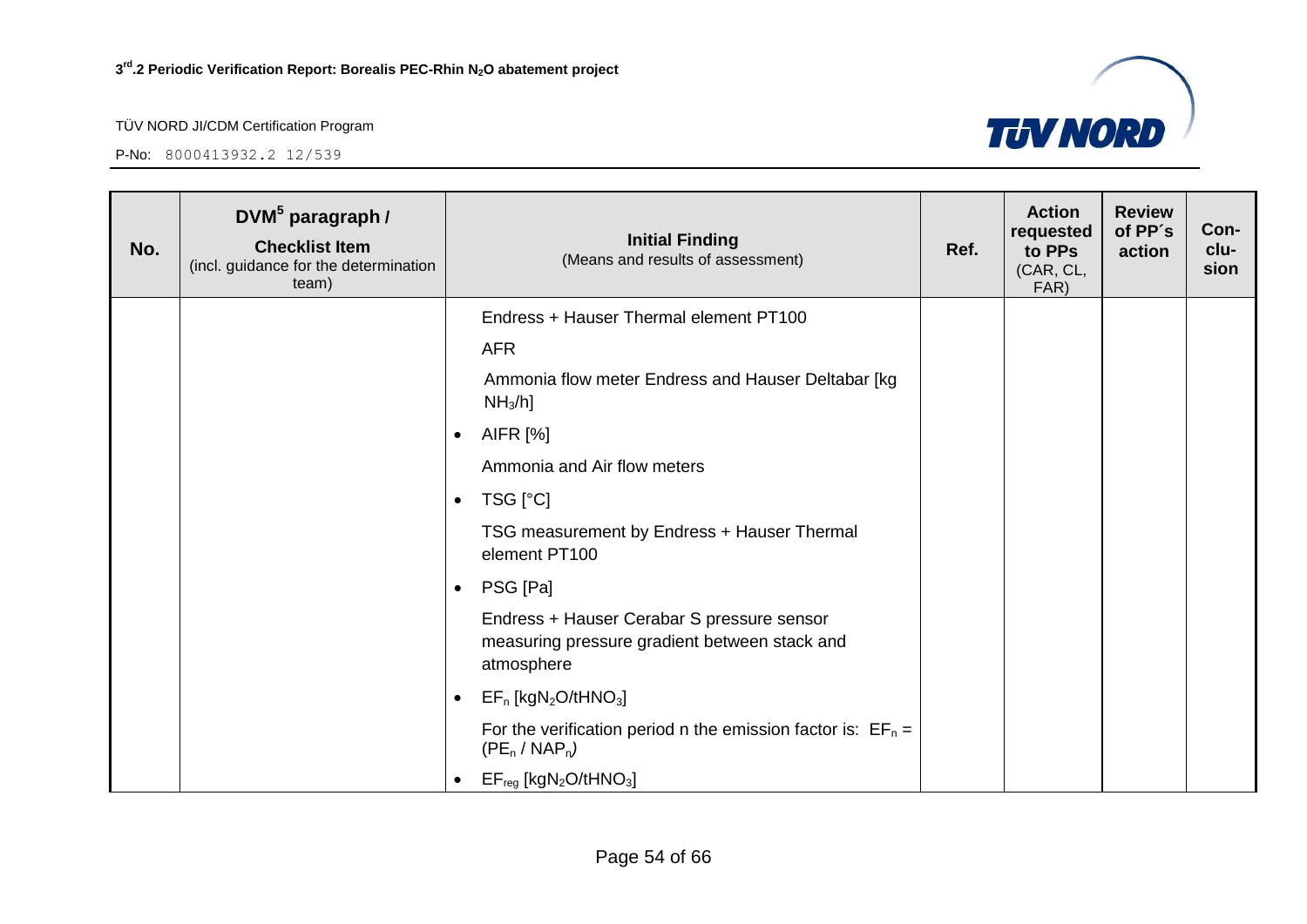| No. | DVM[5] paragraph / Checklist Item (incl. guidance for the determination team) | Initial Finding (Means and results of assessment) | Ref. | Action requested to PPs (CAR, CL, FAR) | Review of PP´s action | Con-clu-sion |
|---|---|---|---|---|---|---|
| | | Endress + Hauser Thermal element PT100 | | | | |
| | | AFR | | | | |
| | | Ammonia flow meter Endress and Hauser Deltabar [kg $NH_3$/h] | | | | |
| | | • AIFR [%] | | | | |
| | | Ammonia and Air flow meters | | | | |
| | | • TSG [°C] | | | | |
| | | TSG measurement by Endress + Hauser Thermal element PT100 | | | | |
| | | • PSG [Pa] | | | | |
| | | Endress + Hauser Cerabar S pressure sensor measuring pressure gradient between stack and atmosphere | | | | |
| | | • $EF_n$ [$kgN_2O/tHNO_3$] | | | | |
| | | For the verification period n the emission factor is: $EF_n = (PE_n / NAP_n)$ | | | | |
| | | • $EF_{reg}$ [$kgN_2O/tHNO_3$] | | | | |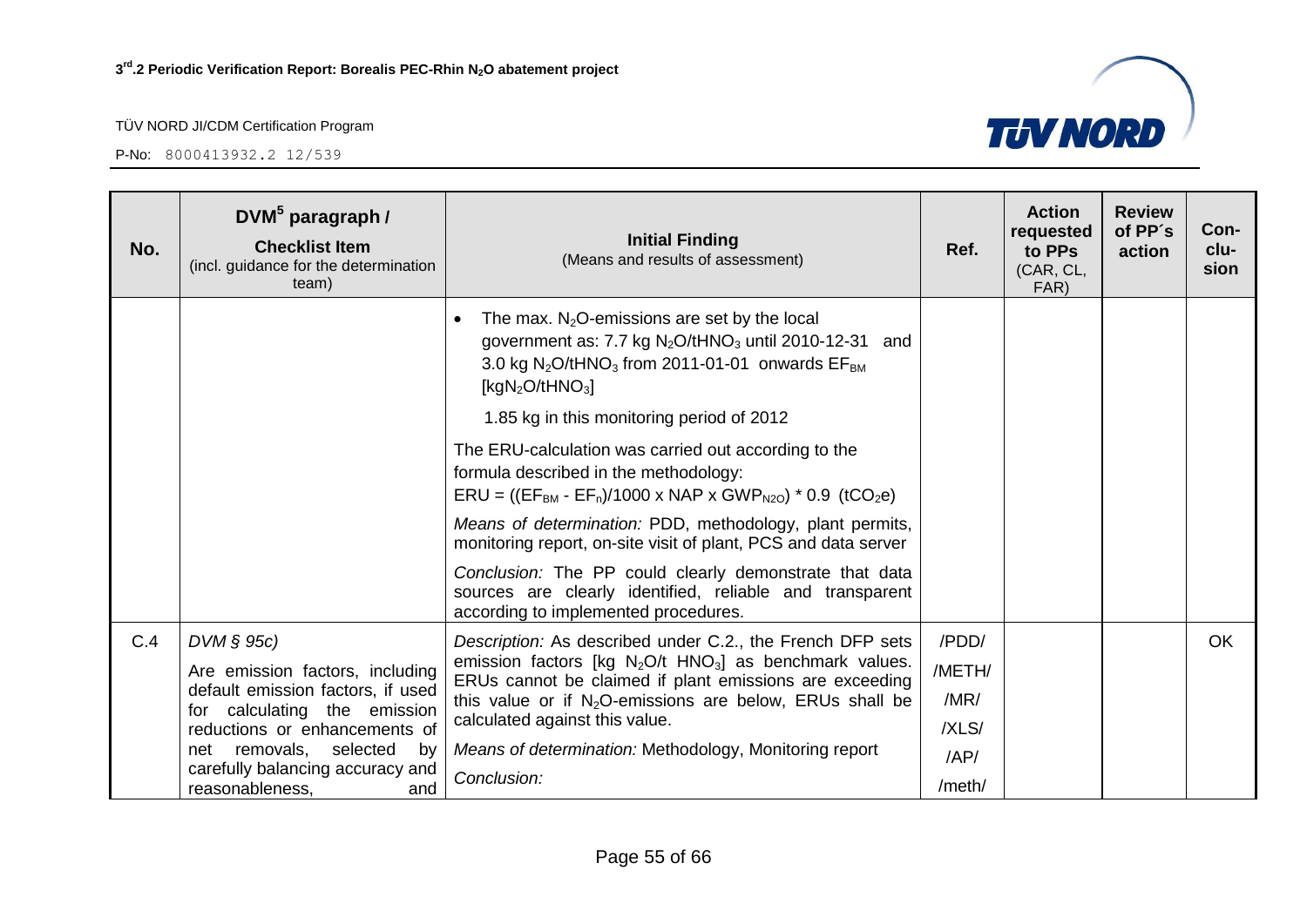| No. | DVM[5] paragraph / **Checklist Item** (incl. guidance for the determination team) | **Initial Finding** (Means and results of assessment) | Ref. | Action requested to PPs (CAR, CL, FAR) | Review of PP´s action | Con-clu-sion |
|---|---|---|---|---|---|---|
| | | • The max. $N_2O$-emissions are set by the local government as: 7.7 kg $N_2O/tHNO_3$ until 2010-12-31 and 3.0 kg $N_2O/tHNO_3$ from 2011-01-01 onwards $EF_{BM}$ [$kgN_2O/tHNO_3$]<br><br>1.85 kg in this monitoring period of 2012<br><br>The ERU-calculation was carried out according to the formula described in the methodology:<br>$ERU = ((EF_{BM} - EF_n)/1000 \times NAP \times GWP_{N2O}) * 0.9$ ($tCO_2e$)<br><br>*Means of determination:* PDD, methodology, plant permits, monitoring report, on-site visit of plant, PCS and data server<br><br>*Conclusion:* The PP could clearly demonstrate that data sources are clearly identified, reliable and transparent according to implemented procedures. | | | | |
| C.4 | *DVM § 95c)*<br><br>Are emission factors, including default emission factors, if used for calculating the emission reductions or enhancements of net removals, selected by carefully balancing accuracy and reasonableness, and | *Description:* As described under C.2., the French DFP sets emission factors [kg $N_2O$/t $HNO_3$] as benchmark values. ERUs cannot be claimed if plant emissions are exceeding this value or if $N_2O$-emissions are below, ERUs shall be calculated against this value.<br><br>*Means of determination:* Methodology, Monitoring report<br><br>*Conclusion:* | /PDD/<br>/METH/<br>/MR/<br>/XLS/<br>/AP/<br>/meth/ | | | OK |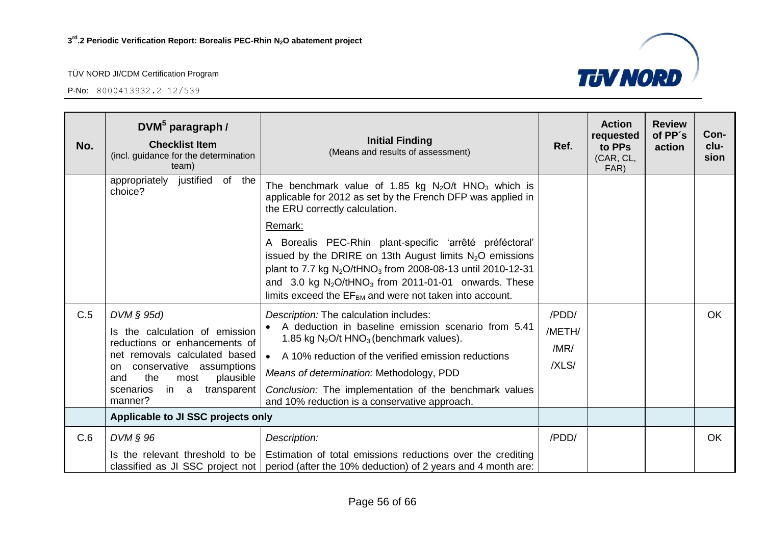| No. | DVM[5] paragraph / **Checklist Item** (incl. guidance for the determination team) | **Initial Finding** (Means and results of assessment) | Ref. | Action requested to PPs (CAR, CL, FAR) | Review of PP´s action | Con-clu-sion |
|---|---|---|---|---|---|---|
| | appropriately justified of the choice? | The benchmark value of 1.85 kg $N_2O$/t $HNO_3$ which is applicable for 2012 as set by the French DFP was applied in the ERU correctly calculation.<br><br>Remark:<br><br>A Borealis PEC-Rhin plant-specific 'arrêté préféctoral' issued by the DRIRE on 13th August limits $N_2O$ emissions plant to 7.7 kg $N_2O$/t$HNO_3$ from 2008-08-13 until 2010-12-31 and 3.0 kg $N_2O$/t$HNO_3$ from 2011-01-01 onwards. These limits exceed the $EF_{BM}$ and were not taken into account. | | | | |
| C.5 | *DVM § 95d)*<br><br>Is the calculation of emission reductions or enhancements of net removals calculated based on conservative assumptions and the most plausible scenarios in a transparent manner? | *Description:* The calculation includes:<br>• A deduction in baseline emission scenario from 5.41 1.85 kg $N_2O$/t $HNO_3$ (benchmark values).<br>• A 10% reduction of the verified emission reductions<br><br>*Means of determination:* Methodology, PDD<br><br>*Conclusion:* The implementation of the benchmark values and 10% reduction is a conservative approach. | /PDD/<br>/METH/<br>/MR/<br>/XLS/ | | | OK |
| | **Applicable to JI SSC projects only** | | | | | |
| C.6 | *DVM § 96*<br><br>Is the relevant threshold to be classified as JI SSC project not | *Description:*<br><br>Estimation of total emissions reductions over the crediting period (after the 10% deduction) of 2 years and 4 month are: | /PDD/ | | | OK |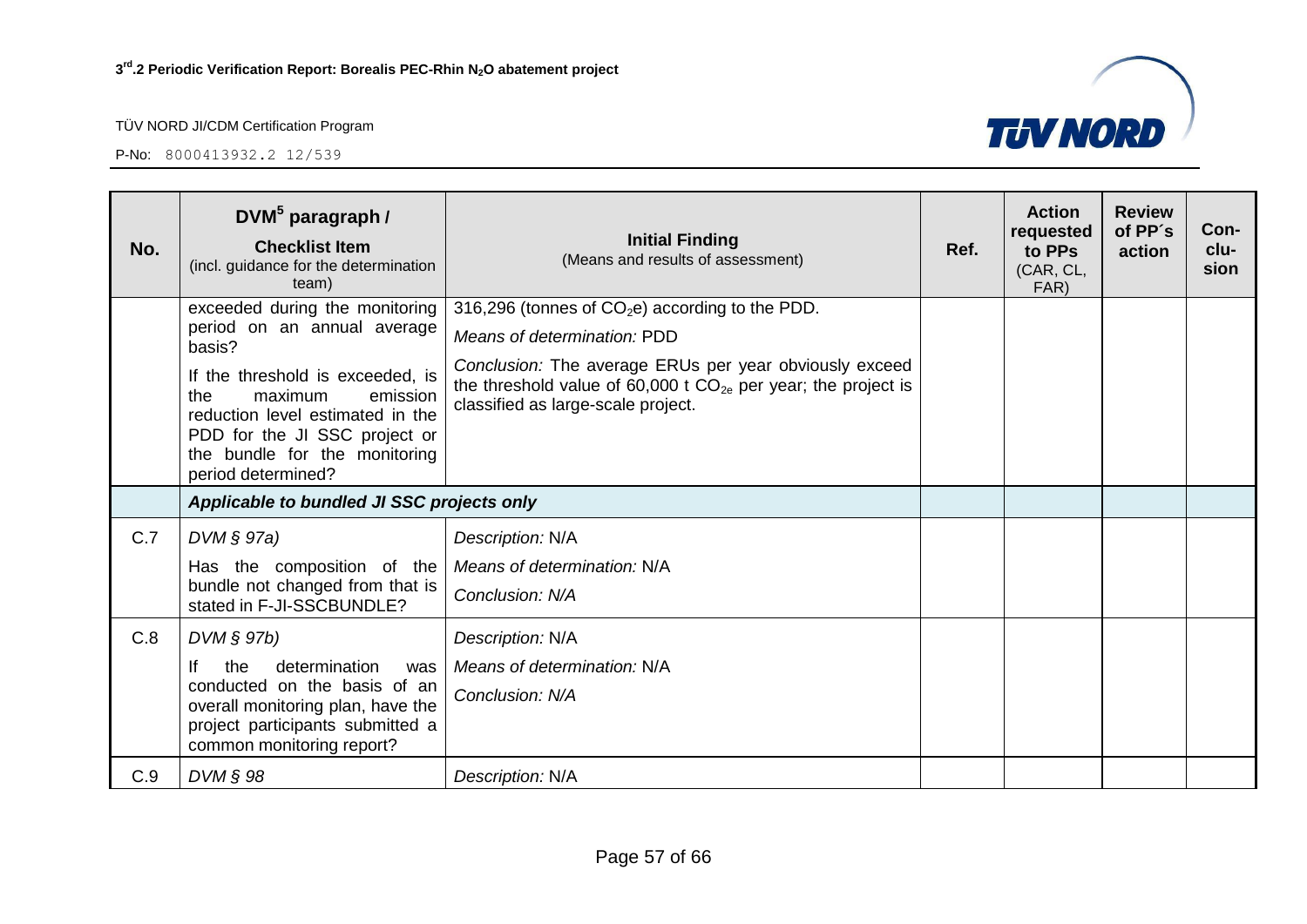| No. | DVM[5] paragraph / **Checklist Item** (incl. guidance for the determination team) | **Initial Finding** (Means and results of assessment) | Ref. | Action requested to PPs (CAR, CL, FAR) | Review of PP´s action | Con-clu-sion |
|---|---|---|---|---|---|---|
| | exceeded during the monitoring period on an annual average basis? If the threshold is exceeded, is the maximum emission reduction level estimated in the PDD for the JI SSC project or the bundle for the monitoring period determined? | 316,296 (tonnes of $CO_2$e) according to the PDD. *Means of determination:* PDD *Conclusion:* The average ERUs per year obviously exceed the threshold value of 60,000 t $CO_{2e}$ per year; the project is classified as large-scale project. | | | | |
| | ***Applicable to bundled JI SSC projects only*** | | | | | |
| C.7 | *DVM § 97a)* Has the composition of the bundle not changed from that is stated in F-JI-SSCBUNDLE? | *Description:* N/A *Means of determination:* N/A *Conclusion: N/A* | | | | |
| C.8 | *DVM § 97b)* If the determination was conducted on the basis of an overall monitoring plan, have the project participants submitted a common monitoring report? | *Description:* N/A *Means of determination:* N/A *Conclusion: N/A* | | | | |
| C.9 | *DVM § 98* | *Description:* N/A | | | | |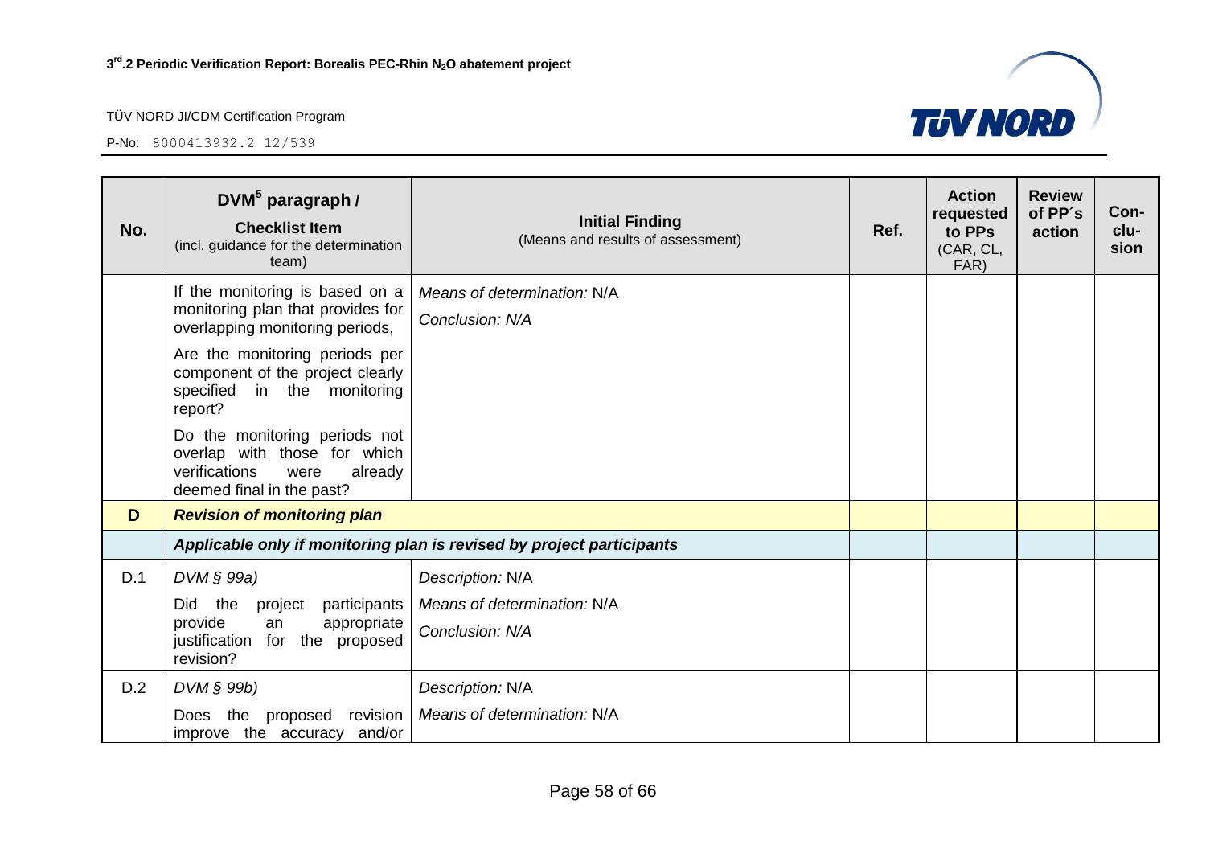| No. | DVM[5] paragraph / **Checklist Item** (incl. guidance for the determination team) | **Initial Finding** (Means and results of assessment) | Ref. | Action requested to PPs (CAR, CL, FAR) | Review of PP´s action | Con-clu-sion |
|---|---|---|---|---|---|---|
| | If the monitoring is based on a monitoring plan that provides for overlapping monitoring periods, Are the monitoring periods per component of the project clearly specified in the monitoring report? Do the monitoring periods not overlap with those for which verifications were already deemed final in the past? | *Means of determination:* N/A *Conclusion: N/A* | | | | |
| **D** | ***Revision of monitoring plan*** | | | | | |
| | ***Applicable only if monitoring plan is revised by project participants*** | | | | | |
| D.1 | *DVM § 99a)* Did the project participants provide an appropriate justification for the proposed revision? | *Description:* N/A *Means of determination:* N/A *Conclusion: N/A* | | | | |
| D.2 | *DVM § 99b)* Does the proposed revision improve the accuracy and/or | *Description:* N/A *Means of determination:* N/A | | | | |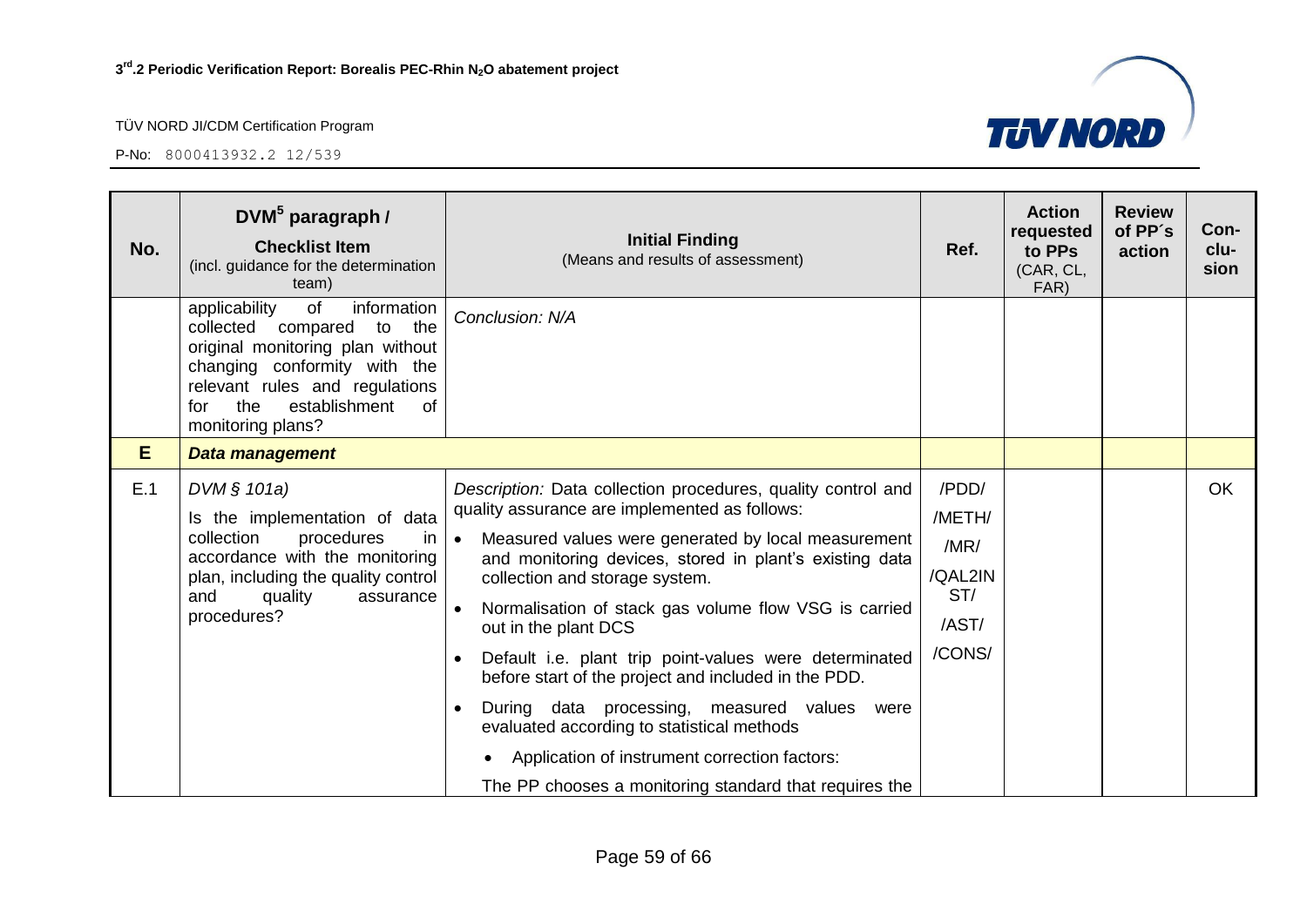| No. | DVM[5] paragraph / **Checklist Item** (incl. guidance for the determination team) | **Initial Finding** (Means and results of assessment) | Ref. | Action requested to PPs (CAR, CL, FAR) | Review of PP´s action | Con-clu-sion |
|---|---|---|---|---|---|---|
| | applicability of information collected compared to the original monitoring plan without changing conformity with the relevant rules and regulations for the establishment of monitoring plans? | *Conclusion: N/A* | | | | |
| **E** | ***Data management*** | | | | | |
| E.1 | *DVM § 101a)* Is the implementation of data collection procedures in accordance with the monitoring plan, including the quality control and quality assurance procedures? | *Description:* Data collection procedures, quality control and quality assurance are implemented as follows: <br>• Measured values were generated by local measurement and monitoring devices, stored in plant's existing data collection and storage system. <br>• Normalisation of stack gas volume flow VSG is carried out in the plant DCS <br>• Default i.e. plant trip point-values were determinated before start of the project and included in the PDD. <br>• During data processing, measured values were evaluated according to statistical methods <br>• Application of instrument correction factors: <br>The PP chooses a monitoring standard that requires the | /PDD/ /METH/ /MR/ /QAL2INST/ /AST/ /CONS/ | | | OK |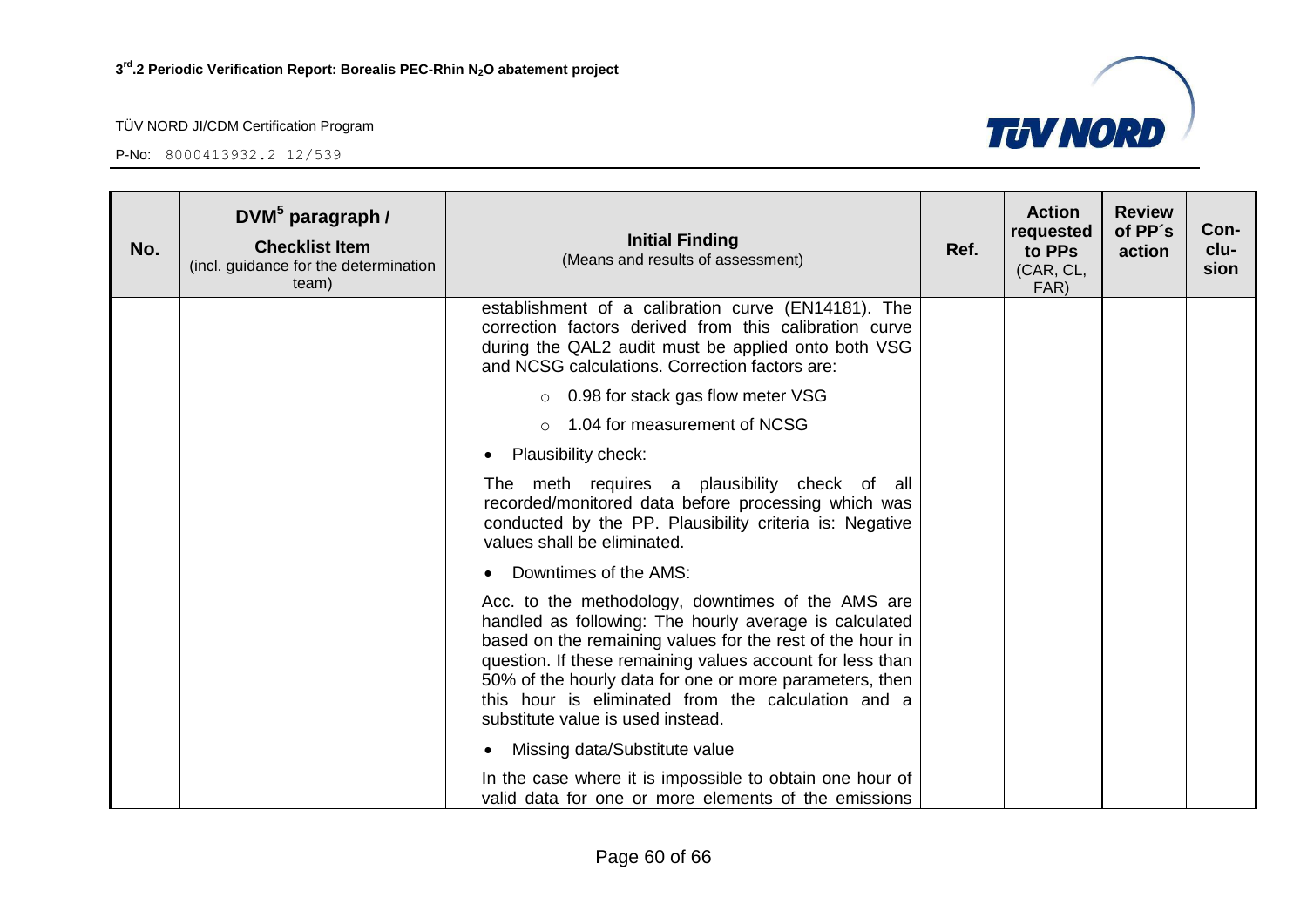| No. | DVM[5] paragraph / Checklist Item (incl. guidance for the determination team) | Initial Finding (Means and results of assessment) | Ref. | Action requested to PPs (CAR, CL, FAR) | Review of PP´s action | Con-clu-sion |
|---|---|---|---|---|---|---|
| | | establishment of a calibration curve (EN14181). The correction factors derived from this calibration curve during the QAL2 audit must be applied onto both VSG and NCSG calculations. Correction factors are:<br>◦ 0.98 for stack gas flow meter VSG<br>◦ 1.04 for measurement of NCSG<br>• Plausibility check:<br>The meth requires a plausibility check of all recorded/monitored data before processing which was conducted by the PP. Plausibility criteria is: Negative values shall be eliminated.<br>• Downtimes of the AMS:<br>Acc. to the methodology, downtimes of the AMS are handled as following: The hourly average is calculated based on the remaining values for the rest of the hour in question. If these remaining values account for less than 50% of the hourly data for one or more parameters, then this hour is eliminated from the calculation and a substitute value is used instead.<br>• Missing data/Substitute value<br>In the case where it is impossible to obtain one hour of valid data for one or more elements of the emissions | | | | |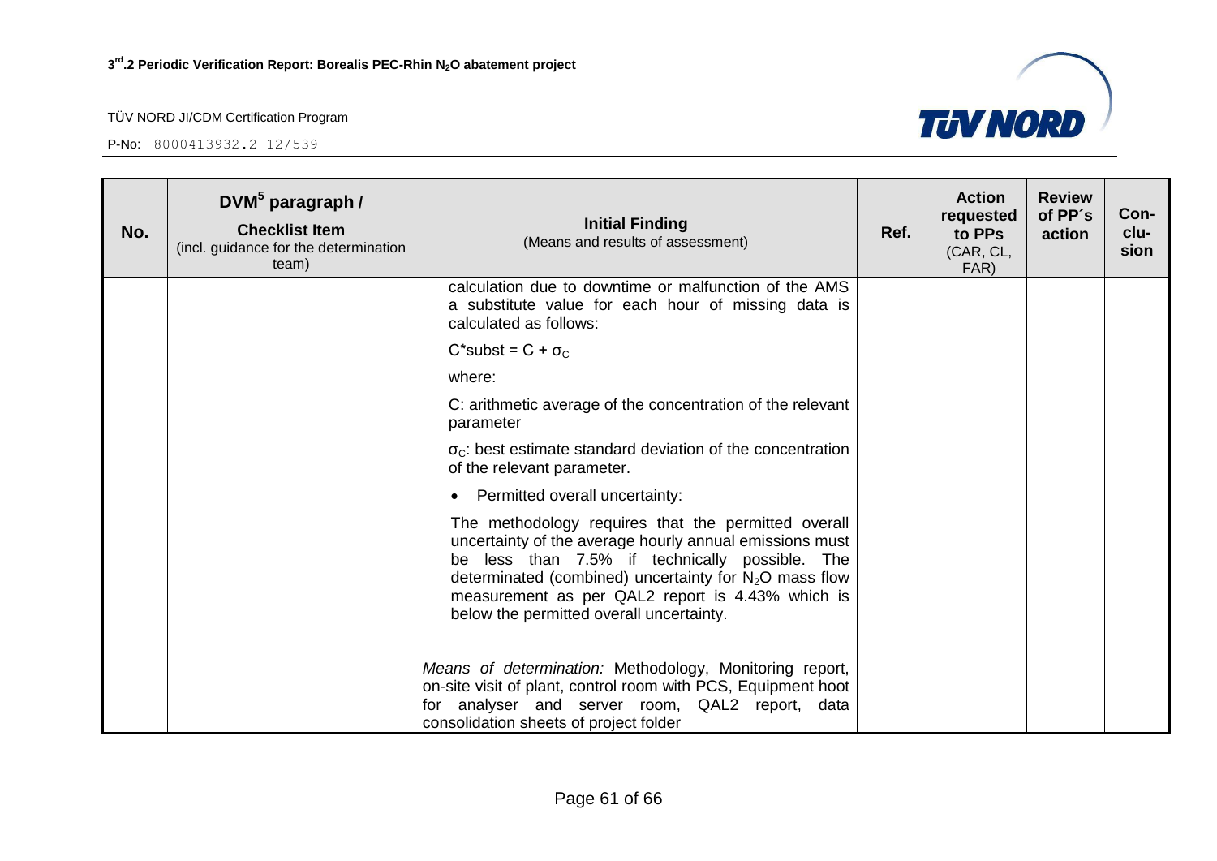| No. | DVM[5] paragraph / **Checklist Item** (incl. guidance for the determination team) | **Initial Finding** (Means and results of assessment) | Ref. | Action requested to PPs (CAR, CL, FAR) | Review of PP´s action | Con-clu-sion |
|---|---|---|---|---|---|---|
| | | calculation due to downtime or malfunction of the AMS a substitute value for each hour of missing data is calculated as follows:<br><br>$C^*subst = C + \sigma_C$<br><br>where:<br><br>C: arithmetic average of the concentration of the relevant parameter<br><br>$\sigma_C$: best estimate standard deviation of the concentration of the relevant parameter.<br><br>• Permitted overall uncertainty:<br><br>The methodology requires that the permitted overall uncertainty of the average hourly annual emissions must be less than 7.5% if technically possible. The determinated (combined) uncertainty for $N_2O$ mass flow measurement as per QAL2 report is 4.43% which is below the permitted overall uncertainty.<br><br>*Means of determination:* Methodology, Monitoring report, on-site visit of plant, control room with PCS, Equipment hoot for analyser and server room, QAL2 report, data consolidation sheets of project folder | | | | |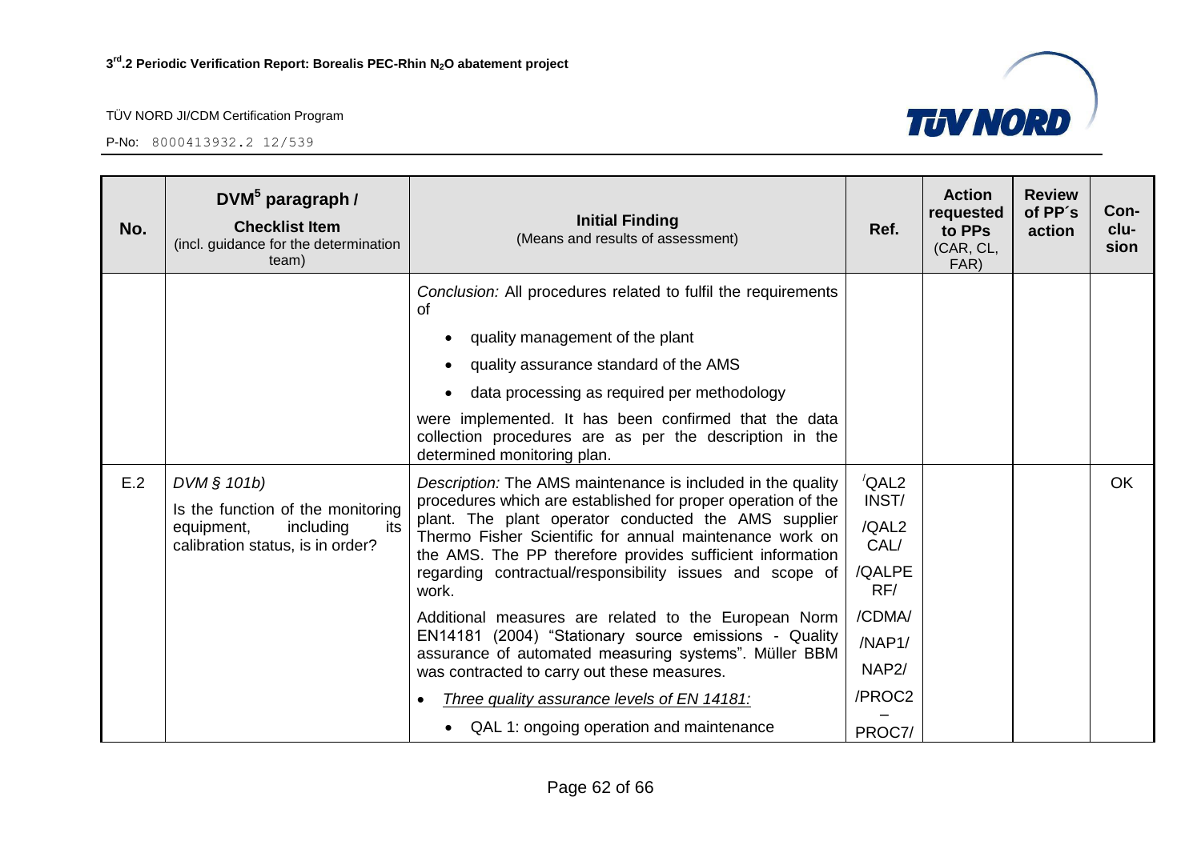| No. | DVM[5] paragraph / **Checklist Item** (incl. guidance for the determination team) | **Initial Finding** (Means and results of assessment) | Ref. | Action requested to PPs (CAR, CL, FAR) | Review of PP´s action | Con-clu-sion |
|---|---|---|---|---|---|---|
| | | *Conclusion:* All procedures related to fulfil the requirements of<br>• quality management of the plant<br>• quality assurance standard of the AMS<br>• data processing as required per methodology<br>were implemented. It has been confirmed that the data collection procedures are as per the description in the determined monitoring plan. | | | | |
| E.2 | *DVM § 101b)*<br>Is the function of the monitoring equipment, including its calibration status, is in order? | *Description:* The AMS maintenance is included in the quality procedures which are established for proper operation of the plant. The plant operator conducted the AMS supplier Thermo Fisher Scientific for annual maintenance work on the AMS. The PP therefore provides sufficient information regarding contractual/responsibility issues and scope of work.<br>Additional measures are related to the European Norm EN14181 (2004) "Stationary source emissions - Quality assurance of automated measuring systems". Müller BBM was contracted to carry out these measures.<br>• *Three quality assurance levels of EN 14181:*<br>  • QAL 1: ongoing operation and maintenance | /QAL2 INST/<br>/QAL2 CAL/<br>/QALPE RF/<br>/CDMA/<br>/NAP1/<br>NAP2/<br>/PROC2 – PROC7/ | | | OK |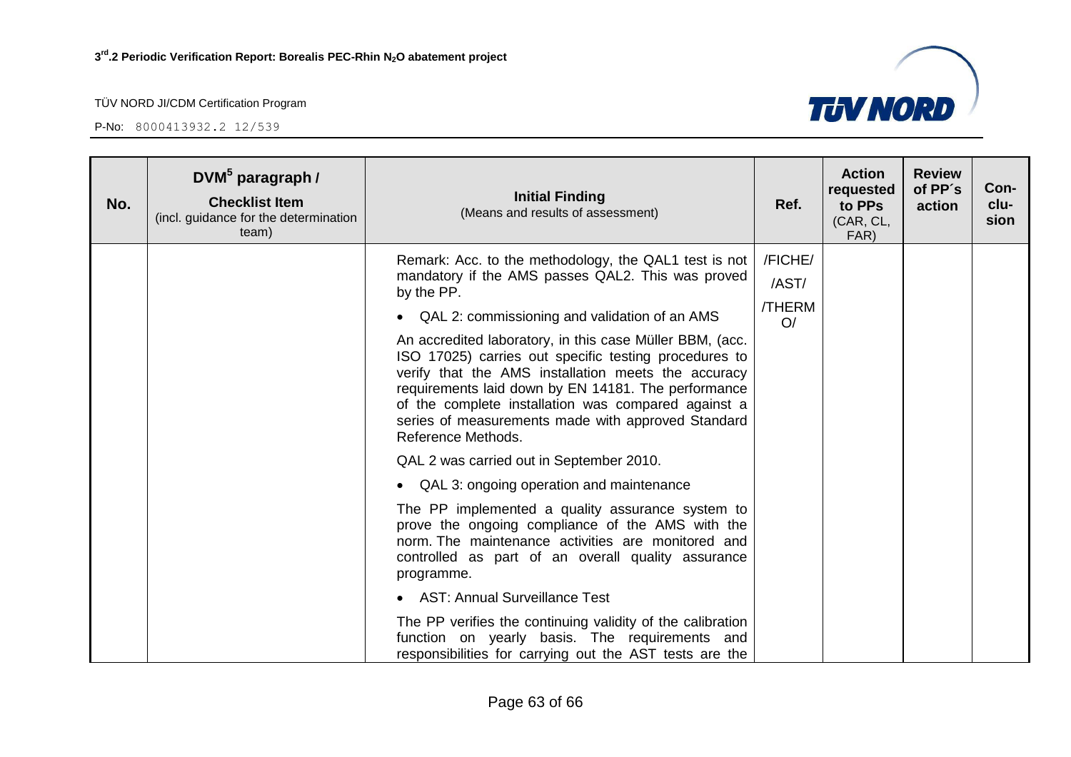| No. | DVM[5] paragraph / Checklist Item (incl. guidance for the determination team) | Initial Finding (Means and results of assessment) | Ref. | Action requested to PPs (CAR, CL, FAR) | Review of PP´s action | Con-clu-sion |
|---|---|---|---|---|---|---|
| | | Remark: Acc. to the methodology, the QAL1 test is not mandatory if the AMS passes QAL2. This was proved by the PP.<br><br>• QAL 2: commissioning and validation of an AMS<br><br>An accredited laboratory, in this case Müller BBM, (acc. ISO 17025) carries out specific testing procedures to verify that the AMS installation meets the accuracy requirements laid down by EN 14181. The performance of the complete installation was compared against a series of measurements made with approved Standard Reference Methods.<br><br>QAL 2 was carried out in September 2010.<br><br>• QAL 3: ongoing operation and maintenance<br><br>The PP implemented a quality assurance system to prove the ongoing compliance of the AMS with the norm. The maintenance activities are monitored and controlled as part of an overall quality assurance programme.<br><br>• AST: Annual Surveillance Test<br><br>The PP verifies the continuing validity of the calibration function on yearly basis. The requirements and responsibilities for carrying out the AST tests are the | /FICHE/<br>/AST/<br>/THERMO/ | | | |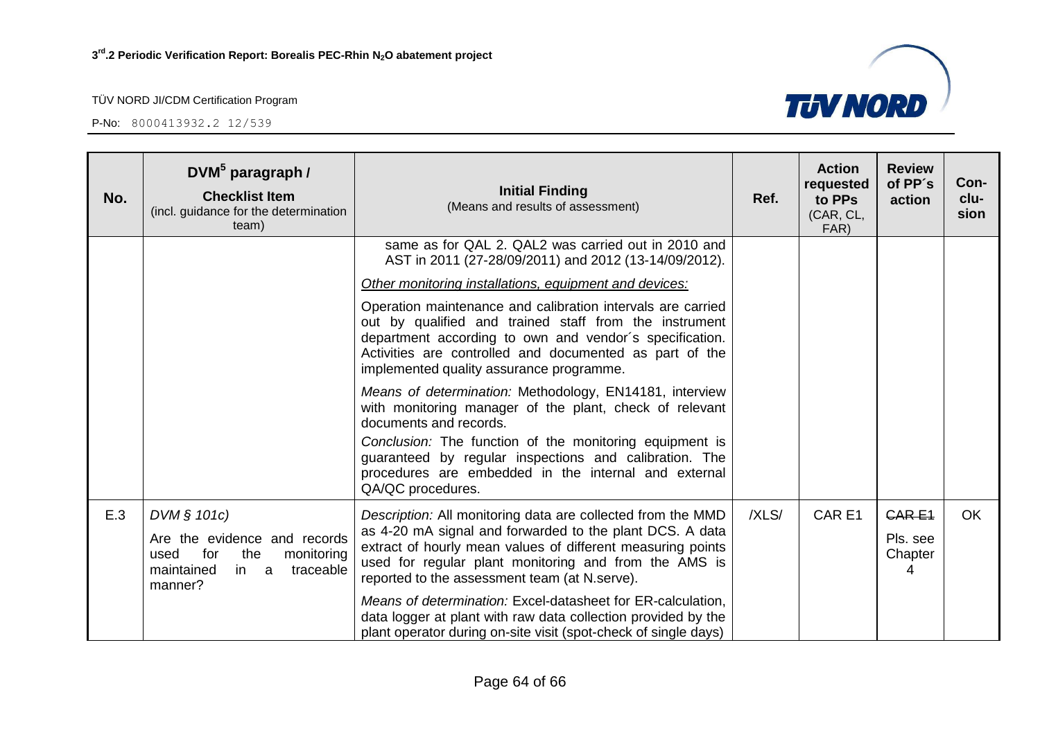| No. | DVM[5] paragraph / **Checklist Item** (incl. guidance for the determination team) | **Initial Finding** (Means and results of assessment) | Ref. | Action requested to PPs (CAR, CL, FAR) | Review of PP´s action | Con-clu-sion |
|---|---|---|---|---|---|---|
| | | same as for QAL 2. QAL2 was carried out in 2010 and AST in 2011 (27-28/09/2011) and 2012 (13-14/09/2012).<br><br>Other monitoring installations, equipment and devices:<br><br>Operation maintenance and calibration intervals are carried out by qualified and trained staff from the instrument department according to own and vendor´s specification. Activities are controlled and documented as part of the implemented quality assurance programme.<br><br>*Means of determination:* Methodology, EN14181, interview with monitoring manager of the plant, check of relevant documents and records.<br><br>*Conclusion:* The function of the monitoring equipment is guaranteed by regular inspections and calibration. The procedures are embedded in the internal and external QA/QC procedures. | | | | |
| E.3 | *DVM § 101c)*<br><br>Are the evidence and records used for the monitoring maintained in a traceable manner? | *Description:* All monitoring data are collected from the MMD as 4-20 mA signal and forwarded to the plant DCS. A data extract of hourly mean values of different measuring points used for regular plant monitoring and from the AMS is reported to the assessment team (at N.serve).<br><br>*Means of determination:* Excel-datasheet for ER-calculation, data logger at plant with raw data collection provided by the plant operator during on-site visit (spot-check of single days) | /XLS/ | CAR E1 | ~~CAR E1~~<br><br>Pls. see Chapter 4 | OK |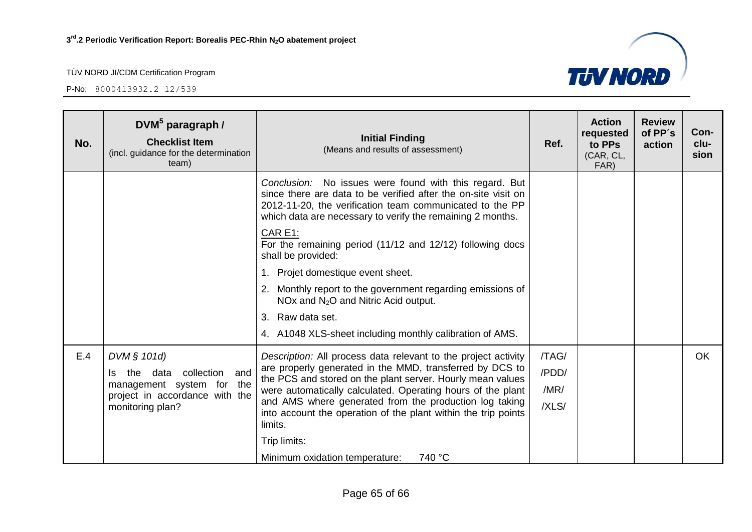| No. | DVM[5] paragraph / **Checklist Item** (incl. guidance for the determination team) | **Initial Finding** (Means and results of assessment) | Ref. | Action requested to PPs (CAR, CL, FAR) | Review of PP´s action | Con-clu-sion |
|---|---|---|---|---|---|---|
| | | *Conclusion:* No issues were found with this regard. But since there are data to be verified after the on-site visit on 2012-11-20, the verification team communicated to the PP which data are necessary to verify the remaining 2 months.<br><br><u>CAR E1:</u><br>For the remaining period (11/12 and 12/12) following docs shall be provided:<br>1. Projet domestique event sheet.<br>2. Monthly report to the government regarding emissions of NOx and $N_2O$ and Nitric Acid output.<br>3. Raw data set.<br>4. A1048 XLS-sheet including monthly calibration of AMS. | | | | |
| E.4 | *DVM § 101d)*<br>Is the data collection and management system for the project in accordance with the monitoring plan? | *Description:* All process data relevant to the project activity are properly generated in the MMD, transferred by DCS to the PCS and stored on the plant server. Hourly mean values were automatically calculated. Operating hours of the plant and AMS where generated from the production log taking into account the operation of the plant within the trip points limits.<br><br>Trip limits:<br><br>Minimum oxidation temperature: 740 °C | /TAG/<br>/PDD/<br>/MR/<br>/XLS/ | | | OK |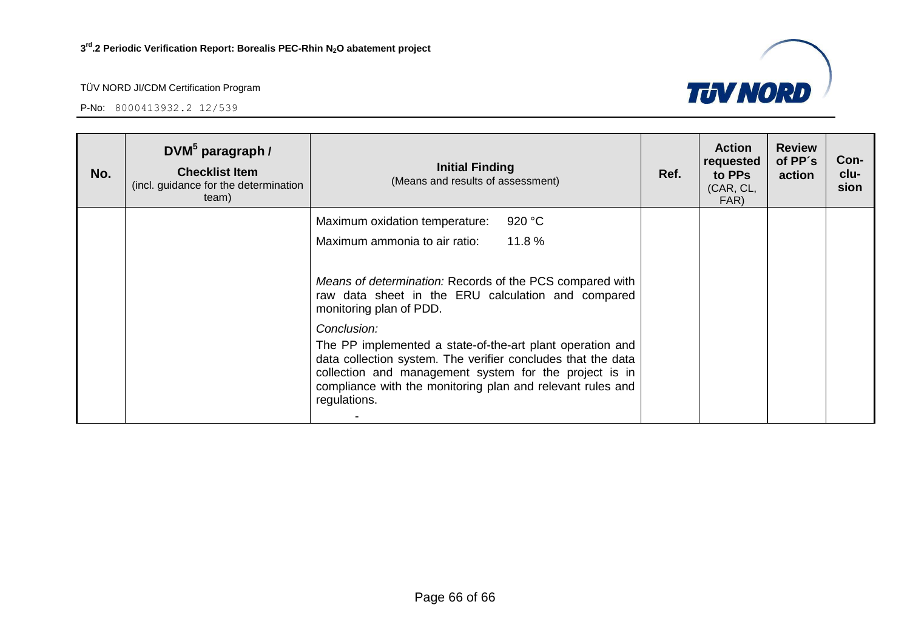| No. | DVM[5] paragraph / **Checklist Item** (incl. guidance for the determination team) | **Initial Finding** (Means and results of assessment) | Ref. | Action requested to PPs (CAR, CL, FAR) | Review of PP´s action | Con-clu-sion |
|---|---|---|---|---|---|---|
| | | Maximum oxidation temperature: 920 °C<br>Maximum ammonia to air ratio: 11.8 %<br><br>*Means of determination:* Records of the PCS compared with raw data sheet in the ERU calculation and compared monitoring plan of PDD.<br>*Conclusion:*<br>The PP implemented a state-of-the-art plant operation and data collection system. The verifier concludes that the data collection and management system for the project is in compliance with the monitoring plan and relevant rules and regulations.<br>- | | | | |